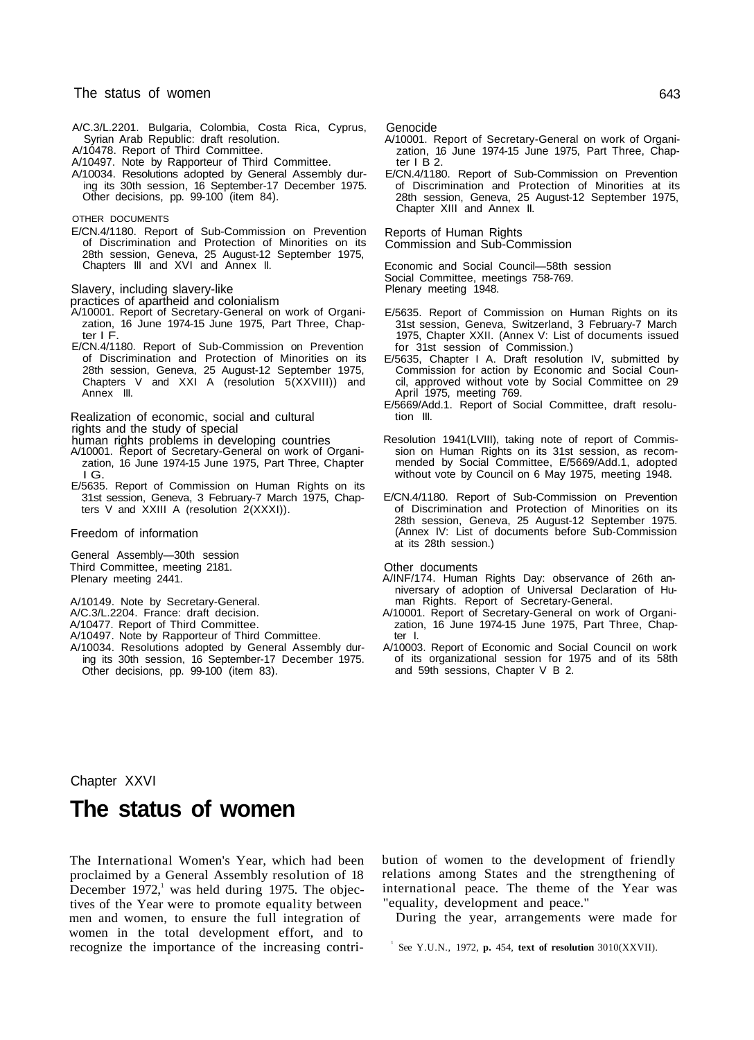A/C.3/L.2201. Bulgaria, Colombia, Costa Rica, Cyprus, Syrian Arab Republic: draft resolution.
A/10478. Report of Third Committee.
A/10497. Note by Rapporteur of Third Committee.
A/10034. Resolutions adopted by General Assembly during its 30th session, 16 September-17 December 1975. Other decisions, pp. 99-100 (item 84).

OTHER DOCUMENTS

E/CN.4/1180. Report of Sub-Commission on Prevention of Discrimination and Protection of Minorities on its 28th session, Geneva, 25 August-12 September 1975, Chapters III and XVI and Annex II.

Slavery, including slavery-like practices of apartheid and colonialism

A/10001. Report of Secretary-General on work of Organization, 16 June 1974-15 June 1975, Part Three, Chapter I F.
E/CN.4/1180. Report of Sub-Commission on Prevention of Discrimination and Protection of Minorities on its 28th session, Geneva, 25 August-12 September 1975, Chapters V and XXI A (resolution 5(XXVIII)) and Annex III.

Realization of economic, social and cultural rights and the study of special human rights problems in developing countries

A/10001. Report of Secretary-General on work of Organization, 16 June 1974-15 June 1975, Part Three, Chapter I G.
E/5635. Report of Commission on Human Rights on its 31st session, Geneva, 3 February-7 March 1975, Chapters V and XXIII A (resolution 2(XXXI)).

Freedom of information

General Assembly—30th session
Third Committee, meeting 2181.
Plenary meeting 2441.

A/10149. Note by Secretary-General.
A/C.3/L.2204. France: draft decision.
A/10477. Report of Third Committee.
A/10497. Note by Rapporteur of Third Committee.
A/10034. Resolutions adopted by General Assembly during its 30th session, 16 September-17 December 1975. Other decisions, pp. 99-100 (item 83).

Genocide

A/10001. Report of Secretary-General on work of Organization, 16 June 1974-15 June 1975, Part Three, Chapter I B 2.
E/CN.4/1180. Report of Sub-Commission on Prevention of Discrimination and Protection of Minorities at its 28th session, Geneva, 25 August-12 September 1975, Chapter XIII and Annex II.

Reports of Human Rights Commission and Sub-Commission

Economic and Social Council—58th session
Social Committee, meetings 758-769.
Plenary meeting 1948.

E/5635. Report of Commission on Human Rights on its 31st session, Geneva, Switzerland, 3 February-7 March 1975, Chapter XXII. (Annex V: List of documents issued for 31st session of Commission.)
E/5635, Chapter I A. Draft resolution IV, submitted by Commission for action by Economic and Social Council, approved without vote by Social Committee on 29 April 1975, meeting 769.
E/5669/Add.1. Report of Social Committee, draft resolution III.

Resolution 1941(LVIII), taking note of report of Commission on Human Rights on its 31st session, as recommended by Social Committee, E/5669/Add.1, adopted without vote by Council on 6 May 1975, meeting 1948.

E/CN.4/1180. Report of Sub-Commission on Prevention of Discrimination and Protection of Minorities on its 28th session, Geneva, 25 August-12 September 1975. (Annex IV: List of documents before Sub-Commission at its 28th session.)

Other documents

A/INF/174. Human Rights Day: observance of 26th anniversary of adoption of Universal Declaration of Human Rights. Report of Secretary-General.
A/10001. Report of Secretary-General on work of Organization, 16 June 1974-15 June 1975, Part Three, Chapter I.
A/10003. Report of Economic and Social Council on work of its organizational session for 1975 and of its 58th and 59th sessions, Chapter V B 2.

Chapter XXVI

# The status of women

The International Women's Year, which had been proclaimed by a General Assembly resolution of 18 December 1972,[1] was held during 1975. The objectives of the Year were to promote equality between men and women, to ensure the full integration of women in the total development effort, and to recognize the importance of the increasing contribution of women to the development of friendly relations among States and the strengthening of international peace. The theme of the Year was "equality, development and peace."

During the year, arrangements were made for

[1] See Y.U.N., 1972, **p.** 454, **text of resolution** 3010(XXVII).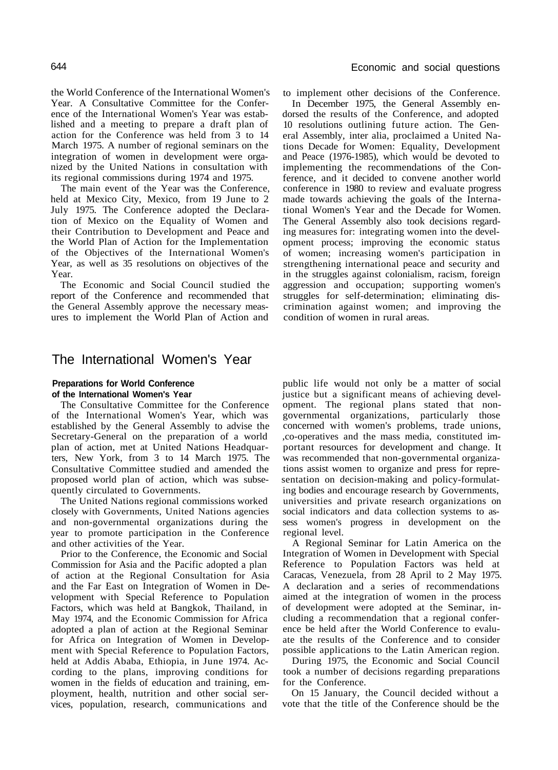the World Conference of the International Women's Year. A Consultative Committee for the Conference of the International Women's Year was established and a meeting to prepare a draft plan of action for the Conference was held from 3 to 14 March 1975. A number of regional seminars on the integration of women in development were organized by the United Nations in consultation with its regional commissions during 1974 and 1975.

The main event of the Year was the Conference, held at Mexico City, Mexico, from 19 June to 2 July 1975. The Conference adopted the Declaration of Mexico on the Equality of Women and their Contribution to Development and Peace and the World Plan of Action for the Implementation of the Objectives of the International Women's Year, as well as 35 resolutions on objectives of the Year.

The Economic and Social Council studied the report of the Conference and recommended that the General Assembly approve the necessary measures to implement the World Plan of Action and to implement other decisions of the Conference.

In December 1975, the General Assembly endorsed the results of the Conference, and adopted 10 resolutions outlining future action. The General Assembly, inter alia, proclaimed a United Nations Decade for Women: Equality, Development and Peace (1976-1985), which would be devoted to implementing the recommendations of the Conference, and it decided to convene another world conference in 1980 to review and evaluate progress made towards achieving the goals of the International Women's Year and the Decade for Women. The General Assembly also took decisions regarding measures for: integrating women into the development process; improving the economic status of women; increasing women's participation in strengthening international peace and security and in the struggles against colonialism, racism, foreign aggression and occupation; supporting women's struggles for self-determination; eliminating discrimination against women; and improving the condition of women in rural areas.

# The International Women's Year

### Preparations for World Conference of the International Women's Year

The Consultative Committee for the Conference of the International Women's Year, which was established by the General Assembly to advise the Secretary-General on the preparation of a world plan of action, met at United Nations Headquarters, New York, from 3 to 14 March 1975. The Consultative Committee studied and amended the proposed world plan of action, which was subsequently circulated to Governments.

The United Nations regional commissions worked closely with Governments, United Nations agencies and non-governmental organizations during the year to promote participation in the Conference and other activities of the Year.

Prior to the Conference, the Economic and Social Commission for Asia and the Pacific adopted a plan of action at the Regional Consultation for Asia and the Far East on Integration of Women in Development with Special Reference to Population Factors, which was held at Bangkok, Thailand, in May 1974, and the Economic Commission for Africa adopted a plan of action at the Regional Seminar for Africa on Integration of Women in Development with Special Reference to Population Factors, held at Addis Ababa, Ethiopia, in June 1974. According to the plans, improving conditions for women in the fields of education and training, employment, health, nutrition and other social services, population, research, communications and public life would not only be a matter of social justice but a significant means of achieving development. The regional plans stated that non-governmental organizations, particularly those concerned with women's problems, trade unions, ,co-operatives and the mass media, constituted important resources for development and change. It was recommended that non-governmental organizations assist women to organize and press for representation on decision-making and policy-formulating bodies and encourage research by Governments, universities and private research organizations on social indicators and data collection systems to assess women's progress in development on the regional level.

A Regional Seminar for Latin America on the Integration of Women in Development with Special Reference to Population Factors was held at Caracas, Venezuela, from 28 April to 2 May 1975. A declaration and a series of recommendations aimed at the integration of women in the process of development were adopted at the Seminar, including a recommendation that a regional conference be held after the World Conference to evaluate the results of the Conference and to consider possible applications to the Latin American region.

During 1975, the Economic and Social Council took a number of decisions regarding preparations for the Conference.

On 15 January, the Council decided without a vote that the title of the Conference should be the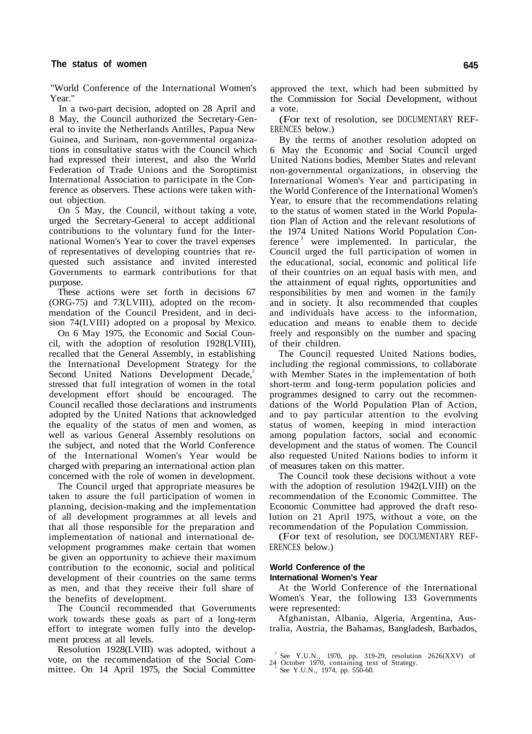"World Conference of the International Women's Year."

In a two-part decision, adopted on 28 April and 8 May, the Council authorized the Secretary-General to invite the Netherlands Antilles, Papua New Guinea, and Surinam, non-governmental organizations in consultative status with the Council which had expressed their interest, and also the World Federation of Trade Unions and the Soroptimist International Association to participate in the Conference as observers. These actions were taken without objection.

On 5 May, the Council, without taking a vote, urged the Secretary-General to accept additional contributions to the voluntary fund for the International Women's Year to cover the travel expenses of representatives of developing countries that requested such assistance and invited interested Governments to earmark contributions for that purpose.

These actions were set forth in decisions 67 (ORG-75) and 73(LVIII), adopted on the recommendation of the Council President, and in decision 74(LVIII) adopted on a proposal by Mexico.

On 6 May 1975, the Economic and Social Council, with the adoption of resolution 1928(LVIII), recalled that the General Assembly, in establishing the International Development Strategy for the Second United Nations Development Decade,[2] stressed that full integration of women in the total development effort should be encouraged. The Council recalled those declarations and instruments adopted by the United Nations that acknowledged the equality of the status of men and women, as well as various General Assembly resolutions on the subject, and noted that the World Conference of the International Women's Year would be charged with preparing an international action plan concerned with the role of women in development.

The Council urged that appropriate measures be taken to assure the full participation of women in planning, decision-making and the implementation of all development programmes at all levels and that all those responsible for the preparation and implementation of national and international development programmes make certain that women be given an opportunity to achieve their maximum contribution to the economic, social and political development of their countries on the same terms as men, and that they receive their full share of the benefits of development.

The Council recommended that Governments work towards these goals as part of a long-term effort to integrate women fully into the development process at all levels.

Resolution 1928(LVIII) was adopted, without a vote, on the recommendation of the Social Committee. On 14 April 1975, the Social Committee approved the text, which had been submitted by the Commission for Social Development, without a vote.

(For text of resolution, see DOCUMENTARY REFERENCES below.)

By the terms of another resolution adopted on 6 May the Economic and Social Council urged United Nations bodies, Member States and relevant non-governmental organizations, in observing the International Women's Year and participating in the World Conference of the International Women's Year, to ensure that the recommendations relating to the status of women stated in the World Population Plan of Action and the relevant resolutions of the 1974 United Nations World Population Conference[3] were implemented. In particular, the Council urged the full participation of women in the educational, social, economic and political life of their countries on an equal basis with men, and the attainment of equal rights, opportunities and responsibilities by men and women in the family and in society. It also recommended that couples and individuals have access to the information, education and means to enable them to decide freely and responsibly on the number and spacing of their children.

The Council requested United Nations bodies, including the regional commissions, to collaborate with Member States in the implementation of both short-term and long-term population policies and programmes designed to carry out the recommendations of the World Population Plan of Action, and to pay particular attention to the evolving status of women, keeping in mind interaction among population factors, social and economic development and the status of women. The Council also requested United Nations bodies to inform it of measures taken on this matter.

The Council took these decisions without a vote with the adoption of resolution 1942(LVIII) on the recommendation of the Economic Committee. The Economic Committee had approved the draft resolution on 21 April 1975, without a vote, on the recommendation of the Population Commission.

(For text of resolution, see DOCUMENTARY REFERENCES below.)

### World Conference of the International Women's Year

At the World Conference of the International Women's Year, the following 133 Governments were represented:

Afghanistan, Albania, Algeria, Argentina, Australia, Austria, the Bahamas, Bangladesh, Barbados,

[2] See Y.U.N., 1970, pp. 319-29, resolution 2626(XXV) of 24 October 1970, containing text of Strategy.

[3] See Y.U.N., 1974, pp. 550-60.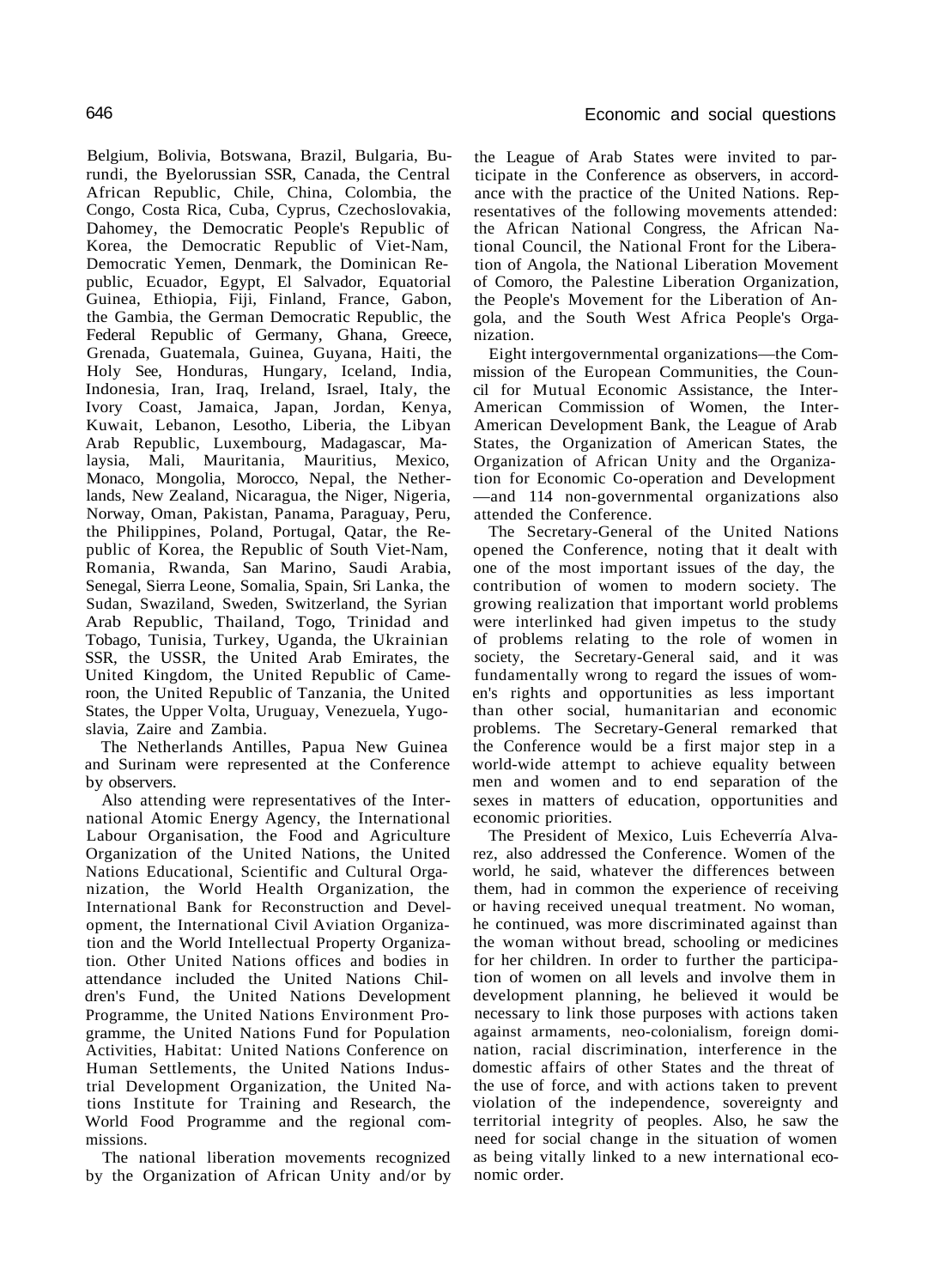Belgium, Bolivia, Botswana, Brazil, Bulgaria, Burundi, the Byelorussian SSR, Canada, the Central African Republic, Chile, China, Colombia, the Congo, Costa Rica, Cuba, Cyprus, Czechoslovakia, Dahomey, the Democratic People's Republic of Korea, the Democratic Republic of Viet-Nam, Democratic Yemen, Denmark, the Dominican Republic, Ecuador, Egypt, El Salvador, Equatorial Guinea, Ethiopia, Fiji, Finland, France, Gabon, the Gambia, the German Democratic Republic, the Federal Republic of Germany, Ghana, Greece, Grenada, Guatemala, Guinea, Guyana, Haiti, the Holy See, Honduras, Hungary, Iceland, India, Indonesia, Iran, Iraq, Ireland, Israel, Italy, the Ivory Coast, Jamaica, Japan, Jordan, Kenya, Kuwait, Lebanon, Lesotho, Liberia, the Libyan Arab Republic, Luxembourg, Madagascar, Malaysia, Mali, Mauritania, Mauritius, Mexico, Monaco, Mongolia, Morocco, Nepal, the Netherlands, New Zealand, Nicaragua, the Niger, Nigeria, Norway, Oman, Pakistan, Panama, Paraguay, Peru, the Philippines, Poland, Portugal, Qatar, the Republic of Korea, the Republic of South Viet-Nam, Romania, Rwanda, San Marino, Saudi Arabia, Senegal, Sierra Leone, Somalia, Spain, Sri Lanka, the Sudan, Swaziland, Sweden, Switzerland, the Syrian Arab Republic, Thailand, Togo, Trinidad and Tobago, Tunisia, Turkey, Uganda, the Ukrainian SSR, the USSR, the United Arab Emirates, the United Kingdom, the United Republic of Cameroon, the United Republic of Tanzania, the United States, the Upper Volta, Uruguay, Venezuela, Yugoslavia, Zaire and Zambia.

The Netherlands Antilles, Papua New Guinea and Surinam were represented at the Conference by observers.

Also attending were representatives of the International Atomic Energy Agency, the International Labour Organisation, the Food and Agriculture Organization of the United Nations, the United Nations Educational, Scientific and Cultural Organization, the World Health Organization, the International Bank for Reconstruction and Development, the International Civil Aviation Organization and the World Intellectual Property Organization. Other United Nations offices and bodies in attendance included the United Nations Children's Fund, the United Nations Development Programme, the United Nations Environment Programme, the United Nations Fund for Population Activities, Habitat: United Nations Conference on Human Settlements, the United Nations Industrial Development Organization, the United Nations Institute for Training and Research, the World Food Programme and the regional commissions.

The national liberation movements recognized by the Organization of African Unity and/or by the League of Arab States were invited to participate in the Conference as observers, in accordance with the practice of the United Nations. Representatives of the following movements attended: the African National Congress, the African National Council, the National Front for the Liberation of Angola, the National Liberation Movement of Comoro, the Palestine Liberation Organization, the People's Movement for the Liberation of Angola, and the South West Africa People's Organization.

Eight intergovernmental organizations—the Commission of the European Communities, the Council for Mutual Economic Assistance, the Inter-American Commission of Women, the Inter-American Development Bank, the League of Arab States, the Organization of American States, the Organization of African Unity and the Organization for Economic Co-operation and Development—and 114 non-governmental organizations also attended the Conference.

The Secretary-General of the United Nations opened the Conference, noting that it dealt with one of the most important issues of the day, the contribution of women to modern society. The growing realization that important world problems were interlinked had given impetus to the study of problems relating to the role of women in society, the Secretary-General said, and it was fundamentally wrong to regard the issues of women's rights and opportunities as less important than other social, humanitarian and economic problems. The Secretary-General remarked that the Conference would be a first major step in a world-wide attempt to achieve equality between men and women and to end separation of the sexes in matters of education, opportunities and economic priorities.

The President of Mexico, Luis Echeverría Alvarez, also addressed the Conference. Women of the world, he said, whatever the differences between them, had in common the experience of receiving or having received unequal treatment. No woman, he continued, was more discriminated against than the woman without bread, schooling or medicines for her children. In order to further the participation of women on all levels and involve them in development planning, he believed it would be necessary to link those purposes with actions taken against armaments, neo-colonialism, foreign domination, racial discrimination, interference in the domestic affairs of other States and the threat of the use of force, and with actions taken to prevent violation of the independence, sovereignty and territorial integrity of peoples. Also, he saw the need for social change in the situation of women as being vitally linked to a new international economic order.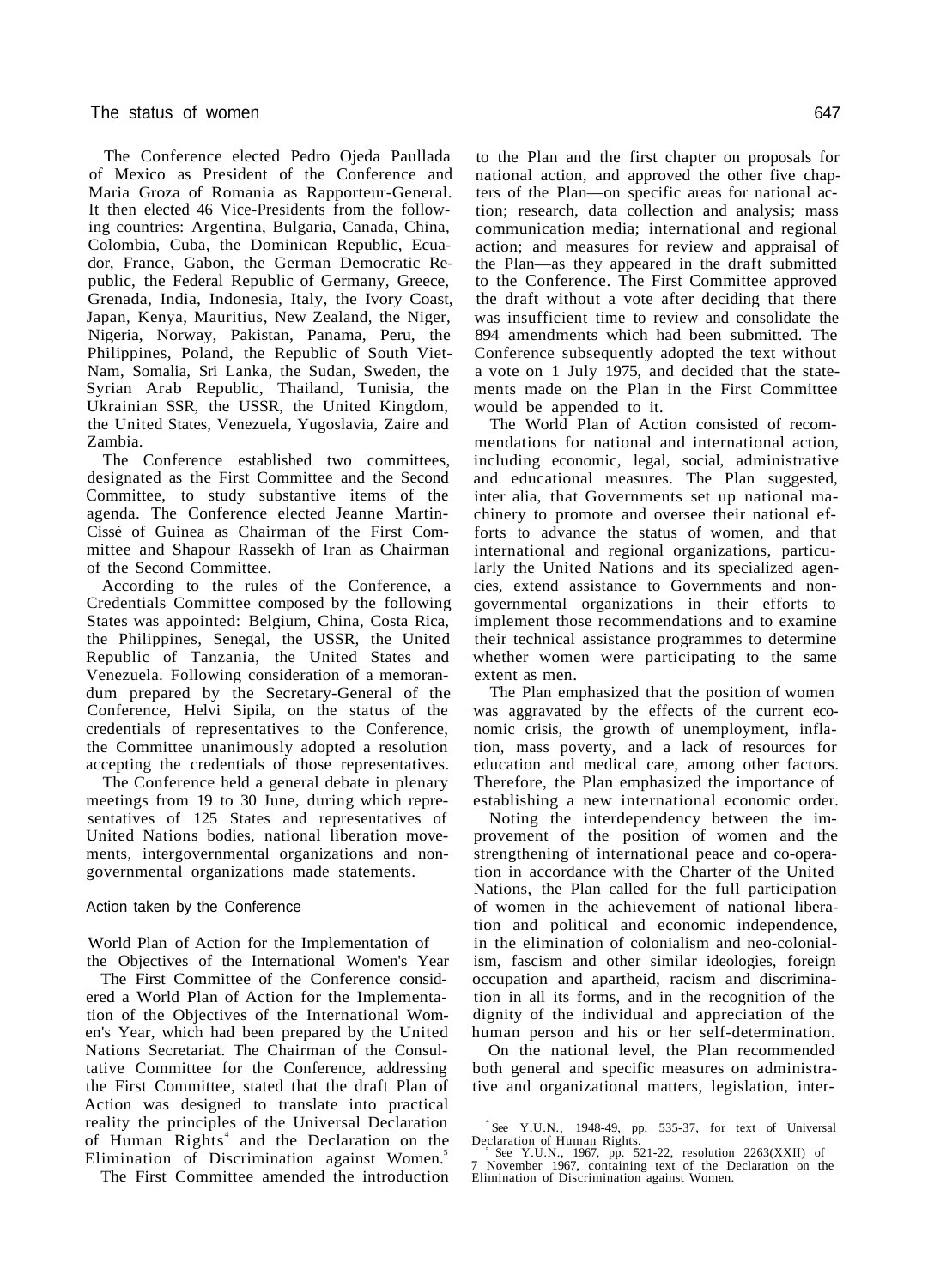The Conference elected Pedro Ojeda Paullada of Mexico as President of the Conference and Maria Groza of Romania as Rapporteur-General. It then elected 46 Vice-Presidents from the following countries: Argentina, Bulgaria, Canada, China, Colombia, Cuba, the Dominican Republic, Ecuador, France, Gabon, the German Democratic Republic, the Federal Republic of Germany, Greece, Grenada, India, Indonesia, Italy, the Ivory Coast, Japan, Kenya, Mauritius, New Zealand, the Niger, Nigeria, Norway, Pakistan, Panama, Peru, the Philippines, Poland, the Republic of South Viet-Nam, Somalia, Sri Lanka, the Sudan, Sweden, the Syrian Arab Republic, Thailand, Tunisia, the Ukrainian SSR, the USSR, the United Kingdom, the United States, Venezuela, Yugoslavia, Zaire and Zambia.

The Conference established two committees, designated as the First Committee and the Second Committee, to study substantive items of the agenda. The Conference elected Jeanne Martin-Cissé of Guinea as Chairman of the First Committee and Shapour Rassekh of Iran as Chairman of the Second Committee.

According to the rules of the Conference, a Credentials Committee composed by the following States was appointed: Belgium, China, Costa Rica, the Philippines, Senegal, the USSR, the United Republic of Tanzania, the United States and Venezuela. Following consideration of a memorandum prepared by the Secretary-General of the Conference, Helvi Sipila, on the status of the credentials of representatives to the Conference, the Committee unanimously adopted a resolution accepting the credentials of those representatives.

The Conference held a general debate in plenary meetings from 19 to 30 June, during which representatives of 125 States and representatives of United Nations bodies, national liberation movements, intergovernmental organizations and non-governmental organizations made statements.

### Action taken by the Conference

#### World Plan of Action for the Implementation of the Objectives of the International Women's Year

The First Committee of the Conference considered a World Plan of Action for the Implementation of the Objectives of the International Women's Year, which had been prepared by the United Nations Secretariat. The Chairman of the Consultative Committee for the Conference, addressing the First Committee, stated that the draft Plan of Action was designed to translate into practical reality the principles of the Universal Declaration of Human Rights[4] and the Declaration on the Elimination of Discrimination against Women.[5]

The First Committee amended the introduction to the Plan and the first chapter on proposals for national action, and approved the other five chapters of the Plan—on specific areas for national action; research, data collection and analysis; mass communication media; international and regional action; and measures for review and appraisal of the Plan—as they appeared in the draft submitted to the Conference. The First Committee approved the draft without a vote after deciding that there was insufficient time to review and consolidate the 894 amendments which had been submitted. The Conference subsequently adopted the text without a vote on 1 July 1975, and decided that the statements made on the Plan in the First Committee would be appended to it.

The World Plan of Action consisted of recommendations for national and international action, including economic, legal, social, administrative and educational measures. The Plan suggested, inter alia, that Governments set up national machinery to promote and oversee their national efforts to advance the status of women, and that international and regional organizations, particularly the United Nations and its specialized agencies, extend assistance to Governments and non-governmental organizations in their efforts to implement those recommendations and to examine their technical assistance programmes to determine whether women were participating to the same extent as men.

The Plan emphasized that the position of women was aggravated by the effects of the current economic crisis, the growth of unemployment, inflation, mass poverty, and a lack of resources for education and medical care, among other factors. Therefore, the Plan emphasized the importance of establishing a new international economic order.

Noting the interdependency between the improvement of the position of women and the strengthening of international peace and co-operation in accordance with the Charter of the United Nations, the Plan called for the full participation of women in the achievement of national liberation and political and economic independence, in the elimination of colonialism and neo-colonialism, fascism and other similar ideologies, foreign occupation and apartheid, racism and discrimination in all its forms, and in the recognition of the dignity of the individual and appreciation of the human person and his or her self-determination.

On the national level, the Plan recommended both general and specific measures on administrative and organizational matters, legislation, inter-

[4] See Y.U.N., 1948-49, pp. 535-37, for text of Universal Declaration of Human Rights.

[5] See Y.U.N., 1967, pp. 521-22, resolution 2263(XXII) of 7 November 1967, containing text of the Declaration on the Elimination of Discrimination against Women.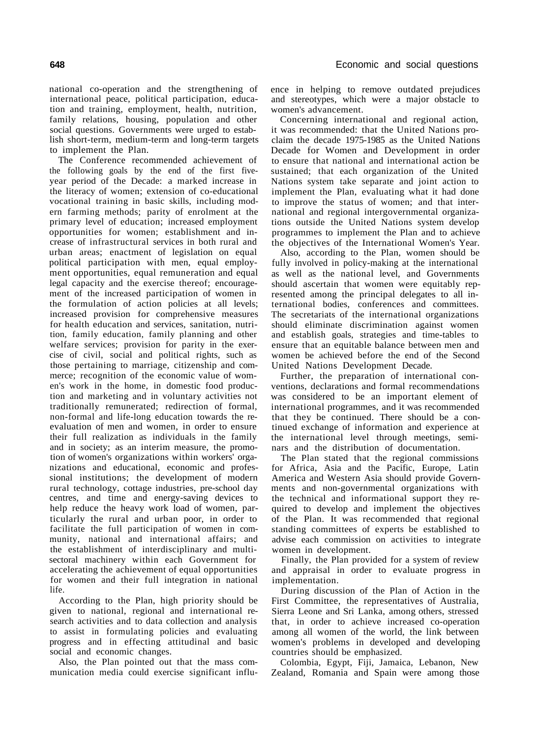national co-operation and the strengthening of international peace, political participation, education and training, employment, health, nutrition, family relations, housing, population and other social questions. Governments were urged to establish short-term, medium-term and long-term targets to implement the Plan.

The Conference recommended achievement of the following goals by the end of the first five-year period of the Decade: a marked increase in the literacy of women; extension of co-educational vocational training in basic skills, including modern farming methods; parity of enrolment at the primary level of education; increased employment opportunities for women; establishment and increase of infrastructural services in both rural and urban areas; enactment of legislation on equal political participation with men, equal employment opportunities, equal remuneration and equal legal capacity and the exercise thereof; encouragement of the increased participation of women in the formulation of action policies at all levels; increased provision for comprehensive measures for health education and services, sanitation, nutrition, family education, family planning and other welfare services; provision for parity in the exercise of civil, social and political rights, such as those pertaining to marriage, citizenship and commerce; recognition of the economic value of women's work in the home, in domestic food production and marketing and in voluntary activities not traditionally remunerated; redirection of formal, non-formal and life-long education towards the re-evaluation of men and women, in order to ensure their full realization as individuals in the family and in society; as an interim measure, the promotion of women's organizations within workers' organizations and educational, economic and professional institutions; the development of modern rural technology, cottage industries, pre-school day centres, and time and energy-saving devices to help reduce the heavy work load of women, particularly the rural and urban poor, in order to facilitate the full participation of women in community, national and international affairs; and the establishment of interdisciplinary and multi-sectoral machinery within each Government for accelerating the achievement of equal opportunities for women and their full integration in national life.

According to the Plan, high priority should be given to national, regional and international research activities and to data collection and analysis to assist in formulating policies and evaluating progress and in effecting attitudinal and basic social and economic changes.

Also, the Plan pointed out that the mass communication media could exercise significant influence in helping to remove outdated prejudices and stereotypes, which were a major obstacle to women's advancement.

Concerning international and regional action, it was recommended: that the United Nations proclaim the decade 1975-1985 as the United Nations Decade for Women and Development in order to ensure that national and international action be sustained; that each organization of the United Nations system take separate and joint action to implement the Plan, evaluating what it had done to improve the status of women; and that international and regional intergovernmental organizations outside the United Nations system develop programmes to implement the Plan and to achieve the objectives of the International Women's Year.

Also, according to the Plan, women should be fully involved in policy-making at the international as well as the national level, and Governments should ascertain that women were equitably represented among the principal delegates to all international bodies, conferences and committees. The secretariats of the international organizations should eliminate discrimination against women and establish goals, strategies and time-tables to ensure that an equitable balance between men and women be achieved before the end of the Second United Nations Development Decade.

Further, the preparation of international conventions, declarations and formal recommendations was considered to be an important element of international programmes, and it was recommended that they be continued. There should be a continued exchange of information and experience at the international level through meetings, seminars and the distribution of documentation.

The Plan stated that the regional commissions for Africa, Asia and the Pacific, Europe, Latin America and Western Asia should provide Governments and non-governmental organizations with the technical and informational support they required to develop and implement the objectives of the Plan. It was recommended that regional standing committees of experts be established to advise each commission on activities to integrate women in development.

Finally, the Plan provided for a system of review and appraisal in order to evaluate progress in implementation.

During discussion of the Plan of Action in the First Committee, the representatives of Australia, Sierra Leone and Sri Lanka, among others, stressed that, in order to achieve increased co-operation among all women of the world, the link between women's problems in developed and developing countries should be emphasized.

Colombia, Egypt, Fiji, Jamaica, Lebanon, New Zealand, Romania and Spain were among those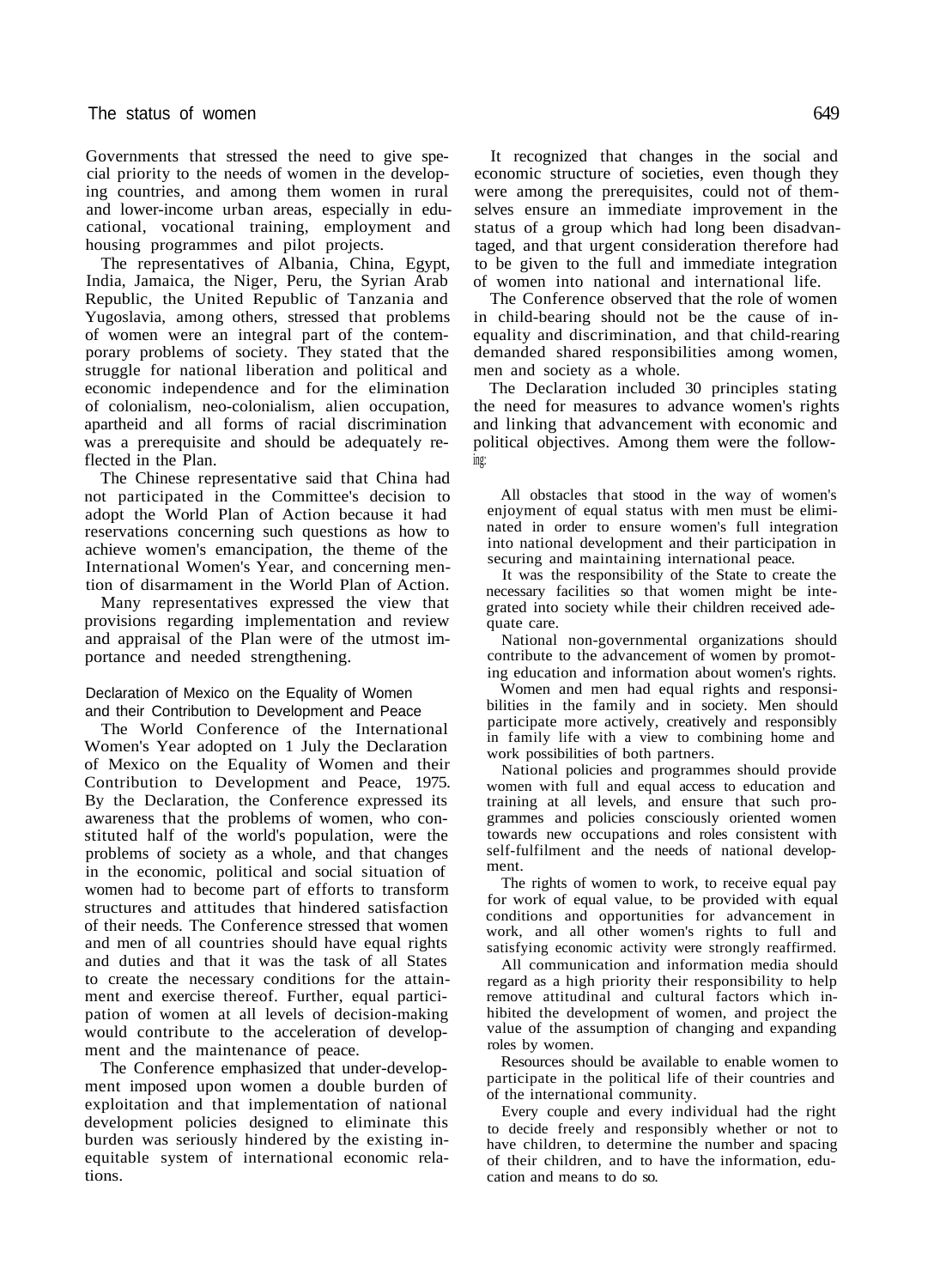Governments that stressed the need to give special priority to the needs of women in the developing countries, and among them women in rural and lower-income urban areas, especially in educational, vocational training, employment and housing programmes and pilot projects.

The representatives of Albania, China, Egypt, India, Jamaica, the Niger, Peru, the Syrian Arab Republic, the United Republic of Tanzania and Yugoslavia, among others, stressed that problems of women were an integral part of the contemporary problems of society. They stated that the struggle for national liberation and political and economic independence and for the elimination of colonialism, neo-colonialism, alien occupation, apartheid and all forms of racial discrimination was a prerequisite and should be adequately reflected in the Plan.

The Chinese representative said that China had not participated in the Committee's decision to adopt the World Plan of Action because it had reservations concerning such questions as how to achieve women's emancipation, the theme of the International Women's Year, and concerning mention of disarmament in the World Plan of Action.

Many representatives expressed the view that provisions regarding implementation and review and appraisal of the Plan were of the utmost importance and needed strengthening.

### Declaration of Mexico on the Equality of Women and their Contribution to Development and Peace

The World Conference of the International Women's Year adopted on 1 July the Declaration of Mexico on the Equality of Women and their Contribution to Development and Peace, 1975. By the Declaration, the Conference expressed its awareness that the problems of women, who constituted half of the world's population, were the problems of society as a whole, and that changes in the economic, political and social situation of women had to become part of efforts to transform structures and attitudes that hindered satisfaction of their needs. The Conference stressed that women and men of all countries should have equal rights and duties and that it was the task of all States to create the necessary conditions for the attainment and exercise thereof. Further, equal participation of women at all levels of decision-making would contribute to the acceleration of development and the maintenance of peace.

The Conference emphasized that under-development imposed upon women a double burden of exploitation and that implementation of national development policies designed to eliminate this burden was seriously hindered by the existing inequitable system of international economic relations.

It recognized that changes in the social and economic structure of societies, even though they were among the prerequisites, could not of themselves ensure an immediate improvement in the status of a group which had long been disadvantaged, and that urgent consideration therefore had to be given to the full and immediate integration of women into national and international life.

The Conference observed that the role of women in child-bearing should not be the cause of inequality and discrimination, and that child-rearing demanded shared responsibilities among women, men and society as a whole.

The Declaration included 30 principles stating the need for measures to advance women's rights and linking that advancement with economic and political objectives. Among them were the following:

> All obstacles that stood in the way of women's enjoyment of equal status with men must be eliminated in order to ensure women's full integration into national development and their participation in securing and maintaining international peace.
>
> It was the responsibility of the State to create the necessary facilities so that women might be integrated into society while their children received adequate care.
>
> National non-governmental organizations should contribute to the advancement of women by promoting education and information about women's rights.
>
> Women and men had equal rights and responsibilities in the family and in society. Men should participate more actively, creatively and responsibly in family life with a view to combining home and work possibilities of both partners.
>
> National policies and programmes should provide women with full and equal access to education and training at all levels, and ensure that such programmes and policies consciously oriented women towards new occupations and roles consistent with self-fulfilment and the needs of national development.
>
> The rights of women to work, to receive equal pay for work of equal value, to be provided with equal conditions and opportunities for advancement in work, and all other women's rights to full and satisfying economic activity were strongly reaffirmed.
>
> All communication and information media should regard as a high priority their responsibility to help remove attitudinal and cultural factors which inhibited the development of women, and project the value of the assumption of changing and expanding roles by women.
>
> Resources should be available to enable women to participate in the political life of their countries and of the international community.
>
> Every couple and every individual had the right to decide freely and responsibly whether or not to have children, to determine the number and spacing of their children, and to have the information, education and means to do so.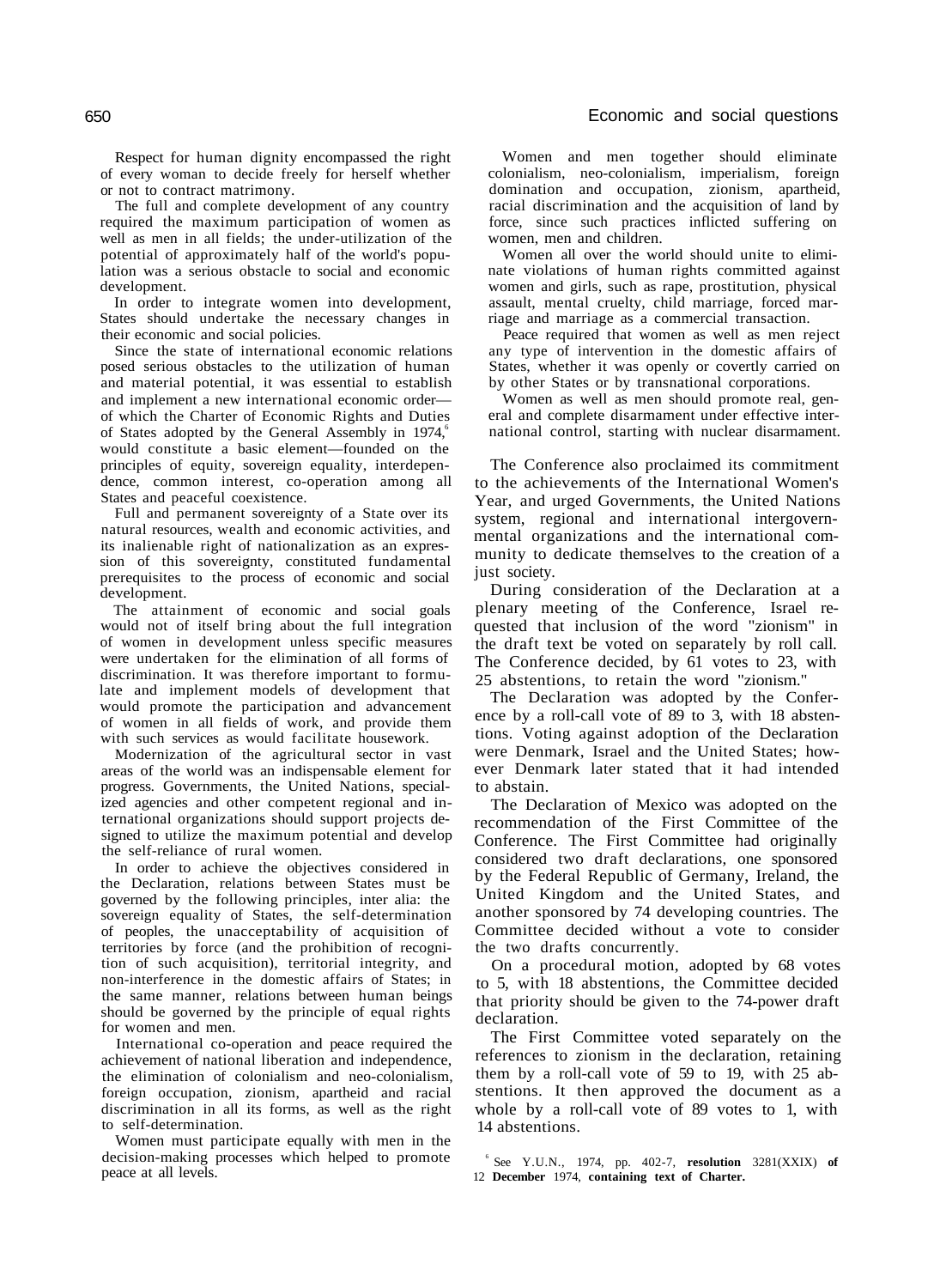Respect for human dignity encompassed the right of every woman to decide freely for herself whether or not to contract matrimony.

The full and complete development of any country required the maximum participation of women as well as men in all fields; the under-utilization of the potential of approximately half of the world's population was a serious obstacle to social and economic development.

In order to integrate women into development, States should undertake the necessary changes in their economic and social policies.

Since the state of international economic relations posed serious obstacles to the utilization of human and material potential, it was essential to establish and implement a new international economic order—of which the Charter of Economic Rights and Duties of States adopted by the General Assembly in 1974,[6] would constitute a basic element—founded on the principles of equity, sovereign equality, interdependence, common interest, co-operation among all States and peaceful coexistence.

Full and permanent sovereignty of a State over its natural resources, wealth and economic activities, and its inalienable right of nationalization as an expression of this sovereignty, constituted fundamental prerequisites to the process of economic and social development.

The attainment of economic and social goals would not of itself bring about the full integration of women in development unless specific measures were undertaken for the elimination of all forms of discrimination. It was therefore important to formulate and implement models of development that would promote the participation and advancement of women in all fields of work, and provide them with such services as would facilitate housework.

Modernization of the agricultural sector in vast areas of the world was an indispensable element for progress. Governments, the United Nations, specialized agencies and other competent regional and international organizations should support projects designed to utilize the maximum potential and develop the self-reliance of rural women.

In order to achieve the objectives considered in the Declaration, relations between States must be governed by the following principles, inter alia: the sovereign equality of States, the self-determination of peoples, the unacceptability of acquisition of territories by force (and the prohibition of recognition of such acquisition), territorial integrity, and non-interference in the domestic affairs of States; in the same manner, relations between human beings should be governed by the principle of equal rights for women and men.

International co-operation and peace required the achievement of national liberation and independence, the elimination of colonialism and neo-colonialism, foreign occupation, zionism, apartheid and racial discrimination in all its forms, as well as the right to self-determination.

Women must participate equally with men in the decision-making processes which helped to promote peace at all levels.

Women and men together should eliminate colonialism, neo-colonialism, imperialism, foreign domination and occupation, zionism, apartheid, racial discrimination and the acquisition of land by force, since such practices inflicted suffering on women, men and children.

Women all over the world should unite to eliminate violations of human rights committed against women and girls, such as rape, prostitution, physical assault, mental cruelty, child marriage, forced marriage and marriage as a commercial transaction.

Peace required that women as well as men reject any type of intervention in the domestic affairs of States, whether it was openly or covertly carried on by other States or by transnational corporations.

Women as well as men should promote real, general and complete disarmament under effective international control, starting with nuclear disarmament.

The Conference also proclaimed its commitment to the achievements of the International Women's Year, and urged Governments, the United Nations system, regional and international intergovernmental organizations and the international community to dedicate themselves to the creation of a just society.

During consideration of the Declaration at a plenary meeting of the Conference, Israel requested that inclusion of the word "zionism" in the draft text be voted on separately by roll call. The Conference decided, by 61 votes to 23, with 25 abstentions, to retain the word "zionism."

The Declaration was adopted by the Conference by a roll-call vote of 89 to 3, with 18 abstentions. Voting against adoption of the Declaration were Denmark, Israel and the United States; however Denmark later stated that it had intended to abstain.

The Declaration of Mexico was adopted on the recommendation of the First Committee of the Conference. The First Committee had originally considered two draft declarations, one sponsored by the Federal Republic of Germany, Ireland, the United Kingdom and the United States, and another sponsored by 74 developing countries. The Committee decided without a vote to consider the two drafts concurrently.

On a procedural motion, adopted by 68 votes to 5, with 18 abstentions, the Committee decided that priority should be given to the 74-power draft declaration.

The First Committee voted separately on the references to zionism in the declaration, retaining them by a roll-call vote of 59 to 19, with 25 abstentions. It then approved the document as a whole by a roll-call vote of 89 votes to 1, with 14 abstentions.

[6] See Y.U.N., 1974, pp. 402-7, **resolution** 3281(XXIX) **of** 12 **December** 1974, **containing text of Charter.**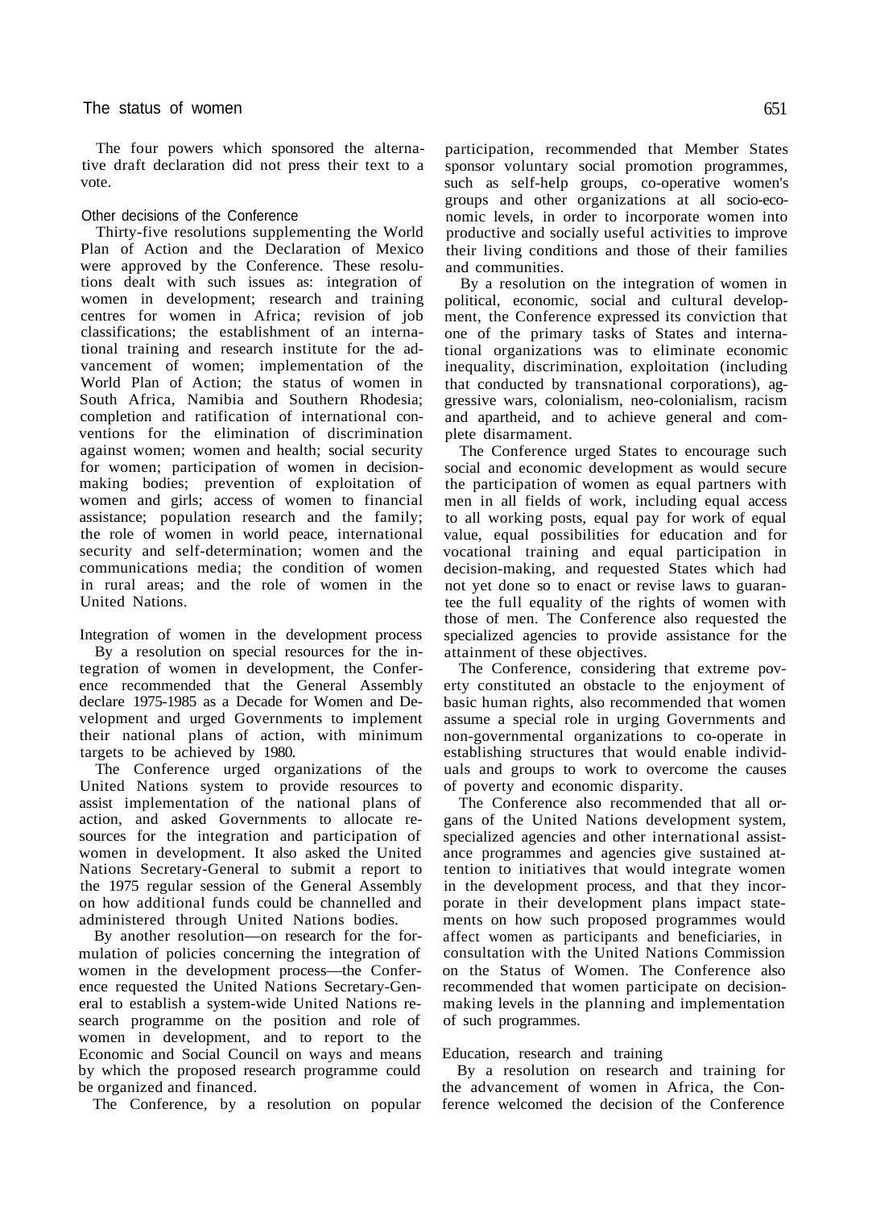The four powers which sponsored the alternative draft declaration did not press their text to a vote.

### Other decisions of the Conference

Thirty-five resolutions supplementing the World Plan of Action and the Declaration of Mexico were approved by the Conference. These resolutions dealt with such issues as: integration of women in development; research and training centres for women in Africa; revision of job classifications; the establishment of an international training and research institute for the advancement of women; implementation of the World Plan of Action; the status of women in South Africa, Namibia and Southern Rhodesia; completion and ratification of international conventions for the elimination of discrimination against women; women and health; social security for women; participation of women in decision-making bodies; prevention of exploitation of women and girls; access of women to financial assistance; population research and the family; the role of women in world peace, international security and self-determination; women and the communications media; the condition of women in rural areas; and the role of women in the United Nations.

#### Integration of women in the development process

By a resolution on special resources for the integration of women in development, the Conference recommended that the General Assembly declare 1975-1985 as a Decade for Women and Development and urged Governments to implement their national plans of action, with minimum targets to be achieved by 1980.

The Conference urged organizations of the United Nations system to provide resources to assist implementation of the national plans of action, and asked Governments to allocate resources for the integration and participation of women in development. It also asked the United Nations Secretary-General to submit a report to the 1975 regular session of the General Assembly on how additional funds could be channelled and administered through United Nations bodies.

By another resolution—on research for the formulation of policies concerning the integration of women in the development process—the Conference requested the United Nations Secretary-General to establish a system-wide United Nations research programme on the position and role of women in development, and to report to the Economic and Social Council on ways and means by which the proposed research programme could be organized and financed.

The Conference, by a resolution on popular participation, recommended that Member States sponsor voluntary social promotion programmes, such as self-help groups, co-operative women's groups and other organizations at all socio-economic levels, in order to incorporate women into productive and socially useful activities to improve their living conditions and those of their families and communities.

By a resolution on the integration of women in political, economic, social and cultural development, the Conference expressed its conviction that one of the primary tasks of States and international organizations was to eliminate economic inequality, discrimination, exploitation (including that conducted by transnational corporations), aggressive wars, colonialism, neo-colonialism, racism and apartheid, and to achieve general and complete disarmament.

The Conference urged States to encourage such social and economic development as would secure the participation of women as equal partners with men in all fields of work, including equal access to all working posts, equal pay for work of equal value, equal possibilities for education and for vocational training and equal participation in decision-making, and requested States which had not yet done so to enact or revise laws to guarantee the full equality of the rights of women with those of men. The Conference also requested the specialized agencies to provide assistance for the attainment of these objectives.

The Conference, considering that extreme poverty constituted an obstacle to the enjoyment of basic human rights, also recommended that women assume a special role in urging Governments and non-governmental organizations to co-operate in establishing structures that would enable individuals and groups to work to overcome the causes of poverty and economic disparity.

The Conference also recommended that all organs of the United Nations development system, specialized agencies and other international assistance programmes and agencies give sustained attention to initiatives that would integrate women in the development process, and that they incorporate in their development plans impact statements on how such proposed programmes would affect women as participants and beneficiaries, in consultation with the United Nations Commission on the Status of Women. The Conference also recommended that women participate on decision-making levels in the planning and implementation of such programmes.

#### Education, research and training

By a resolution on research and training for the advancement of women in Africa, the Conference welcomed the decision of the Conference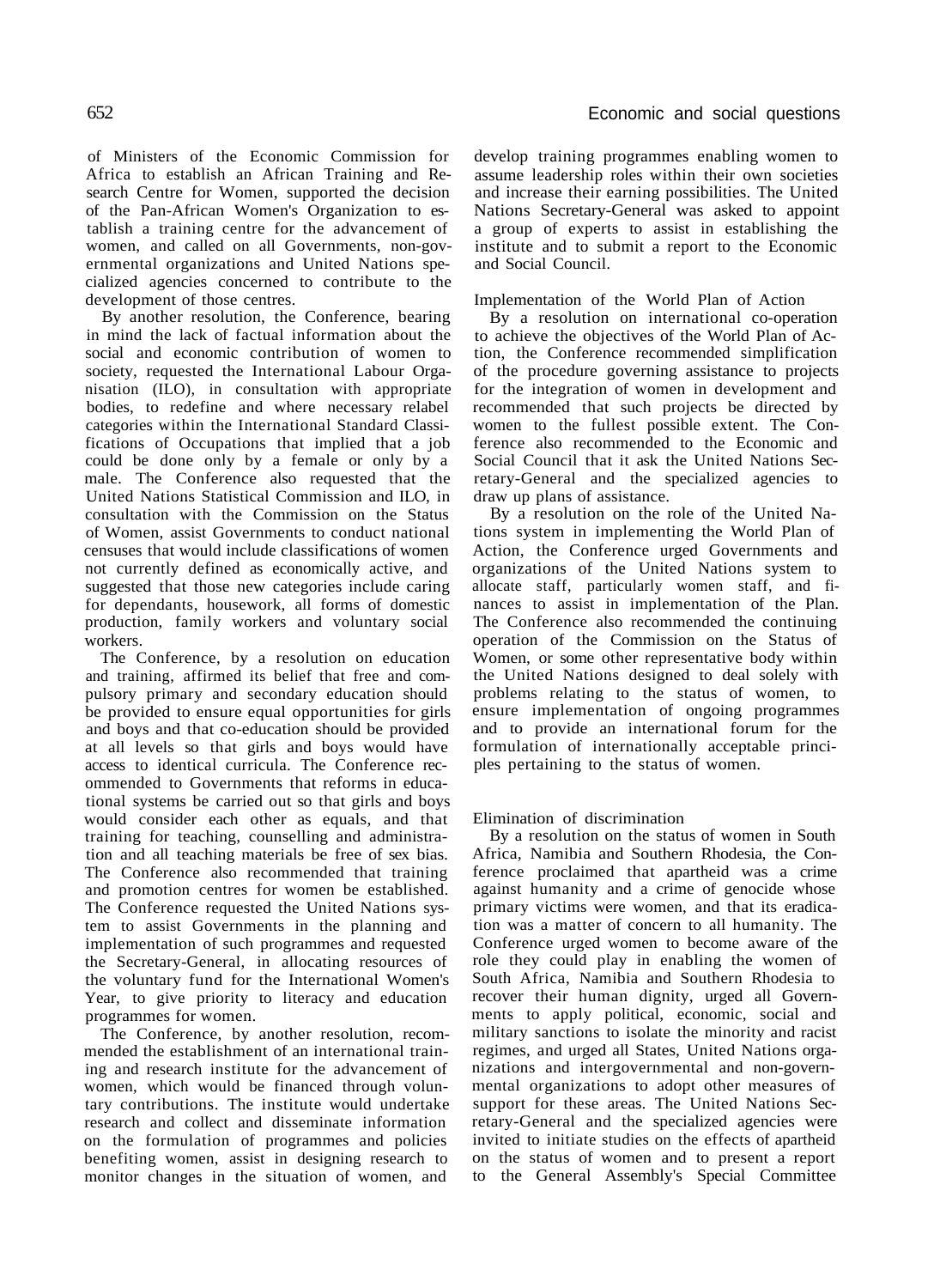of Ministers of the Economic Commission for Africa to establish an African Training and Research Centre for Women, supported the decision of the Pan-African Women's Organization to establish a training centre for the advancement of women, and called on all Governments, non-governmental organizations and United Nations specialized agencies concerned to contribute to the development of those centres.

By another resolution, the Conference, bearing in mind the lack of factual information about the social and economic contribution of women to society, requested the International Labour Organisation (ILO), in consultation with appropriate bodies, to redefine and where necessary relabel categories within the International Standard Classifications of Occupations that implied that a job could be done only by a female or only by a male. The Conference also requested that the United Nations Statistical Commission and ILO, in consultation with the Commission on the Status of Women, assist Governments to conduct national censuses that would include classifications of women not currently defined as economically active, and suggested that those new categories include caring for dependants, housework, all forms of domestic production, family workers and voluntary social workers.

The Conference, by a resolution on education and training, affirmed its belief that free and compulsory primary and secondary education should be provided to ensure equal opportunities for girls and boys and that co-education should be provided at all levels so that girls and boys would have access to identical curricula. The Conference recommended to Governments that reforms in educational systems be carried out so that girls and boys would consider each other as equals, and that training for teaching, counselling and administration and all teaching materials be free of sex bias. The Conference also recommended that training and promotion centres for women be established. The Conference requested the United Nations system to assist Governments in the planning and implementation of such programmes and requested the Secretary-General, in allocating resources of the voluntary fund for the International Women's Year, to give priority to literacy and education programmes for women.

The Conference, by another resolution, recommended the establishment of an international training and research institute for the advancement of women, which would be financed through voluntary contributions. The institute would undertake research and collect and disseminate information on the formulation of programmes and policies benefiting women, assist in designing research to monitor changes in the situation of women, and develop training programmes enabling women to assume leadership roles within their own societies and increase their earning possibilities. The United Nations Secretary-General was asked to appoint a group of experts to assist in establishing the institute and to submit a report to the Economic and Social Council.

### Implementation of the World Plan of Action

By a resolution on international co-operation to achieve the objectives of the World Plan of Action, the Conference recommended simplification of the procedure governing assistance to projects for the integration of women in development and recommended that such projects be directed by women to the fullest possible extent. The Conference also recommended to the Economic and Social Council that it ask the United Nations Secretary-General and the specialized agencies to draw up plans of assistance.

By a resolution on the role of the United Nations system in implementing the World Plan of Action, the Conference urged Governments and organizations of the United Nations system to allocate staff, particularly women staff, and finances to assist in implementation of the Plan. The Conference also recommended the continuing operation of the Commission on the Status of Women, or some other representative body within the United Nations designed to deal solely with problems relating to the status of women, to ensure implementation of ongoing programmes and to provide an international forum for the formulation of internationally acceptable principles pertaining to the status of women.

### Elimination of discrimination

By a resolution on the status of women in South Africa, Namibia and Southern Rhodesia, the Conference proclaimed that apartheid was a crime against humanity and a crime of genocide whose primary victims were women, and that its eradication was a matter of concern to all humanity. The Conference urged women to become aware of the role they could play in enabling the women of South Africa, Namibia and Southern Rhodesia to recover their human dignity, urged all Governments to apply political, economic, social and military sanctions to isolate the minority and racist regimes, and urged all States, United Nations organizations and intergovernmental and non-governmental organizations to adopt other measures of support for these areas. The United Nations Secretary-General and the specialized agencies were invited to initiate studies on the effects of apartheid on the status of women and to present a report to the General Assembly's Special Committee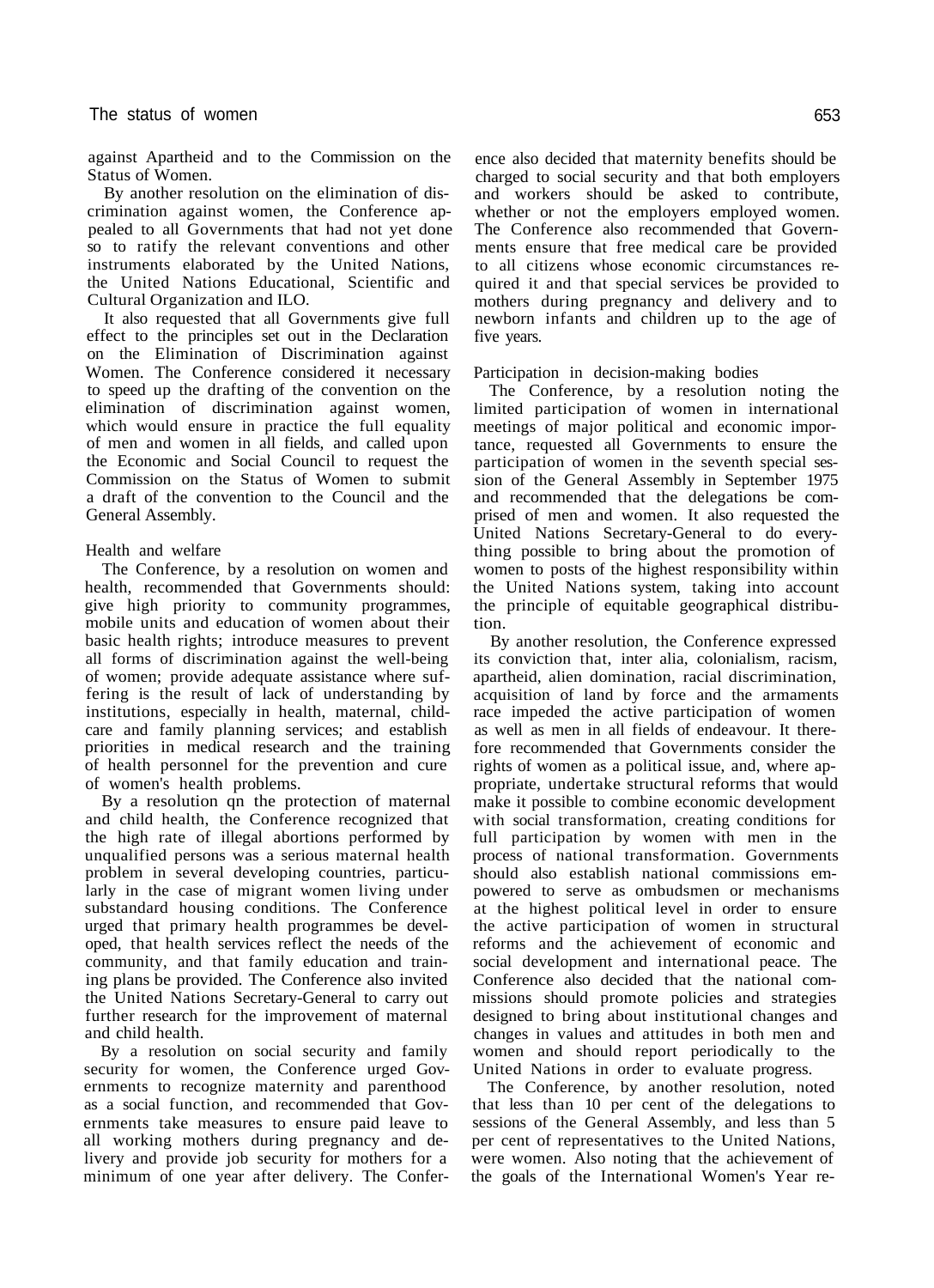against Apartheid and to the Commission on the Status of Women.

By another resolution on the elimination of discrimination against women, the Conference appealed to all Governments that had not yet done so to ratify the relevant conventions and other instruments elaborated by the United Nations, the United Nations Educational, Scientific and Cultural Organization and ILO.

It also requested that all Governments give full effect to the principles set out in the Declaration on the Elimination of Discrimination against Women. The Conference considered it necessary to speed up the drafting of the convention on the elimination of discrimination against women, which would ensure in practice the full equality of men and women in all fields, and called upon the Economic and Social Council to request the Commission on the Status of Women to submit a draft of the convention to the Council and the General Assembly.

### Health and welfare

The Conference, by a resolution on women and health, recommended that Governments should: give high priority to community programmes, mobile units and education of women about their basic health rights; introduce measures to prevent all forms of discrimination against the well-being of women; provide adequate assistance where suffering is the result of lack of understanding by institutions, especially in health, maternal, child-care and family planning services; and establish priorities in medical research and the training of health personnel for the prevention and cure of women's health problems.

By a resolution qn the protection of maternal and child health, the Conference recognized that the high rate of illegal abortions performed by unqualified persons was a serious maternal health problem in several developing countries, particularly in the case of migrant women living under substandard housing conditions. The Conference urged that primary health programmes be developed, that health services reflect the needs of the community, and that family education and training plans be provided. The Conference also invited the United Nations Secretary-General to carry out further research for the improvement of maternal and child health.

By a resolution on social security and family security for women, the Conference urged Governments to recognize maternity and parenthood as a social function, and recommended that Governments take measures to ensure paid leave to all working mothers during pregnancy and delivery and provide job security for mothers for a minimum of one year after delivery. The Conference also decided that maternity benefits should be charged to social security and that both employers and workers should be asked to contribute, whether or not the employers employed women. The Conference also recommended that Governments ensure that free medical care be provided to all citizens whose economic circumstances required it and that special services be provided to mothers during pregnancy and delivery and to newborn infants and children up to the age of five years.

### Participation in decision-making bodies

The Conference, by a resolution noting the limited participation of women in international meetings of major political and economic importance, requested all Governments to ensure the participation of women in the seventh special session of the General Assembly in September 1975 and recommended that the delegations be comprised of men and women. It also requested the United Nations Secretary-General to do everything possible to bring about the promotion of women to posts of the highest responsibility within the United Nations system, taking into account the principle of equitable geographical distribution.

By another resolution, the Conference expressed its conviction that, inter alia, colonialism, racism, apartheid, alien domination, racial discrimination, acquisition of land by force and the armaments race impeded the active participation of women as well as men in all fields of endeavour. It therefore recommended that Governments consider the rights of women as a political issue, and, where appropriate, undertake structural reforms that would make it possible to combine economic development with social transformation, creating conditions for full participation by women with men in the process of national transformation. Governments should also establish national commissions empowered to serve as ombudsmen or mechanisms at the highest political level in order to ensure the active participation of women in structural reforms and the achievement of economic and social development and international peace. The Conference also decided that the national commissions should promote policies and strategies designed to bring about institutional changes and changes in values and attitudes in both men and women and should report periodically to the United Nations in order to evaluate progress.

The Conference, by another resolution, noted that less than 10 per cent of the delegations to sessions of the General Assembly, and less than 5 per cent of representatives to the United Nations, were women. Also noting that the achievement of the goals of the International Women's Year re-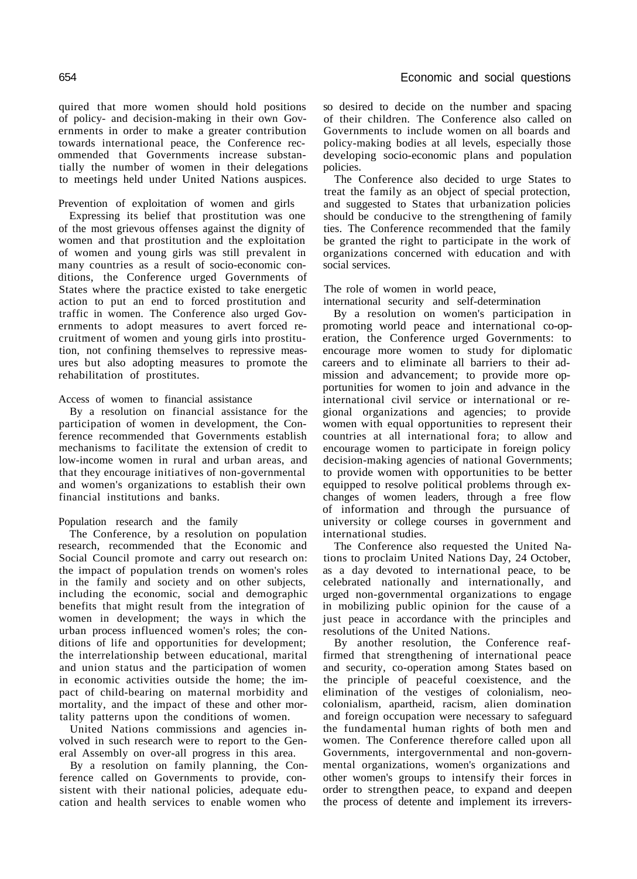quired that more women should hold positions of policy- and decision-making in their own Governments in order to make a greater contribution towards international peace, the Conference recommended that Governments increase substantially the number of women in their delegations to meetings held under United Nations auspices.

### Prevention of exploitation of women and girls

Expressing its belief that prostitution was one of the most grievous offenses against the dignity of women and that prostitution and the exploitation of women and young girls was still prevalent in many countries as a result of socio-economic conditions, the Conference urged Governments of States where the practice existed to take energetic action to put an end to forced prostitution and traffic in women. The Conference also urged Governments to adopt measures to avert forced recruitment of women and young girls into prostitution, not confining themselves to repressive measures but also adopting measures to promote the rehabilitation of prostitutes.

### Access of women to financial assistance

By a resolution on financial assistance for the participation of women in development, the Conference recommended that Governments establish mechanisms to facilitate the extension of credit to low-income women in rural and urban areas, and that they encourage initiatives of non-governmental and women's organizations to establish their own financial institutions and banks.

### Population research and the family

The Conference, by a resolution on population research, recommended that the Economic and Social Council promote and carry out research on: the impact of population trends on women's roles in the family and society and on other subjects, including the economic, social and demographic benefits that might result from the integration of women in development; the ways in which the urban process influenced women's roles; the conditions of life and opportunities for development; the interrelationship between educational, marital and union status and the participation of women in economic activities outside the home; the impact of child-bearing on maternal morbidity and mortality, and the impact of these and other mortality patterns upon the conditions of women.

United Nations commissions and agencies involved in such research were to report to the General Assembly on over-all progress in this area.

By a resolution on family planning, the Conference called on Governments to provide, consistent with their national policies, adequate education and health services to enable women who so desired to decide on the number and spacing of their children. The Conference also called on Governments to include women on all boards and policy-making bodies at all levels, especially those developing socio-economic plans and population policies.

The Conference also decided to urge States to treat the family as an object of special protection, and suggested to States that urbanization policies should be conducive to the strengthening of family ties. The Conference recommended that the family be granted the right to participate in the work of organizations concerned with education and with social services.

### The role of women in world peace, international security and self-determination

By a resolution on women's participation in promoting world peace and international co-operation, the Conference urged Governments: to encourage more women to study for diplomatic careers and to eliminate all barriers to their admission and advancement; to provide more opportunities for women to join and advance in the international civil service or international or regional organizations and agencies; to provide women with equal opportunities to represent their countries at all international fora; to allow and encourage women to participate in foreign policy decision-making agencies of national Governments; to provide women with opportunities to be better equipped to resolve political problems through exchanges of women leaders, through a free flow of information and through the pursuance of university or college courses in government and international studies.

The Conference also requested the United Nations to proclaim United Nations Day, 24 October, as a day devoted to international peace, to be celebrated nationally and internationally, and urged non-governmental organizations to engage in mobilizing public opinion for the cause of a just peace in accordance with the principles and resolutions of the United Nations.

By another resolution, the Conference reaffirmed that strengthening of international peace and security, co-operation among States based on the principle of peaceful coexistence, and the elimination of the vestiges of colonialism, neo-colonialism, apartheid, racism, alien domination and foreign occupation were necessary to safeguard the fundamental human rights of both men and women. The Conference therefore called upon all Governments, intergovernmental and non-governmental organizations, women's organizations and other women's groups to intensify their forces in order to strengthen peace, to expand and deepen the process of detente and implement its irrevers-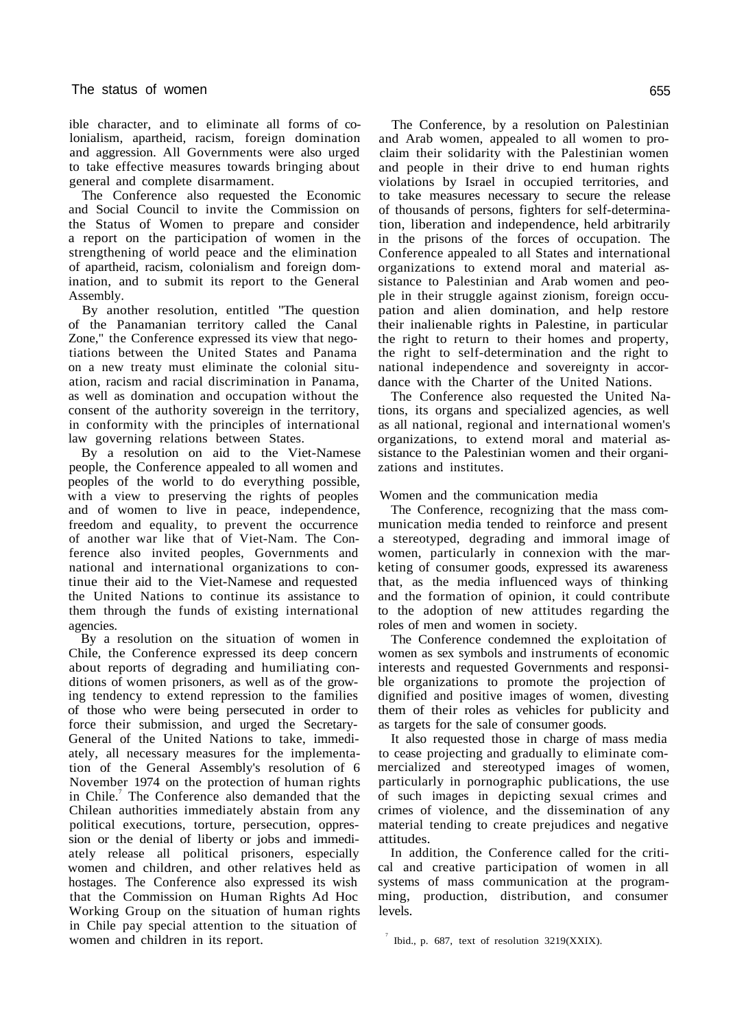ible character, and to eliminate all forms of colonialism, apartheid, racism, foreign domination and aggression. All Governments were also urged to take effective measures towards bringing about general and complete disarmament.

The Conference also requested the Economic and Social Council to invite the Commission on the Status of Women to prepare and consider a report on the participation of women in the strengthening of world peace and the elimination of apartheid, racism, colonialism and foreign domination, and to submit its report to the General Assembly.

By another resolution, entitled "The question of the Panamanian territory called the Canal Zone," the Conference expressed its view that negotiations between the United States and Panama on a new treaty must eliminate the colonial situation, racism and racial discrimination in Panama, as well as domination and occupation without the consent of the authority sovereign in the territory, in conformity with the principles of international law governing relations between States.

By a resolution on aid to the Viet-Namese people, the Conference appealed to all women and peoples of the world to do everything possible, with a view to preserving the rights of peoples and of women to live in peace, independence, freedom and equality, to prevent the occurrence of another war like that of Viet-Nam. The Conference also invited peoples, Governments and national and international organizations to continue their aid to the Viet-Namese and requested the United Nations to continue its assistance to them through the funds of existing international agencies.

By a resolution on the situation of women in Chile, the Conference expressed its deep concern about reports of degrading and humiliating conditions of women prisoners, as well as of the growing tendency to extend repression to the families of those who were being persecuted in order to force their submission, and urged the Secretary-General of the United Nations to take, immediately, all necessary measures for the implementation of the General Assembly's resolution of 6 November 1974 on the protection of human rights in Chile.[7] The Conference also demanded that the Chilean authorities immediately abstain from any political executions, torture, persecution, oppression or the denial of liberty or jobs and immediately release all political prisoners, especially women and children, and other relatives held as hostages. The Conference also expressed its wish that the Commission on Human Rights Ad Hoc Working Group on the situation of human rights in Chile pay special attention to the situation of women and children in its report.

The Conference, by a resolution on Palestinian and Arab women, appealed to all women to proclaim their solidarity with the Palestinian women and people in their drive to end human rights violations by Israel in occupied territories, and to take measures necessary to secure the release of thousands of persons, fighters for self-determination, liberation and independence, held arbitrarily in the prisons of the forces of occupation. The Conference appealed to all States and international organizations to extend moral and material assistance to Palestinian and Arab women and people in their struggle against zionism, foreign occupation and alien domination, and help restore their inalienable rights in Palestine, in particular the right to return to their homes and property, the right to self-determination and the right to national independence and sovereignty in accordance with the Charter of the United Nations.

The Conference also requested the United Nations, its organs and specialized agencies, as well as all national, regional and international women's organizations, to extend moral and material assistance to the Palestinian women and their organizations and institutes.

### Women and the communication media

The Conference, recognizing that the mass communication media tended to reinforce and present a stereotyped, degrading and immoral image of women, particularly in connexion with the marketing of consumer goods, expressed its awareness that, as the media influenced ways of thinking and the formation of opinion, it could contribute to the adoption of new attitudes regarding the roles of men and women in society.

The Conference condemned the exploitation of women as sex symbols and instruments of economic interests and requested Governments and responsible organizations to promote the projection of dignified and positive images of women, divesting them of their roles as vehicles for publicity and as targets for the sale of consumer goods.

It also requested those in charge of mass media to cease projecting and gradually to eliminate commercialized and stereotyped images of women, particularly in pornographic publications, the use of such images in depicting sexual crimes and crimes of violence, and the dissemination of any material tending to create prejudices and negative attitudes.

In addition, the Conference called for the critical and creative participation of women in all systems of mass communication at the programming, production, distribution, and consumer levels.

[7] Ibid., p. 687, text of resolution 3219(XXIX).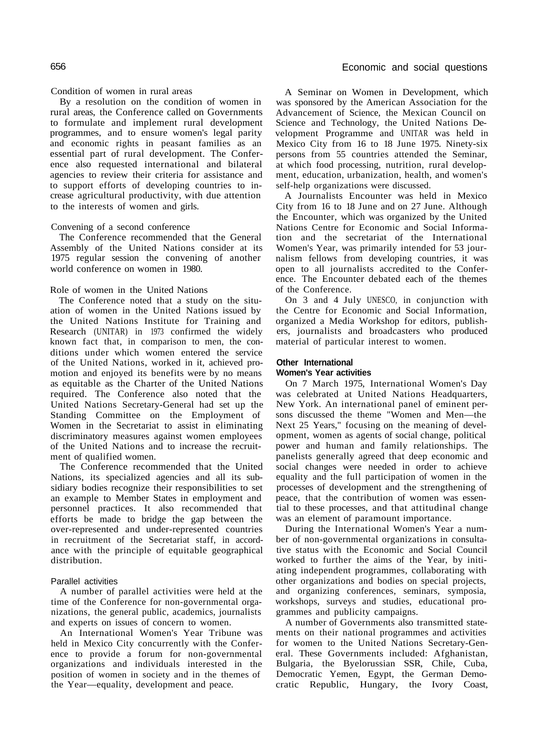#### Condition of women in rural areas

By a resolution on the condition of women in rural areas, the Conference called on Governments to formulate and implement rural development programmes, and to ensure women's legal parity and economic rights in peasant families as an essential part of rural development. The Conference also requested international and bilateral agencies to review their criteria for assistance and to support efforts of developing countries to increase agricultural productivity, with due attention to the interests of women and girls.

#### Convening of a second conference

The Conference recommended that the General Assembly of the United Nations consider at its 1975 regular session the convening of another world conference on women in 1980.

#### Role of women in the United Nations

The Conference noted that a study on the situation of women in the United Nations issued by the United Nations Institute for Training and Research (UNITAR) in 1973 confirmed the widely known fact that, in comparison to men, the conditions under which women entered the service of the United Nations, worked in it, achieved promotion and enjoyed its benefits were by no means as equitable as the Charter of the United Nations required. The Conference also noted that the United Nations Secretary-General had set up the Standing Committee on the Employment of Women in the Secretariat to assist in eliminating discriminatory measures against women employees of the United Nations and to increase the recruitment of qualified women.

The Conference recommended that the United Nations, its specialized agencies and all its subsidiary bodies recognize their responsibilities to set an example to Member States in employment and personnel practices. It also recommended that efforts be made to bridge the gap between the over-represented and under-represented countries in recruitment of the Secretariat staff, in accordance with the principle of equitable geographical distribution.

#### Parallel activities

A number of parallel activities were held at the time of the Conference for non-governmental organizations, the general public, academics, journalists and experts on issues of concern to women.

An International Women's Year Tribune was held in Mexico City concurrently with the Conference to provide a forum for non-governmental organizations and individuals interested in the position of women in society and in the themes of the Year—equality, development and peace.

A Seminar on Women in Development, which was sponsored by the American Association for the Advancement of Science, the Mexican Council on Science and Technology, the United Nations Development Programme and UNITAR was held in Mexico City from 16 to 18 June 1975. Ninety-six persons from 55 countries attended the Seminar, at which food processing, nutrition, rural development, education, urbanization, health, and women's self-help organizations were discussed.

A Journalists Encounter was held in Mexico City from 16 to 18 June and on 27 June. Although the Encounter, which was organized by the United Nations Centre for Economic and Social Information and the secretariat of the International Women's Year, was primarily intended for 53 journalism fellows from developing countries, it was open to all journalists accredited to the Conference. The Encounter debated each of the themes of the Conference.

On 3 and 4 July UNESCO, in conjunction with the Centre for Economic and Social Information, organized a Media Workshop for editors, publishers, journalists and broadcasters who produced material of particular interest to women.

### Other International Women's Year activities

On 7 March 1975, International Women's Day was celebrated at United Nations Headquarters, New York. An international panel of eminent persons discussed the theme "Women and Men—the Next 25 Years," focusing on the meaning of development, women as agents of social change, political power and human and family relationships. The panelists generally agreed that deep economic and social changes were needed in order to achieve equality and the full participation of women in the processes of development and the strengthening of peace, that the contribution of women was essential to these processes, and that attitudinal change was an element of paramount importance.

During the International Women's Year a number of non-governmental organizations in consultative status with the Economic and Social Council worked to further the aims of the Year, by initiating independent programmes, collaborating with other organizations and bodies on special projects, and organizing conferences, seminars, symposia, workshops, surveys and studies, educational programmes and publicity campaigns.

A number of Governments also transmitted statements on their national programmes and activities for women to the United Nations Secretary-General. These Governments included: Afghanistan, Bulgaria, the Byelorussian SSR, Chile, Cuba, Democratic Yemen, Egypt, the German Democratic Republic, Hungary, the Ivory Coast,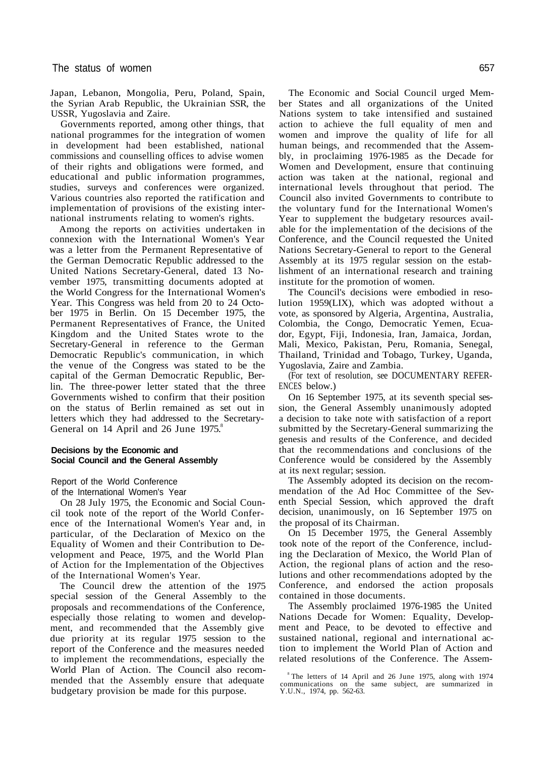Japan, Lebanon, Mongolia, Peru, Poland, Spain, the Syrian Arab Republic, the Ukrainian SSR, the USSR, Yugoslavia and Zaire.

Governments reported, among other things, that national programmes for the integration of women in development had been established, national commissions and counselling offices to advise women of their rights and obligations were formed, and educational and public information programmes, studies, surveys and conferences were organized. Various countries also reported the ratification and implementation of provisions of the existing international instruments relating to women's rights.

Among the reports on activities undertaken in connexion with the International Women's Year was a letter from the Permanent Representative of the German Democratic Republic addressed to the United Nations Secretary-General, dated 13 November 1975, transmitting documents adopted at the World Congress for the International Women's Year. This Congress was held from 20 to 24 October 1975 in Berlin. On 15 December 1975, the Permanent Representatives of France, the United Kingdom and the United States wrote to the Secretary-General in reference to the German Democratic Republic's communication, in which the venue of the Congress was stated to be the capital of the German Democratic Republic, Berlin. The three-power letter stated that the three Governments wished to confirm that their position on the status of Berlin remained as set out in letters which they had addressed to the Secretary-General on 14 April and 26 June 1975.[8]

### Decisions by the Economic and Social Council and the General Assembly

#### Report of the World Conference of the International Women's Year

On 28 July 1975, the Economic and Social Council took note of the report of the World Conference of the International Women's Year and, in particular, of the Declaration of Mexico on the Equality of Women and their Contribution to Development and Peace, 1975, and the World Plan of Action for the Implementation of the Objectives of the International Women's Year.

The Council drew the attention of the 1975 special session of the General Assembly to the proposals and recommendations of the Conference, especially those relating to women and development, and recommended that the Assembly give due priority at its regular 1975 session to the report of the Conference and the measures needed to implement the recommendations, especially the World Plan of Action. The Council also recommended that the Assembly ensure that adequate budgetary provision be made for this purpose.

The Economic and Social Council urged Member States and all organizations of the United Nations system to take intensified and sustained action to achieve the full equality of men and women and improve the quality of life for all human beings, and recommended that the Assembly, in proclaiming 1976-1985 as the Decade for Women and Development, ensure that continuing action was taken at the national, regional and international levels throughout that period. The Council also invited Governments to contribute to the voluntary fund for the International Women's Year to supplement the budgetary resources available for the implementation of the decisions of the Conference, and the Council requested the United Nations Secretary-General to report to the General Assembly at its 1975 regular session on the establishment of an international research and training institute for the promotion of women.

The Council's decisions were embodied in resolution 1959(LIX), which was adopted without a vote, as sponsored by Algeria, Argentina, Australia, Colombia, the Congo, Democratic Yemen, Ecuador, Egypt, Fiji, Indonesia, Iran, Jamaica, Jordan, Mali, Mexico, Pakistan, Peru, Romania, Senegal, Thailand, Trinidad and Tobago, Turkey, Uganda, Yugoslavia, Zaire and Zambia.

(For text of resolution, see DOCUMENTARY REFERENCES below.)

On 16 September 1975, at its seventh special session, the General Assembly unanimously adopted a decision to take note with satisfaction of a report submitted by the Secretary-General summarizing the genesis and results of the Conference, and decided that the recommendations and conclusions of the Conference would be considered by the Assembly at its next regular; session.

The Assembly adopted its decision on the recommendation of the Ad Hoc Committee of the Seventh Special Session, which approved the draft decision, unanimously, on 16 September 1975 on the proposal of its Chairman.

On 15 December 1975, the General Assembly took note of the report of the Conference, including the Declaration of Mexico, the World Plan of Action, the regional plans of action and the resolutions and other recommendations adopted by the Conference, and endorsed the action proposals contained in those documents.

The Assembly proclaimed 1976-1985 the United Nations Decade for Women: Equality, Development and Peace, to be devoted to effective and sustained national, regional and international action to implement the World Plan of Action and related resolutions of the Conference. The Assem-

[8] The letters of 14 April and 26 June 1975, along with 1974 communications on the same subject, are summarized in Y.U.N., 1974, pp. 562-63.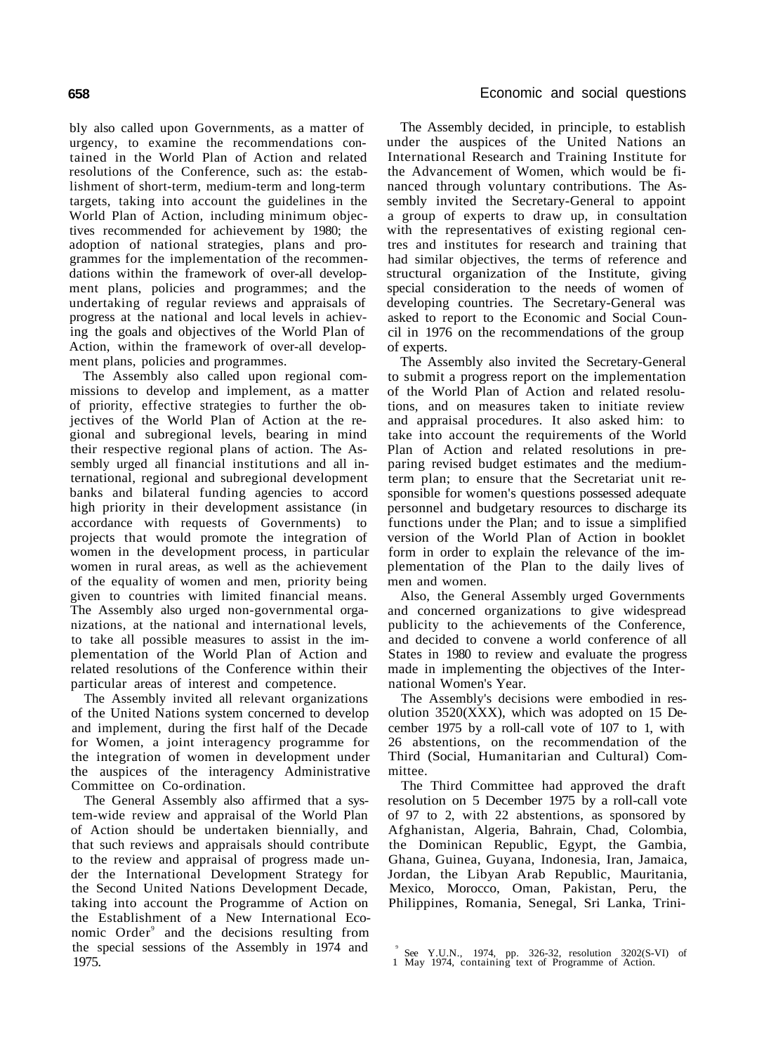bly also called upon Governments, as a matter of urgency, to examine the recommendations contained in the World Plan of Action and related resolutions of the Conference, such as: the establishment of short-term, medium-term and long-term targets, taking into account the guidelines in the World Plan of Action, including minimum objectives recommended for achievement by 1980; the adoption of national strategies, plans and programmes for the implementation of the recommendations within the framework of over-all development plans, policies and programmes; and the undertaking of regular reviews and appraisals of progress at the national and local levels in achieving the goals and objectives of the World Plan of Action, within the framework of over-all development plans, policies and programmes.

The Assembly also called upon regional commissions to develop and implement, as a matter of priority, effective strategies to further the objectives of the World Plan of Action at the regional and subregional levels, bearing in mind their respective regional plans of action. The Assembly urged all financial institutions and all international, regional and subregional development banks and bilateral funding agencies to accord high priority in their development assistance (in accordance with requests of Governments) to projects that would promote the integration of women in the development process, in particular women in rural areas, as well as the achievement of the equality of women and men, priority being given to countries with limited financial means. The Assembly also urged non-governmental organizations, at the national and international levels, to take all possible measures to assist in the implementation of the World Plan of Action and related resolutions of the Conference within their particular areas of interest and competence.

The Assembly invited all relevant organizations of the United Nations system concerned to develop and implement, during the first half of the Decade for Women, a joint interagency programme for the integration of women in development under the auspices of the interagency Administrative Committee on Co-ordination.

The General Assembly also affirmed that a system-wide review and appraisal of the World Plan of Action should be undertaken biennially, and that such reviews and appraisals should contribute to the review and appraisal of progress made under the International Development Strategy for the Second United Nations Development Decade, taking into account the Programme of Action on the Establishment of a New International Economic Order[9] and the decisions resulting from the special sessions of the Assembly in 1974 and 1975.

The Assembly decided, in principle, to establish under the auspices of the United Nations an International Research and Training Institute for the Advancement of Women, which would be financed through voluntary contributions. The Assembly invited the Secretary-General to appoint a group of experts to draw up, in consultation with the representatives of existing regional centres and institutes for research and training that had similar objectives, the terms of reference and structural organization of the Institute, giving special consideration to the needs of women of developing countries. The Secretary-General was asked to report to the Economic and Social Council in 1976 on the recommendations of the group of experts.

The Assembly also invited the Secretary-General to submit a progress report on the implementation of the World Plan of Action and related resolutions, and on measures taken to initiate review and appraisal procedures. It also asked him: to take into account the requirements of the World Plan of Action and related resolutions in preparing revised budget estimates and the medium-term plan; to ensure that the Secretariat unit responsible for women's questions possessed adequate personnel and budgetary resources to discharge its functions under the Plan; and to issue a simplified version of the World Plan of Action in booklet form in order to explain the relevance of the implementation of the Plan to the daily lives of men and women.

Also, the General Assembly urged Governments and concerned organizations to give widespread publicity to the achievements of the Conference, and decided to convene a world conference of all States in 1980 to review and evaluate the progress made in implementing the objectives of the International Women's Year.

The Assembly's decisions were embodied in resolution 3520(XXX), which was adopted on 15 December 1975 by a roll-call vote of 107 to 1, with 26 abstentions, on the recommendation of the Third (Social, Humanitarian and Cultural) Committee.

The Third Committee had approved the draft resolution on 5 December 1975 by a roll-call vote of 97 to 2, with 22 abstentions, as sponsored by Afghanistan, Algeria, Bahrain, Chad, Colombia, the Dominican Republic, Egypt, the Gambia, Ghana, Guinea, Guyana, Indonesia, Iran, Jamaica, Jordan, the Libyan Arab Republic, Mauritania, Mexico, Morocco, Oman, Pakistan, Peru, the Philippines, Romania, Senegal, Sri Lanka, Trini-

[9] See Y.U.N., 1974, pp. 326-32, resolution 3202(S-VI) of 1 May 1974, containing text of Programme of Action.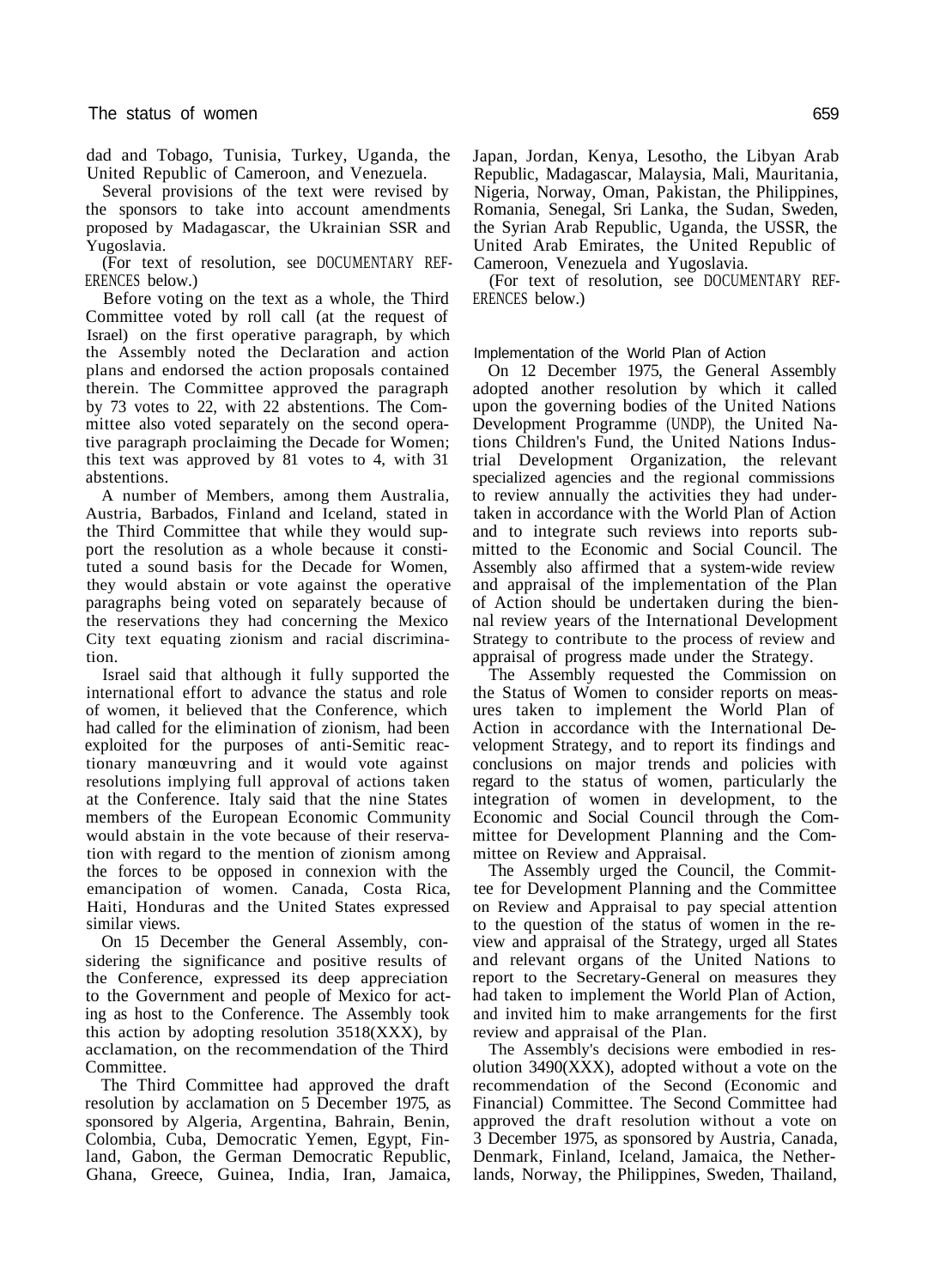dad and Tobago, Tunisia, Turkey, Uganda, the United Republic of Cameroon, and Venezuela.

Several provisions of the text were revised by the sponsors to take into account amendments proposed by Madagascar, the Ukrainian SSR and Yugoslavia.

(For text of resolution, see DOCUMENTARY REFERENCES below.)

Before voting on the text as a whole, the Third Committee voted by roll call (at the request of Israel) on the first operative paragraph, by which the Assembly noted the Declaration and action plans and endorsed the action proposals contained therein. The Committee approved the paragraph by 73 votes to 22, with 22 abstentions. The Committee also voted separately on the second operative paragraph proclaiming the Decade for Women; this text was approved by 81 votes to 4, with 31 abstentions.

A number of Members, among them Australia, Austria, Barbados, Finland and Iceland, stated in the Third Committee that while they would support the resolution as a whole because it constituted a sound basis for the Decade for Women, they would abstain or vote against the operative paragraphs being voted on separately because of the reservations they had concerning the Mexico City text equating zionism and racial discrimination.

Israel said that although it fully supported the international effort to advance the status and role of women, it believed that the Conference, which had called for the elimination of zionism, had been exploited for the purposes of anti-Semitic reactionary manœuvring and it would vote against resolutions implying full approval of actions taken at the Conference. Italy said that the nine States members of the European Economic Community would abstain in the vote because of their reservation with regard to the mention of zionism among the forces to be opposed in connexion with the emancipation of women. Canada, Costa Rica, Haiti, Honduras and the United States expressed similar views.

On 15 December the General Assembly, considering the significance and positive results of the Conference, expressed its deep appreciation to the Government and people of Mexico for acting as host to the Conference. The Assembly took this action by adopting resolution 3518(XXX), by acclamation, on the recommendation of the Third Committee.

The Third Committee had approved the draft resolution by acclamation on 5 December 1975, as sponsored by Algeria, Argentina, Bahrain, Benin, Colombia, Cuba, Democratic Yemen, Egypt, Finland, Gabon, the German Democratic Republic, Ghana, Greece, Guinea, India, Iran, Jamaica, Japan, Jordan, Kenya, Lesotho, the Libyan Arab Republic, Madagascar, Malaysia, Mali, Mauritania, Nigeria, Norway, Oman, Pakistan, the Philippines, Romania, Senegal, Sri Lanka, the Sudan, Sweden, the Syrian Arab Republic, Uganda, the USSR, the United Arab Emirates, the United Republic of Cameroon, Venezuela and Yugoslavia.

(For text of resolution, see DOCUMENTARY REFERENCES below.)

### Implementation of the World Plan of Action

On 12 December 1975, the General Assembly adopted another resolution by which it called upon the governing bodies of the United Nations Development Programme (UNDP), the United Nations Children's Fund, the United Nations Industrial Development Organization, the relevant specialized agencies and the regional commissions to review annually the activities they had undertaken in accordance with the World Plan of Action and to integrate such reviews into reports submitted to the Economic and Social Council. The Assembly also affirmed that a system-wide review and appraisal of the implementation of the Plan of Action should be undertaken during the biennal review years of the International Development Strategy to contribute to the process of review and appraisal of progress made under the Strategy.

The Assembly requested the Commission on the Status of Women to consider reports on measures taken to implement the World Plan of Action in accordance with the International Development Strategy, and to report its findings and conclusions on major trends and policies with regard to the status of women, particularly the integration of women in development, to the Economic and Social Council through the Committee for Development Planning and the Committee on Review and Appraisal.

The Assembly urged the Council, the Committee for Development Planning and the Committee on Review and Appraisal to pay special attention to the question of the status of women in the review and appraisal of the Strategy, urged all States and relevant organs of the United Nations to report to the Secretary-General on measures they had taken to implement the World Plan of Action, and invited him to make arrangements for the first review and appraisal of the Plan.

The Assembly's decisions were embodied in resolution 3490(XXX), adopted without a vote on the recommendation of the Second (Economic and Financial) Committee. The Second Committee had approved the draft resolution without a vote on 3 December 1975, as sponsored by Austria, Canada, Denmark, Finland, Iceland, Jamaica, the Netherlands, Norway, the Philippines, Sweden, Thailand,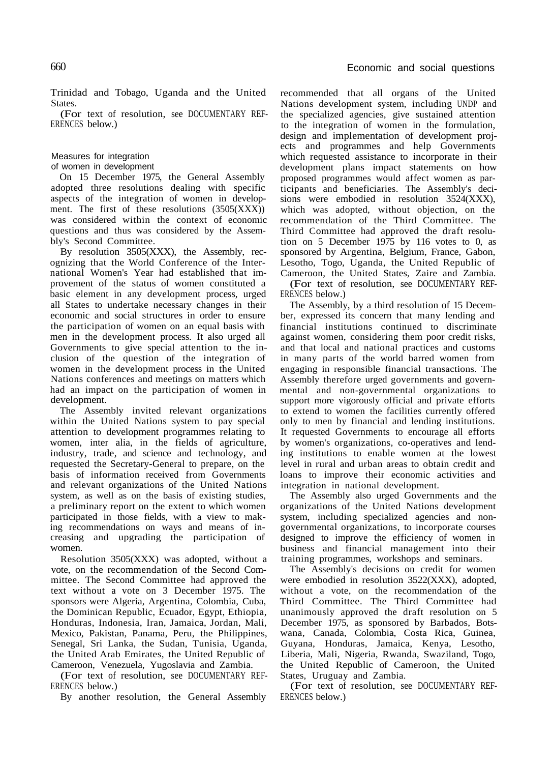Trinidad and Tobago, Uganda and the United States.

(For text of resolution, see DOCUMENTARY REFERENCES below.)

### Measures for integration of women in development

On 15 December 1975, the General Assembly adopted three resolutions dealing with specific aspects of the integration of women in development. The first of these resolutions (3505(XXX)) was considered within the context of economic questions and thus was considered by the Assembly's Second Committee.

By resolution 3505(XXX), the Assembly, recognizing that the World Conference of the International Women's Year had established that improvement of the status of women constituted a basic element in any development process, urged all States to undertake necessary changes in their economic and social structures in order to ensure the participation of women on an equal basis with men in the development process. It also urged all Governments to give special attention to the inclusion of the question of the integration of women in the development process in the United Nations conferences and meetings on matters which had an impact on the participation of women in development.

The Assembly invited relevant organizations within the United Nations system to pay special attention to development programmes relating to women, inter alia, in the fields of agriculture, industry, trade, and science and technology, and requested the Secretary-General to prepare, on the basis of information received from Governments and relevant organizations of the United Nations system, as well as on the basis of existing studies, a preliminary report on the extent to which women participated in those fields, with a view to making recommendations on ways and means of increasing and upgrading the participation of women.

Resolution 3505(XXX) was adopted, without a vote, on the recommendation of the Second Committee. The Second Committee had approved the text without a vote on 3 December 1975. The sponsors were Algeria, Argentina, Colombia, Cuba, the Dominican Republic, Ecuador, Egypt, Ethiopia, Honduras, Indonesia, Iran, Jamaica, Jordan, Mali, Mexico, Pakistan, Panama, Peru, the Philippines, Senegal, Sri Lanka, the Sudan, Tunisia, Uganda, the United Arab Emirates, the United Republic of Cameroon, Venezuela, Yugoslavia and Zambia.

(For text of resolution, see DOCUMENTARY REFERENCES below.)

By another resolution, the General Assembly recommended that all organs of the United Nations development system, including UNDP and the specialized agencies, give sustained attention to the integration of women in the formulation, design and implementation of development projects and programmes and help Governments which requested assistance to incorporate in their development plans impact statements on how proposed programmes would affect women as participants and beneficiaries. The Assembly's decisions were embodied in resolution 3524(XXX), which was adopted, without objection, on the recommendation of the Third Committee. The Third Committee had approved the draft resolution on 5 December 1975 by 116 votes to 0, as sponsored by Argentina, Belgium, France, Gabon, Lesotho, Togo, Uganda, the United Republic of Cameroon, the United States, Zaire and Zambia.

(For text of resolution, see DOCUMENTARY REFERENCES below.)

The Assembly, by a third resolution of 15 December, expressed its concern that many lending and financial institutions continued to discriminate against women, considering them poor credit risks, and that local and national practices and customs in many parts of the world barred women from engaging in responsible financial transactions. The Assembly therefore urged governments and governmental and non-governmental organizations to support more vigorously official and private efforts to extend to women the facilities currently offered only to men by financial and lending institutions. It requested Governments to encourage all efforts by women's organizations, co-operatives and lending institutions to enable women at the lowest level in rural and urban areas to obtain credit and loans to improve their economic activities and integration in national development.

The Assembly also urged Governments and the organizations of the United Nations development system, including specialized agencies and non-governmental organizations, to incorporate courses designed to improve the efficiency of women in business and financial management into their training programmes, workshops and seminars.

The Assembly's decisions on credit for women were embodied in resolution 3522(XXX), adopted, without a vote, on the recommendation of the Third Committee. The Third Committee had unanimously approved the draft resolution on 5 December 1975, as sponsored by Barbados, Botswana, Canada, Colombia, Costa Rica, Guinea, Guyana, Honduras, Jamaica, Kenya, Lesotho, Liberia, Mali, Nigeria, Rwanda, Swaziland, Togo, the United Republic of Cameroon, the United States, Uruguay and Zambia.

(For text of resolution, see DOCUMENTARY REFERENCES below.)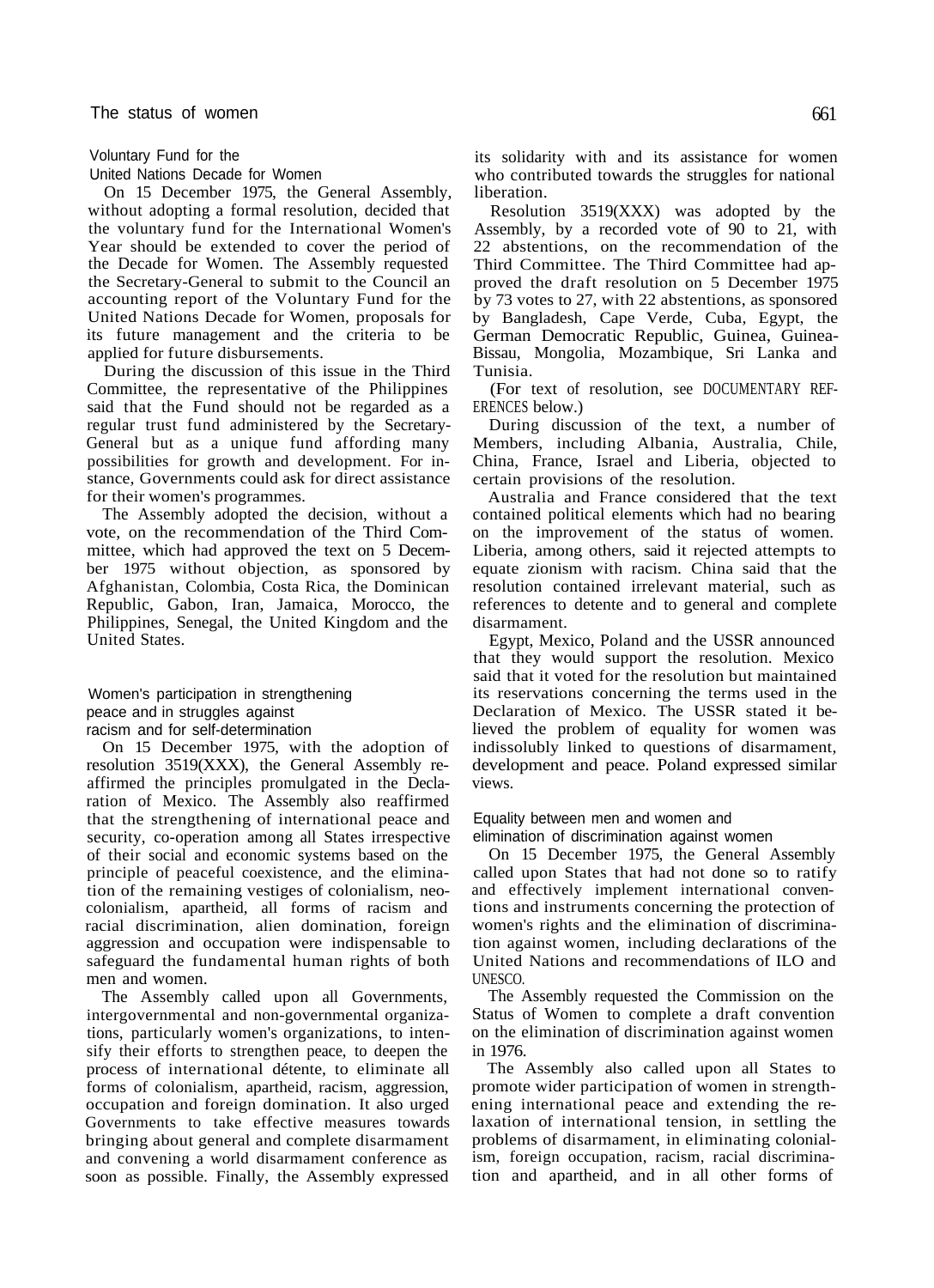### Voluntary Fund for the United Nations Decade for Women

On 15 December 1975, the General Assembly, without adopting a formal resolution, decided that the voluntary fund for the International Women's Year should be extended to cover the period of the Decade for Women. The Assembly requested the Secretary-General to submit to the Council an accounting report of the Voluntary Fund for the United Nations Decade for Women, proposals for its future management and the criteria to be applied for future disbursements.

During the discussion of this issue in the Third Committee, the representative of the Philippines said that the Fund should not be regarded as a regular trust fund administered by the Secretary-General but as a unique fund affording many possibilities for growth and development. For instance, Governments could ask for direct assistance for their women's programmes.

The Assembly adopted the decision, without a vote, on the recommendation of the Third Committee, which had approved the text on 5 December 1975 without objection, as sponsored by Afghanistan, Colombia, Costa Rica, the Dominican Republic, Gabon, Iran, Jamaica, Morocco, the Philippines, Senegal, the United Kingdom and the United States.

### Women's participation in strengthening peace and in struggles against racism and for self-determination

On 15 December 1975, with the adoption of resolution 3519(XXX), the General Assembly reaffirmed the principles promulgated in the Declaration of Mexico. The Assembly also reaffirmed that the strengthening of international peace and security, co-operation among all States irrespective of their social and economic systems based on the principle of peaceful coexistence, and the elimination of the remaining vestiges of colonialism, neocolonialism, apartheid, all forms of racism and racial discrimination, alien domination, foreign aggression and occupation were indispensable to safeguard the fundamental human rights of both men and women.

The Assembly called upon all Governments, intergovernmental and non-governmental organizations, particularly women's organizations, to intensify their efforts to strengthen peace, to deepen the process of international détente, to eliminate all forms of colonialism, apartheid, racism, aggression, occupation and foreign domination. It also urged Governments to take effective measures towards bringing about general and complete disarmament and convening a world disarmament conference as soon as possible. Finally, the Assembly expressed its solidarity with and its assistance for women who contributed towards the struggles for national liberation.

Resolution 3519(XXX) was adopted by the Assembly, by a recorded vote of 90 to 21, with 22 abstentions, on the recommendation of the Third Committee. The Third Committee had approved the draft resolution on 5 December 1975 by 73 votes to 27, with 22 abstentions, as sponsored by Bangladesh, Cape Verde, Cuba, Egypt, the German Democratic Republic, Guinea, Guinea-Bissau, Mongolia, Mozambique, Sri Lanka and Tunisia.

(For text of resolution, see DOCUMENTARY REFERENCES below.)

During discussion of the text, a number of Members, including Albania, Australia, Chile, China, France, Israel and Liberia, objected to certain provisions of the resolution.

Australia and France considered that the text contained political elements which had no bearing on the improvement of the status of women. Liberia, among others, said it rejected attempts to equate zionism with racism. China said that the resolution contained irrelevant material, such as references to detente and to general and complete disarmament.

Egypt, Mexico, Poland and the USSR announced that they would support the resolution. Mexico said that it voted for the resolution but maintained its reservations concerning the terms used in the Declaration of Mexico. The USSR stated it believed the problem of equality for women was indissolubly linked to questions of disarmament, development and peace. Poland expressed similar views.

### Equality between men and women and elimination of discrimination against women

On 15 December 1975, the General Assembly called upon States that had not done so to ratify and effectively implement international conventions and instruments concerning the protection of women's rights and the elimination of discrimination against women, including declarations of the United Nations and recommendations of ILO and UNESCO.

The Assembly requested the Commission on the Status of Women to complete a draft convention on the elimination of discrimination against women in 1976.

The Assembly also called upon all States to promote wider participation of women in strengthening international peace and extending the relaxation of international tension, in settling the problems of disarmament, in eliminating colonialism, foreign occupation, racism, racial discrimination and apartheid, and in all other forms of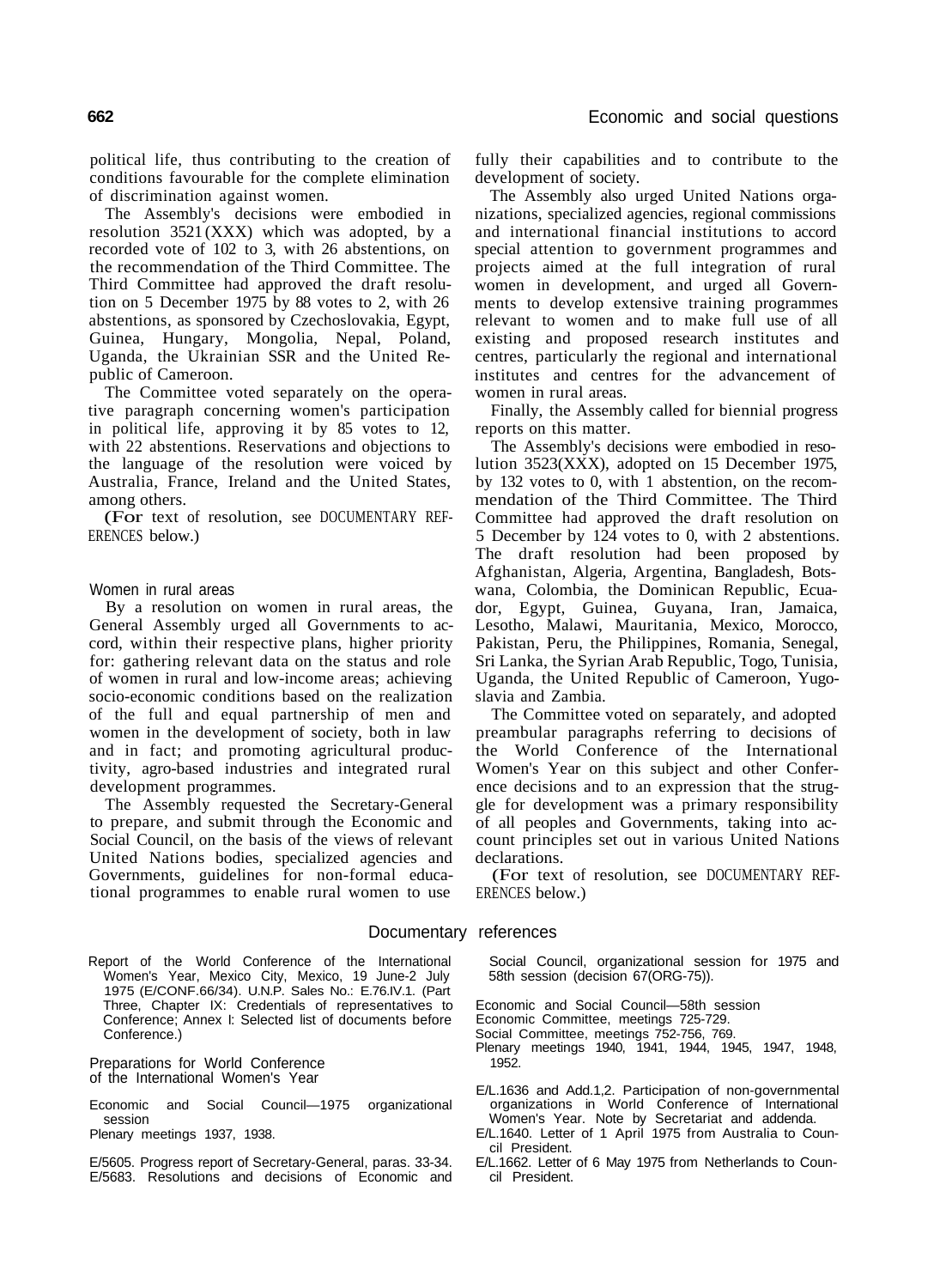political life, thus contributing to the creation of conditions favourable for the complete elimination of discrimination against women.

The Assembly's decisions were embodied in resolution 3521(XXX) which was adopted, by a recorded vote of 102 to 3, with 26 abstentions, on the recommendation of the Third Committee. The Third Committee had approved the draft resolution on 5 December 1975 by 88 votes to 2, with 26 abstentions, as sponsored by Czechoslovakia, Egypt, Guinea, Hungary, Mongolia, Nepal, Poland, Uganda, the Ukrainian SSR and the United Republic of Cameroon.

The Committee voted separately on the operative paragraph concerning women's participation in political life, approving it by 85 votes to 12, with 22 abstentions. Reservations and objections to the language of the resolution were voiced by Australia, France, Ireland and the United States, among others.

(For text of resolution, see DOCUMENTARY REFERENCES below.)

### Women in rural areas

By a resolution on women in rural areas, the General Assembly urged all Governments to accord, within their respective plans, higher priority for: gathering relevant data on the status and role of women in rural and low-income areas; achieving socio-economic conditions based on the realization of the full and equal partnership of men and women in the development of society, both in law and in fact; and promoting agricultural productivity, agro-based industries and integrated rural development programmes.

The Assembly requested the Secretary-General to prepare, and submit through the Economic and Social Council, on the basis of the views of relevant United Nations bodies, specialized agencies and Governments, guidelines for non-formal educational programmes to enable rural women to use fully their capabilities and to contribute to the development of society.

The Assembly also urged United Nations organizations, specialized agencies, regional commissions and international financial institutions to accord special attention to government programmes and projects aimed at the full integration of rural women in development, and urged all Governments to develop extensive training programmes relevant to women and to make full use of all existing and proposed research institutes and centres, particularly the regional and international institutes and centres for the advancement of women in rural areas.

Finally, the Assembly called for biennial progress reports on this matter.

The Assembly's decisions were embodied in resolution 3523(XXX), adopted on 15 December 1975, by 132 votes to 0, with 1 abstention, on the recommendation of the Third Committee. The Third Committee had approved the draft resolution on 5 December by 124 votes to 0, with 2 abstentions. The draft resolution had been proposed by Afghanistan, Algeria, Argentina, Bangladesh, Botswana, Colombia, the Dominican Republic, Ecuador, Egypt, Guinea, Guyana, Iran, Jamaica, Lesotho, Malawi, Mauritania, Mexico, Morocco, Pakistan, Peru, the Philippines, Romania, Senegal, Sri Lanka, the Syrian Arab Republic, Togo, Tunisia, Uganda, the United Republic of Cameroon, Yugoslavia and Zambia.

The Committee voted on separately, and adopted preambular paragraphs referring to decisions of the World Conference of the International Women's Year on this subject and other Conference decisions and to an expression that the struggle for development was a primary responsibility of all peoples and Governments, taking into account principles set out in various United Nations declarations.

(For text of resolution, see DOCUMENTARY REFERENCES below.)

## Documentary references

Report of the World Conference of the International Women's Year, Mexico City, Mexico, 19 June-2 July 1975 (E/CONF.66/34). U.N.P. Sales No.: E.76.IV.1. (Part Three, Chapter IX: Credentials of representatives to Conference; Annex I: Selected list of documents before Conference.)

### Preparations for World Conference of the International Women's Year

Economic and Social Council—1975 organizational session
Plenary meetings 1937, 1938.

E/5605. Progress report of Secretary-General, paras. 33-34.
E/5683. Resolutions and decisions of Economic and Social Council, organizational session for 1975 and 58th session (decision 67(ORG-75)).

Economic and Social Council—58th session
Economic Committee, meetings 725-729.
Social Committee, meetings 752-756, 769.
Plenary meetings 1940, 1941, 1944, 1945, 1947, 1948, 1952.

E/L.1636 and Add.1,2. Participation of non-governmental organizations in World Conference of International Women's Year. Note by Secretariat and addenda.
E/L.1640. Letter of 1 April 1975 from Australia to Council President.
E/L.1662. Letter of 6 May 1975 from Netherlands to Council President.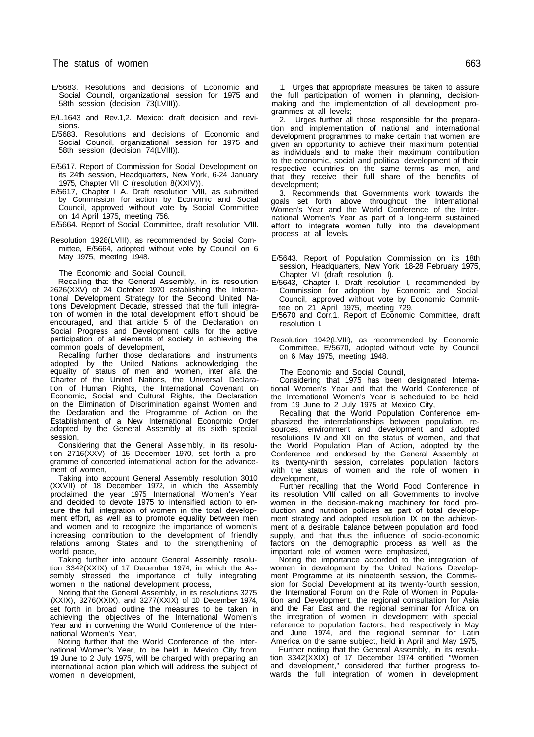E/5683. Resolutions and decisions of Economic and Social Council, organizational session for 1975 and 58th session (decision 73(LVIII)).

E/L.1643 and Rev.1,2. Mexico: draft decision and revisions.

E/5683. Resolutions and decisions of Economic and Social Council, organizational session for 1975 and 58th session (decision 74(LVIII)).

E/5617. Report of Commission for Social Development on its 24th session, Headquarters, New York, 6-24 January 1975, Chapter VII C (resolution 8(XXIV)).

E/5617, Chapter I A. Draft resolution VIII, as submitted by Commission for action by Economic and Social Council, approved without vote by Social Committee on 14 April 1975, meeting 756.

E/5664. Report of Social Committee, draft resolution VIII.

Resolution 1928(LVIII), as recommended by Social Committee, E/5664, adopted without vote by Council on 6 May 1975, meeting 1948.

The Economic and Social Council,

Recalling that the General Assembly, in its resolution 2626(XXV) of 24 October 1970 establishing the International Development Strategy for the Second United Nations Development Decade, stressed that the full integration of women in the total development effort should be encouraged, and that article 5 of the Declaration on Social Progress and Development calls for the active participation of all elements of society in achieving the common goals of development,

Recalling further those declarations and instruments adopted by the United Nations acknowledging the equality of status of men and women, inter alia the Charter of the United Nations, the Universal Declaration of Human Rights, the International Covenant on Economic, Social and Cultural Rights, the Declaration on the Elimination of Discrimination against Women and the Declaration and the Programme of Action on the Establishment of a New International Economic Order adopted by the General Assembly at its sixth special session,

Considering that the General Assembly, in its resolution 2716(XXV) of 15 December 1970, set forth a programme of concerted international action for the advancement of women,

Taking into account General Assembly resolution 3010 (XXVII) of 18 December 1972, in which the Assembly proclaimed the year 1975 International Women's Year and decided to devote 1975 to intensified action to ensure the full integration of women in the total development effort, as well as to promote equality between men and women and to recognize the importance of women's increasing contribution to the development of friendly relations among States and to the strengthening of world peace,

Taking further into account General Assembly resolution 3342(XXIX) of 17 December 1974, in which the Assembly stressed the importance of fully integrating women in the national development process,

Noting that the General Assembly, in its resolutions 3275 (XXIX), 3276(XXIX), and 3277(XXIX) of 10 December 1974, set forth in broad outline the measures to be taken in achieving the objectives of the International Women's Year and in convening the World Conference of the International Women's Year,

Noting further that the World Conference of the International Women's Year, to be held in Mexico City from 19 June to 2 July 1975, will be charged with preparing an international action plan which will address the subject of women in development,

1. Urges that appropriate measures be taken to assure the full participation of women in planning, decision-making and the implementation of all development programmes at all levels;

2. Urges further all those responsible for the preparation and implementation of national and international development programmes to make certain that women are given an opportunity to achieve their maximum potential as individuals and to make their maximum contribution to the economic, social and political development of their respective countries on the same terms as men, and that they receive their full share of the benefits of development;

3. Recommends that Governments work towards the goals set forth above throughout the International Women's Year and the World Conference of the International Women's Year as part of a long-term sustained effort to integrate women fully into the development process at all levels.

E/5643. Report of Population Commission on its 18th session, Headquarters, New York, 18-28 February 1975, Chapter VI (draft resolution I).

E/5643, Chapter I. Draft resolution I, recommended by Commission for adoption by Economic and Social Council, approved without vote by Economic Committee on 21 April 1975, meeting 729.

E/5670 and Corr.1. Report of Economic Committee, draft resolution I.

Resolution 1942(LVIII), as recommended by Economic Committee, E/5670, adopted without vote by Council on 6 May 1975, meeting 1948.

The Economic and Social Council,

Considering that 1975 has been designated International Women's Year and that the World Conference of the International Women's Year is scheduled to be held from 19 June to 2 July 1975 at Mexico City,

Recalling that the World Population Conference emphasized the interrelationships between population, resources, environment and development and adopted resolutions IV and XII on the status of women, and that the World Population Plan of Action, adopted by the Conference and endorsed by the General Assembly at its twenty-ninth session, correlates population factors with the status of women and the role of women in development,

Further recalling that the World Food Conference in its resolution VIII called on all Governments to involve women in the decision-making machinery for food production and nutrition policies as part of total development strategy and adopted resolution IX on the achievement of a desirable balance between population and food supply, and that thus the influence of socio-economic factors on the demographic process as well as the important role of women were emphasized,

Noting the importance accorded to the integration of women in development by the United Nations Development Programme at its nineteenth session, the Commission for Social Development at its twenty-fourth session, the International Forum on the Role of Women in Population and Development, the regional consultation for Asia and the Far East and the regional seminar for Africa on the integration of women in development with special reference to population factors, held respectively in May and June 1974, and the regional seminar for Latin America on the same subject, held in April and May 1975,

Further noting that the General Assembly, in its resolution 3342(XXIX) of 17 December 1974 entitled "Women and development," considered that further progress towards the full integration of women in development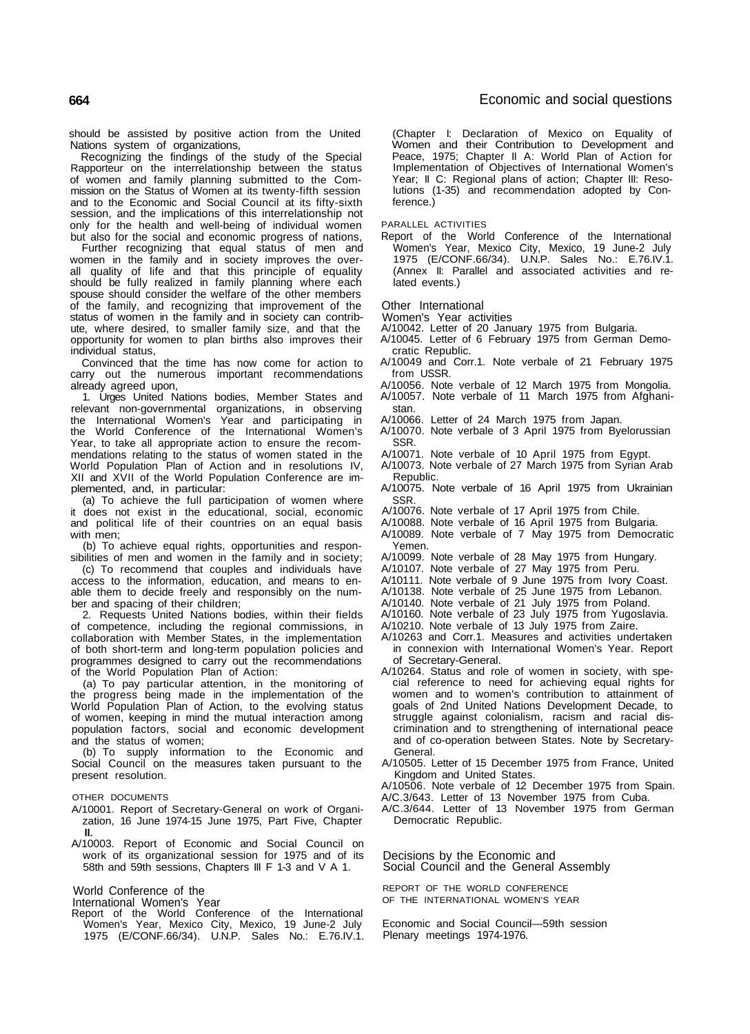should be assisted by positive action from the United Nations system of organizations,

Recognizing the findings of the study of the Special Rapporteur on the interrelationship between the status of women and family planning submitted to the Commission on the Status of Women at its twenty-fifth session and to the Economic and Social Council at its fifty-sixth session, and the implications of this interrelationship not only for the health and well-being of individual women but also for the social and economic progress of nations,

Further recognizing that equal status of men and women in the family and in society improves the overall quality of life and that this principle of equality should be fully realized in family planning where each spouse should consider the welfare of the other members of the family, and recognizing that improvement of the status of women in the family and in society can contribute, where desired, to smaller family size, and that the opportunity for women to plan births also improves their individual status,

Convinced that the time has now come for action to carry out the numerous important recommendations already agreed upon,

1. Urges United Nations bodies, Member States and relevant non-governmental organizations, in observing the International Women's Year and participating in the World Conference of the International Women's Year, to take all appropriate action to ensure the recommendations relating to the status of women stated in the World Population Plan of Action and in resolutions IV, XII and XVII of the World Population Conference are implemented, and, in particular:

(a) To achieve the full participation of women where it does not exist in the educational, social, economic and political life of their countries on an equal basis with men;

(b) To achieve equal rights, opportunities and responsibilities of men and women in the family and in society;

(c) To recommend that couples and individuals have access to the information, education, and means to enable them to decide freely and responsibly on the number and spacing of their children;

2. Requests United Nations bodies, within their fields of competence, including the regional commissions, in collaboration with Member States, in the implementation of both short-term and long-term population policies and programmes designed to carry out the recommendations of the World Population Plan of Action:

(a) To pay particular attention, in the monitoring of the progress being made in the implementation of the World Population Plan of Action, to the evolving status of women, keeping in mind the mutual interaction among population factors, social and economic development and the status of women;

(b) To supply information to the Economic and Social Council on the measures taken pursuant to the present resolution.

OTHER DOCUMENTS

A/10001. Report of Secretary-General on work of Organization, 16 June 1974-15 June 1975, Part Five, Chapter II.

A/10003. Report of Economic and Social Council on work of its organizational session for 1975 and of its 58th and 59th sessions, Chapters III F 1-3 and V A 1.

## World Conference of the International Women's Year

Report of the World Conference of the International Women's Year, Mexico City, Mexico, 19 June-2 July 1975 (E/CONF.66/34). U.N.P. Sales No.: E.76.IV.1. (Chapter I: Declaration of Mexico on Equality of Women and their Contribution to Development and Peace, 1975; Chapter II A: World Plan of Action for Implementation of Objectives of International Women's Year; II C: Regional plans of action; Chapter III: Resolutions (1-35) and recommendation adopted by Conference.)

PARALLEL ACTIVITIES

Report of the World Conference of the International Women's Year, Mexico City, Mexico, 19 June-2 July 1975 (E/CONF.66/34). U.N.P. Sales No.: E.76.IV.1. (Annex II: Parallel and associated activities and related events.)

## Other International Women's Year activities

A/10042. Letter of 20 January 1975 from Bulgaria.
A/10045. Letter of 6 February 1975 from German Democratic Republic.
A/10049 and Corr.1. Note verbale of 21 February 1975 from USSR.
A/10056. Note verbale of 12 March 1975 from Mongolia.
A/10057. Note verbale of 11 March 1975 from Afghanistan.
A/10066. Letter of 24 March 1975 from Japan.
A/10070. Note verbale of 3 April 1975 from Byelorussian SSR.
A/10071. Note verbale of 10 April 1975 from Egypt.
A/10073. Note verbale of 27 March 1975 from Syrian Arab Republic.
A/10075. Note verbale of 16 April 1975 from Ukrainian SSR.
A/10076. Note verbale of 17 April 1975 from Chile.
A/10088. Note verbale of 16 April 1975 from Bulgaria.
A/10089. Note verbale of 7 May 1975 from Democratic Yemen.
A/10099. Note verbale of 28 May 1975 from Hungary.
A/10107. Note verbale of 27 May 1975 from Peru.
A/10111. Note verbale of 9 June 1975 from Ivory Coast.
A/10138. Note verbale of 25 June 1975 from Lebanon.
A/10140. Note verbale of 21 July 1975 from Poland.
A/10160. Note verbale of 23 July 1975 from Yugoslavia.
A/10210. Note verbale of 13 July 1975 from Zaire.
A/10263 and Corr.1. Measures and activities undertaken in connexion with International Women's Year. Report of Secretary-General.
A/10264. Status and role of women in society, with special reference to need for achieving equal rights for women and to women's contribution to attainment of goals of 2nd United Nations Development Decade, to struggle against colonialism, racism and racial discrimination and to strengthening of international peace and of co-operation between States. Note by Secretary-General.
A/10505. Letter of 15 December 1975 from France, United Kingdom and United States.
A/10506. Note verbale of 12 December 1975 from Spain.
A/C.3/643. Letter of 13 November 1975 from Cuba.
A/C.3/644. Letter of 13 November 1975 from German Democratic Republic.

## Decisions by the Economic and Social Council and the General Assembly

REPORT OF THE WORLD CONFERENCE OF THE INTERNATIONAL WOMEN'S YEAR

Economic and Social Council—59th session
Plenary meetings 1974-1976.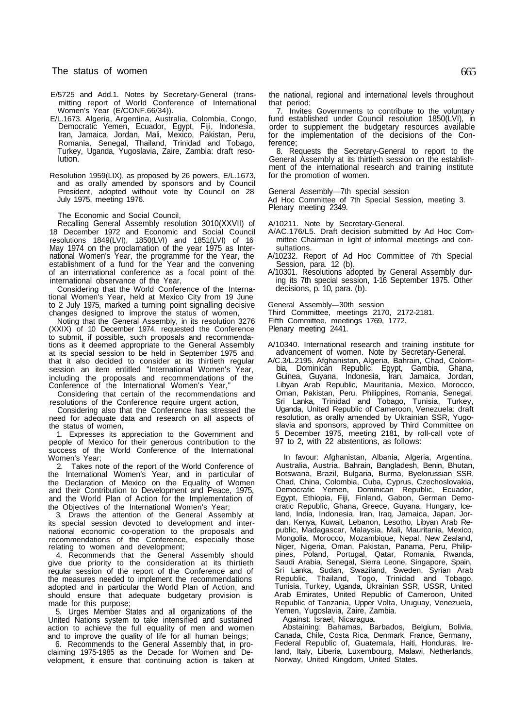E/5725 and Add.1. Notes by Secretary-General (transmitting report of World Conference of International Women's Year (E/CONF.66/34)).

E/L.1673. Algeria, Argentina, Australia, Colombia, Congo, Democratic Yemen, Ecuador, Egypt, Fiji, Indonesia, Iran, Jamaica, Jordan, Mali, Mexico, Pakistan, Peru, Romania, Senegal, Thailand, Trinidad and Tobago, Turkey, Uganda, Yugoslavia, Zaire, Zambia: draft resolution.

Resolution 1959(LIX), as proposed by 26 powers, E/L.1673, and as orally amended by sponsors and by Council President, adopted without vote by Council on 28 July 1975, meeting 1976.

The Economic and Social Council,

Recalling General Assembly resolution 3010(XXVII) of 18 December 1972 and Economic and Social Council resolutions 1849(LVI), 1850(LVI) and 1851(LVI) of 16 May 1974 on the proclamation of the year 1975 as International Women's Year, the programme for the Year, the establishment of a fund for the Year and the convening of an international conference as a focal point of the international observance of the Year,

Considering that the World Conference of the International Women's Year, held at Mexico City from 19 June to 2 July 1975, marked a turning point signalling decisive changes designed to improve the status of women,

Noting that the General Assembly, in its resolution 3276 (XXIX) of 10 December 1974, requested the Conference to submit, if possible, such proposals and recommendations as it deemed appropriate to the General Assembly at its special session to be held in September 1975 and that it also decided to consider at its thirtieth regular session an item entitled "International Women's Year, including the proposals and recommendations of the Conference of the International Women's Year,"

Considering that certain of the recommendations and resolutions of the Conference require urgent action,

Considering also that the Conference has stressed the need for adequate data and research on all aspects of the status of women,

1. Expresses its appreciation to the Government and people of Mexico for their generous contribution to the success of the World Conference of the International Women's Year;

2. Takes note of the report of the World Conference of the International Women's Year, and in particular of the Declaration of Mexico on the Equality of Women and their Contribution to Development and Peace, 1975, and the World Plan of Action for the Implementation of the Objectives of the International Women's Year;

3. Draws the attention of the General Assembly at its special session devoted to development and international economic co-operation to the proposals and recommendations of the Conference, especially those relating to women and development;

4. Recommends that the General Assembly should give due priority to the consideration at its thirtieth regular session of the report of the Conference and of the measures needed to implement the recommendations adopted and in particular the World Plan of Action, and should ensure that adequate budgetary provision is made for this purpose;

5. Urges Member States and all organizations of the United Nations system to take intensified and sustained action to achieve the full equality of men and women and to improve the quality of life for all human beings;

6. Recommends to the General Assembly that, in proclaiming 1975-1985 as the Decade for Women and Development, it ensure that continuing action is taken at the national, regional and international levels throughout that period;

7. Invites Governments to contribute to the voluntary fund established under Council resolution 1850(LVI), in order to supplement the budgetary resources available for the implementation of the decisions of the Conference;

8. Requests the Secretary-General to report to the General Assembly at its thirtieth session on the establishment of the international research and training institute for the promotion of women.

General Assembly—7th special session
Ad Hoc Committee of 7th Special Session, meeting 3.
Plenary meeting 2349.

A/10211. Note by Secretary-General.

A/AC.176/L5. Draft decision submitted by Ad Hoc Committee Chairman in light of informal meetings and consultations.

A/10232. Report of Ad Hoc Committee of 7th Special Session, para. 12 (b).

A/10301. Resolutions adopted by General Assembly during its 7th special session, 1-16 September 1975. Other decisions, p. 10, para. (b).

General Assembly—30th session
Third Committee, meetings 2170, 2172-2181.
Fifth Committee, meetings 1769, 1772.
Plenary meeting 2441.

A/10340. International research and training institute for advancement of women. Note by Secretary-General.

A/C.3/L.2195. Afghanistan, Algeria, Bahrain, Chad, Colombia, Dominican Republic, Egypt, Gambia, Ghana, Guinea, Guyana, Indonesia, Iran, Jamaica, Jordan, Libyan Arab Republic, Mauritania, Mexico, Morocco, Oman, Pakistan, Peru, Philippines, Romania, Senegal, Sri Lanka, Trinidad and Tobago, Tunisia, Turkey, Uganda, United Republic of Cameroon, Venezuela: draft resolution, as orally amended by Ukrainian SSR, Yugoslavia and sponsors, approved by Third Committee on 5 December 1975, meeting 2181, by roll-call vote of 97 to 2, with 22 abstentions, as follows:

In favour: Afghanistan, Albania, Algeria, Argentina, Australia, Austria, Bahrain, Bangladesh, Benin, Bhutan, Botswana, Brazil, Bulgaria, Burma, Byelorussian SSR, Chad, China, Colombia, Cuba, Cyprus, Czechoslovakia, Democratic Yemen, Dominican Republic, Ecuador, Egypt, Ethiopia, Fiji, Finland, Gabon, German Democratic Republic, Ghana, Greece, Guyana, Hungary, Iceland, India, Indonesia, Iran, Iraq, Jamaica, Japan, Jordan, Kenya, Kuwait, Lebanon, Lesotho, Libyan Arab Republic, Madagascar, Malaysia, Mali, Mauritania, Mexico, Mongolia, Morocco, Mozambique, Nepal, New Zealand, Niger, Nigeria, Oman, Pakistan, Panama, Peru, Philippines, Poland, Portugal, Qatar, Romania, Rwanda, Saudi Arabia, Senegal, Sierra Leone, Singapore, Spain, Sri Lanka, Sudan, Swaziland, Sweden, Syrian Arab Republic, Thailand, Togo, Trinidad and Tobago, Tunisia, Turkey, Uganda, Ukrainian SSR, USSR, United Arab Emirates, United Republic of Cameroon, United Republic of Tanzania, Upper Volta, Uruguay, Venezuela, Yemen, Yugoslavia, Zaire, Zambia.

Against: Israel, Nicaragua.

Abstaining: Bahamas, Barbados, Belgium, Bolivia, Canada, Chile, Costa Rica, Denmark, France, Germany, Federal Republic of, Guatemala, Haiti, Honduras, Ireland, Italy, Liberia, Luxembourg, Malawi, Netherlands, Norway, United Kingdom, United States.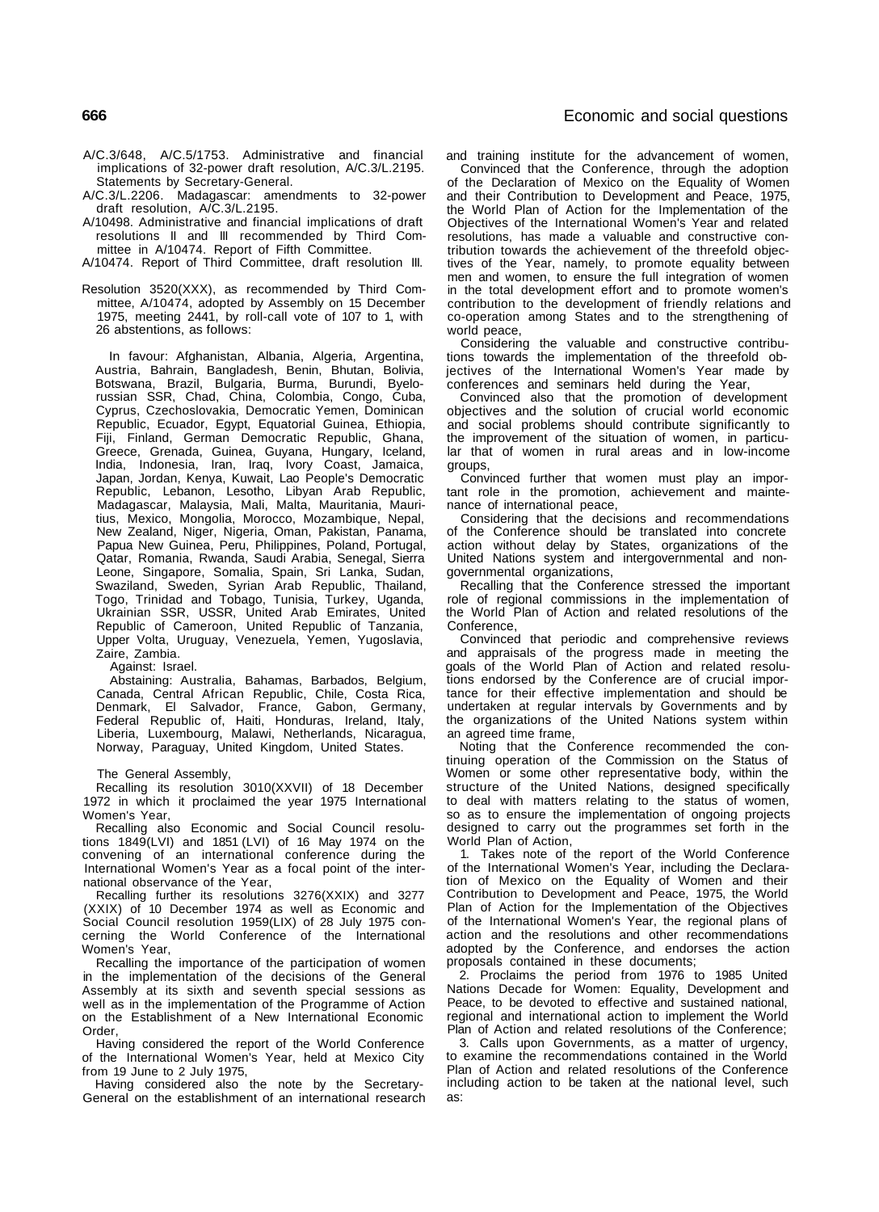A/C.3/648, A/C.5/1753. Administrative and financial implications of 32-power draft resolution, A/C.3/L.2195. Statements by Secretary-General.

A/C.3/L.2206. Madagascar: amendments to 32-power draft resolution, A/C.3/L.2195.

A/10498. Administrative and financial implications of draft resolutions II and III recommended by Third Committee in A/10474. Report of Fifth Committee.

A/10474. Report of Third Committee, draft resolution III.

Resolution 3520(XXX), as recommended by Third Committee, A/10474, adopted by Assembly on 15 December 1975, meeting 2441, by roll-call vote of 107 to 1, with 26 abstentions, as follows:

In favour: Afghanistan, Albania, Algeria, Argentina, Austria, Bahrain, Bangladesh, Benin, Bhutan, Bolivia, Botswana, Brazil, Bulgaria, Burma, Burundi, Byelorussian SSR, Chad, China, Colombia, Congo, Cuba, Cyprus, Czechoslovakia, Democratic Yemen, Dominican Republic, Ecuador, Egypt, Equatorial Guinea, Ethiopia, Fiji, Finland, German Democratic Republic, Ghana, Greece, Grenada, Guinea, Guyana, Hungary, Iceland, India, Indonesia, Iran, Iraq, Ivory Coast, Jamaica, Japan, Jordan, Kenya, Kuwait, Lao People's Democratic Republic, Lebanon, Lesotho, Libyan Arab Republic, Madagascar, Malaysia, Mali, Malta, Mauritania, Mauritius, Mexico, Mongolia, Morocco, Mozambique, Nepal, New Zealand, Niger, Nigeria, Oman, Pakistan, Panama, Papua New Guinea, Peru, Philippines, Poland, Portugal, Qatar, Romania, Rwanda, Saudi Arabia, Senegal, Sierra Leone, Singapore, Somalia, Spain, Sri Lanka, Sudan, Swaziland, Sweden, Syrian Arab Republic, Thailand, Togo, Trinidad and Tobago, Tunisia, Turkey, Uganda, Ukrainian SSR, USSR, United Arab Emirates, United Republic of Cameroon, United Republic of Tanzania, Upper Volta, Uruguay, Venezuela, Yemen, Yugoslavia, Zaire, Zambia.

Against: Israel.

Abstaining: Australia, Bahamas, Barbados, Belgium, Canada, Central African Republic, Chile, Costa Rica, Denmark, El Salvador, France, Gabon, Germany, Federal Republic of, Haiti, Honduras, Ireland, Italy, Liberia, Luxembourg, Malawi, Netherlands, Nicaragua, Norway, Paraguay, United Kingdom, United States.

The General Assembly,

Recalling its resolution 3010(XXVII) of 18 December 1972 in which it proclaimed the year 1975 International Women's Year,

Recalling also Economic and Social Council resolutions 1849(LVI) and 1851 (LVI) of 16 May 1974 on the convening of an international conference during the International Women's Year as a focal point of the international observance of the Year,

Recalling further its resolutions 3276(XXIX) and 3277 (XXIX) of 10 December 1974 as well as Economic and Social Council resolution 1959(LIX) of 28 July 1975 concerning the World Conference of the International Women's Year,

Recalling the importance of the participation of women in the implementation of the decisions of the General Assembly at its sixth and seventh special sessions as well as in the implementation of the Programme of Action on the Establishment of a New International Economic Order,

Having considered the report of the World Conference of the International Women's Year, held at Mexico City from 19 June to 2 July 1975,

Having considered also the note by the Secretary-General on the establishment of an international research and training institute for the advancement of women,

Convinced that the Conference, through the adoption of the Declaration of Mexico on the Equality of Women and their Contribution to Development and Peace, 1975, the World Plan of Action for the Implementation of the Objectives of the International Women's Year and related resolutions, has made a valuable and constructive contribution towards the achievement of the threefold objectives of the Year, namely, to promote equality between men and women, to ensure the full integration of women in the total development effort and to promote women's contribution to the development of friendly relations and co-operation among States and to the strengthening of world peace,

Considering the valuable and constructive contributions towards the implementation of the threefold objectives of the International Women's Year made by conferences and seminars held during the Year,

Convinced also that the promotion of development objectives and the solution of crucial world economic and social problems should contribute significantly to the improvement of the situation of women, in particular that of women in rural areas and in low-income groups,

Convinced further that women must play an important role in the promotion, achievement and maintenance of international peace,

Considering that the decisions and recommendations of the Conference should be translated into concrete action without delay by States, organizations of the United Nations system and intergovernmental and non-governmental organizations,

Recalling that the Conference stressed the important role of regional commissions in the implementation of the World Plan of Action and related resolutions of the Conference,

Convinced that periodic and comprehensive reviews and appraisals of the progress made in meeting the goals of the World Plan of Action and related resolutions endorsed by the Conference are of crucial importance for their effective implementation and should be undertaken at regular intervals by Governments and by the organizations of the United Nations system within an agreed time frame,

Noting that the Conference recommended the continuing operation of the Commission on the Status of Women or some other representative body, within the structure of the United Nations, designed specifically to deal with matters relating to the status of women, so as to ensure the implementation of ongoing projects designed to carry out the programmes set forth in the World Plan of Action,

1. Takes note of the report of the World Conference of the International Women's Year, including the Declaration of Mexico on the Equality of Women and their Contribution to Development and Peace, 1975, the World Plan of Action for the Implementation of the Objectives of the International Women's Year, the regional plans of action and the resolutions and other recommendations adopted by the Conference, and endorses the action proposals contained in these documents;

2. Proclaims the period from 1976 to 1985 United Nations Decade for Women: Equality, Development and Peace, to be devoted to effective and sustained national, regional and international action to implement the World Plan of Action and related resolutions of the Conference;

3. Calls upon Governments, as a matter of urgency, to examine the recommendations contained in the World Plan of Action and related resolutions of the Conference including action to be taken at the national level, such as: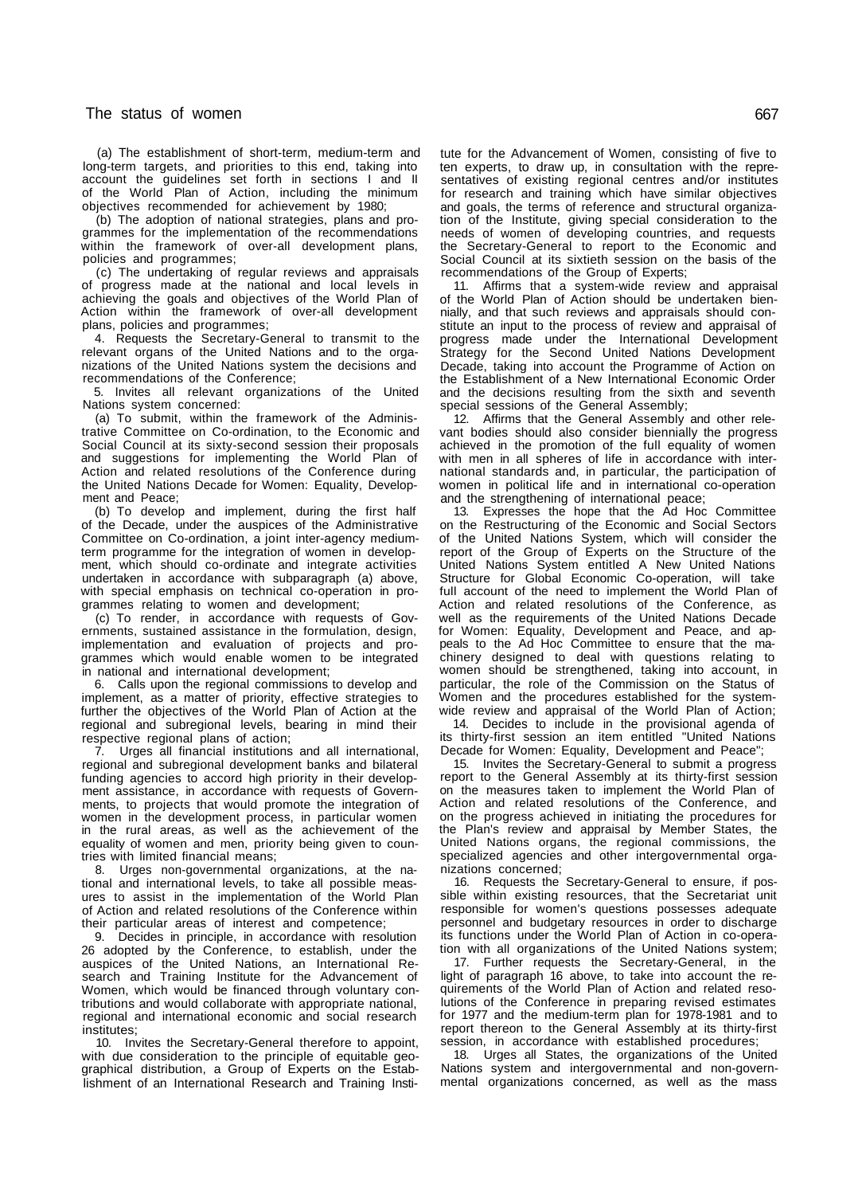(a) The establishment of short-term, medium-term and long-term targets, and priorities to this end, taking into account the guidelines set forth in sections I and II of the World Plan of Action, including the minimum objectives recommended for achievement by 1980;

(b) The adoption of national strategies, plans and programmes for the implementation of the recommendations within the framework of over-all development plans, policies and programmes;

(c) The undertaking of regular reviews and appraisals of progress made at the national and local levels in achieving the goals and objectives of the World Plan of Action within the framework of over-all development plans, policies and programmes;

4. Requests the Secretary-General to transmit to the relevant organs of the United Nations and to the organizations of the United Nations system the decisions and recommendations of the Conference;

5. Invites all relevant organizations of the United Nations system concerned:

(a) To submit, within the framework of the Administrative Committee on Co-ordination, to the Economic and Social Council at its sixty-second session their proposals and suggestions for implementing the World Plan of Action and related resolutions of the Conference during the United Nations Decade for Women: Equality, Development and Peace;

(b) To develop and implement, during the first half of the Decade, under the auspices of the Administrative Committee on Co-ordination, a joint inter-agency medium-term programme for the integration of women in development, which should co-ordinate and integrate activities undertaken in accordance with subparagraph (a) above, with special emphasis on technical co-operation in programmes relating to women and development;

(c) To render, in accordance with requests of Governments, sustained assistance in the formulation, design, implementation and evaluation of projects and programmes which would enable women to be integrated in national and international development;

6. Calls upon the regional commissions to develop and implement, as a matter of priority, effective strategies to further the objectives of the World Plan of Action at the regional and subregional levels, bearing in mind their respective regional plans of action;

7. Urges all financial institutions and all international, regional and subregional development banks and bilateral funding agencies to accord high priority in their development assistance, in accordance with requests of Governments, to projects that would promote the integration of women in the development process, in particular women in the rural areas, as well as the achievement of the equality of women and men, priority being given to countries with limited financial means;

8. Urges non-governmental organizations, at the national and international levels, to take all possible measures to assist in the implementation of the World Plan of Action and related resolutions of the Conference within their particular areas of interest and competence;

9. Decides in principle, in accordance with resolution 26 adopted by the Conference, to establish, under the auspices of the United Nations, an International Research and Training Institute for the Advancement of Women, which would be financed through voluntary contributions and would collaborate with appropriate national, regional and international economic and social research institutes;

10. Invites the Secretary-General therefore to appoint, with due consideration to the principle of equitable geographical distribution, a Group of Experts on the Establishment of an International Research and Training Institute for the Advancement of Women, consisting of five to ten experts, to draw up, in consultation with the representatives of existing regional centres and/or institutes for research and training which have similar objectives and goals, the terms of reference and structural organization of the Institute, giving special consideration to the needs of women of developing countries, and requests the Secretary-General to report to the Economic and Social Council at its sixtieth session on the basis of the recommendations of the Group of Experts;

11. Affirms that a system-wide review and appraisal of the World Plan of Action should be undertaken biennially, and that such reviews and appraisals should constitute an input to the process of review and appraisal of progress made under the International Development Strategy for the Second United Nations Development Decade, taking into account the Programme of Action on the Establishment of a New International Economic Order and the decisions resulting from the sixth and seventh special sessions of the General Assembly;

12. Affirms that the General Assembly and other relevant bodies should also consider biennially the progress achieved in the promotion of the full equality of women with men in all spheres of life in accordance with international standards and, in particular, the participation of women in political life and in international co-operation and the strengthening of international peace;

13. Expresses the hope that the Ad Hoc Committee on the Restructuring of the Economic and Social Sectors of the United Nations System, which will consider the report of the Group of Experts on the Structure of the United Nations System entitled A New United Nations Structure for Global Economic Co-operation, will take full account of the need to implement the World Plan of Action and related resolutions of the Conference, as well as the requirements of the United Nations Decade for Women: Equality, Development and Peace, and appeals to the Ad Hoc Committee to ensure that the machinery designed to deal with questions relating to women should be strengthened, taking into account, in particular, the role of the Commission on the Status of Women and the procedures established for the system-wide review and appraisal of the World Plan of Action;

14. Decides to include in the provisional agenda of its thirty-first session an item entitled "United Nations Decade for Women: Equality, Development and Peace";

15. Invites the Secretary-General to submit a progress report to the General Assembly at its thirty-first session on the measures taken to implement the World Plan of Action and related resolutions of the Conference, and on the progress achieved in initiating the procedures for the Plan's review and appraisal by Member States, the United Nations organs, the regional commissions, the specialized agencies and other intergovernmental organizations concerned;

16. Requests the Secretary-General to ensure, if possible within existing resources, that the Secretariat unit responsible for women's questions possesses adequate personnel and budgetary resources in order to discharge its functions under the World Plan of Action in co-operation with all organizations of the United Nations system;

17. Further requests the Secretary-General, in the light of paragraph 16 above, to take into account the requirements of the World Plan of Action and related resolutions of the Conference in preparing revised estimates for 1977 and the medium-term plan for 1978-1981 and to report thereon to the General Assembly at its thirty-first session, in accordance with established procedures;

18. Urges all States, the organizations of the United Nations system and intergovernmental and non-governmental organizations concerned, as well as the mass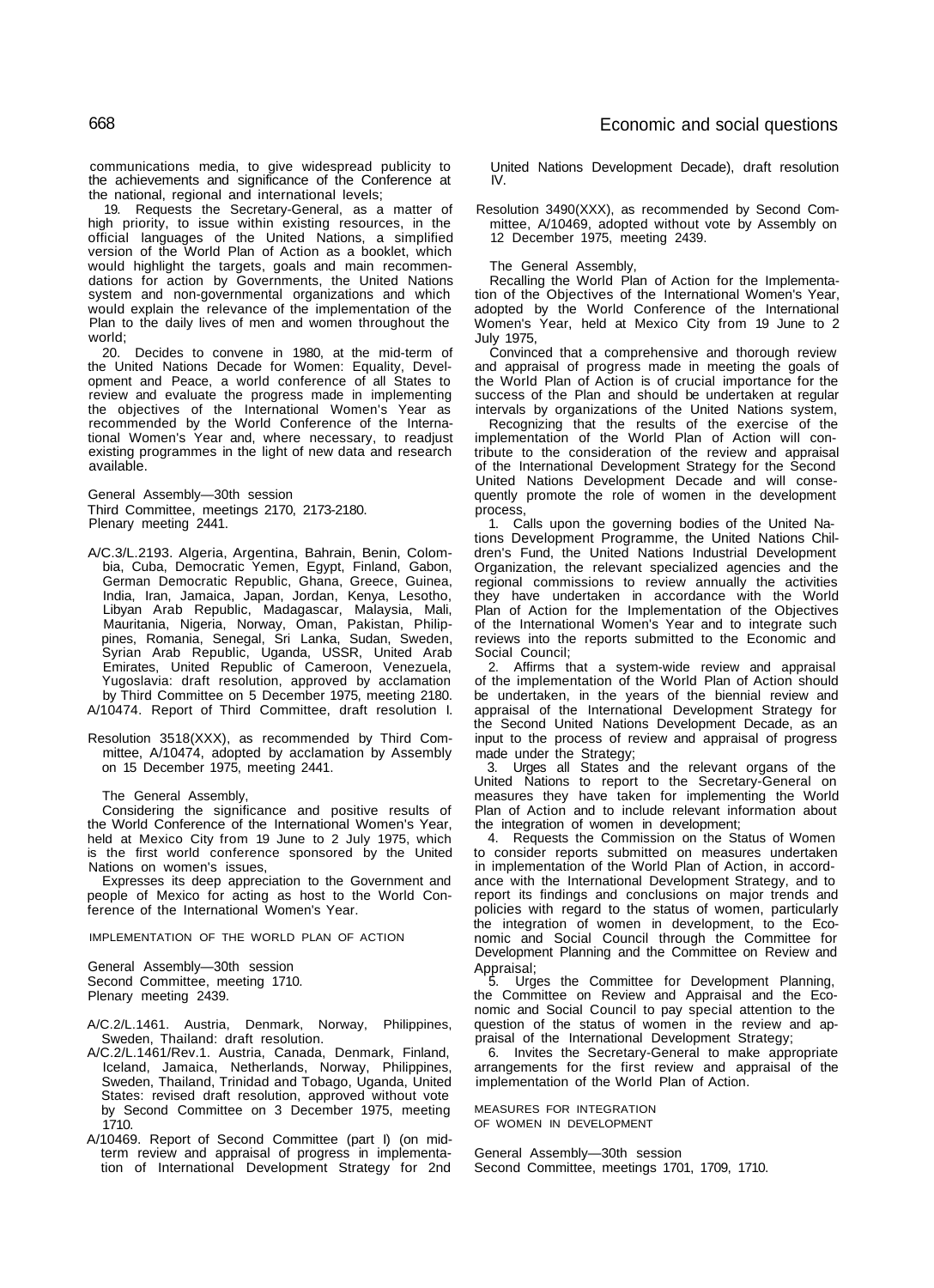communications media, to give widespread publicity to the achievements and significance of the Conference at the national, regional and international levels;

19. Requests the Secretary-General, as a matter of high priority, to issue within existing resources, in the official languages of the United Nations, a simplified version of the World Plan of Action as a booklet, which would highlight the targets, goals and main recommendations for action by Governments, the United Nations system and non-governmental organizations and which would explain the relevance of the implementation of the Plan to the daily lives of men and women throughout the world;

20. Decides to convene in 1980, at the mid-term of the United Nations Decade for Women: Equality, Development and Peace, a world conference of all States to review and evaluate the progress made in implementing the objectives of the International Women's Year as recommended by the World Conference of the International Women's Year and, where necessary, to readjust existing programmes in the light of new data and research available.

General Assembly—30th session
Third Committee, meetings 2170, 2173-2180.
Plenary meeting 2441.

A/C.3/L.2193. Algeria, Argentina, Bahrain, Benin, Colombia, Cuba, Democratic Yemen, Egypt, Finland, Gabon, German Democratic Republic, Ghana, Greece, Guinea, India, Iran, Jamaica, Japan, Jordan, Kenya, Lesotho, Libyan Arab Republic, Madagascar, Malaysia, Mali, Mauritania, Nigeria, Norway, Oman, Pakistan, Philippines, Romania, Senegal, Sri Lanka, Sudan, Sweden, Syrian Arab Republic, Uganda, USSR, United Arab Emirates, United Republic of Cameroon, Venezuela, Yugoslavia: draft resolution, approved by acclamation by Third Committee on 5 December 1975, meeting 2180.
A/10474. Report of Third Committee, draft resolution I.

Resolution 3518(XXX), as recommended by Third Committee, A/10474, adopted by acclamation by Assembly on 15 December 1975, meeting 2441.

The General Assembly,

Considering the significance and positive results of the World Conference of the International Women's Year, held at Mexico City from 19 June to 2 July 1975, which is the first world conference sponsored by the United Nations on women's issues,

Expresses its deep appreciation to the Government and people of Mexico for acting as host to the World Conference of the International Women's Year.

IMPLEMENTATION OF THE WORLD PLAN OF ACTION

General Assembly—30th session
Second Committee, meeting 1710.
Plenary meeting 2439.

A/C.2/L.1461. Austria, Denmark, Norway, Philippines, Sweden, Thailand: draft resolution.
A/C.2/L.1461/Rev.1. Austria, Canada, Denmark, Finland, Iceland, Jamaica, Netherlands, Norway, Philippines, Sweden, Thailand, Trinidad and Tobago, Uganda, United States: revised draft resolution, approved without vote by Second Committee on 3 December 1975, meeting 1710.
A/10469. Report of Second Committee (part I) (on mid-term review and appraisal of progress in implementation of International Development Strategy for 2nd United Nations Development Decade), draft resolution IV.

Resolution 3490(XXX), as recommended by Second Committee, A/10469, adopted without vote by Assembly on 12 December 1975, meeting 2439.

The General Assembly,

Recalling the World Plan of Action for the Implementation of the Objectives of the International Women's Year, adopted by the World Conference of the International Women's Year, held at Mexico City from 19 June to 2 July 1975,

Convinced that a comprehensive and thorough review and appraisal of progress made in meeting the goals of the World Plan of Action is of crucial importance for the success of the Plan and should be undertaken at regular intervals by organizations of the United Nations system,

Recognizing that the results of the exercise of the implementation of the World Plan of Action will contribute to the consideration of the review and appraisal of the International Development Strategy for the Second United Nations Development Decade and will consequently promote the role of women in the development process,

1. Calls upon the governing bodies of the United Nations Development Programme, the United Nations Children's Fund, the United Nations Industrial Development Organization, the relevant specialized agencies and the regional commissions to review annually the activities they have undertaken in accordance with the World Plan of Action for the Implementation of the Objectives of the International Women's Year and to integrate such reviews into the reports submitted to the Economic and Social Council;

2. Affirms that a system-wide review and appraisal of the implementation of the World Plan of Action should be undertaken, in the years of the biennial review and appraisal of the International Development Strategy for the Second United Nations Development Decade, as an input to the process of review and appraisal of progress made under the Strategy;

3. Urges all States and the relevant organs of the United Nations to report to the Secretary-General on measures they have taken for implementing the World Plan of Action and to include relevant information about the integration of women in development;

4. Requests the Commission on the Status of Women to consider reports submitted on measures undertaken in implementation of the World Plan of Action, in accordance with the International Development Strategy, and to report its findings and conclusions on major trends and policies with regard to the status of women, particularly the integration of women in development, to the Economic and Social Council through the Committee for Development Planning and the Committee on Review and Appraisal;

5. Urges the Committee for Development Planning, the Committee on Review and Appraisal and the Economic and Social Council to pay special attention to the question of the status of women in the review and appraisal of the International Development Strategy;

6. Invites the Secretary-General to make appropriate arrangements for the first review and appraisal of the implementation of the World Plan of Action.

MEASURES FOR INTEGRATION OF WOMEN IN DEVELOPMENT

General Assembly—30th session
Second Committee, meetings 1701, 1709, 1710.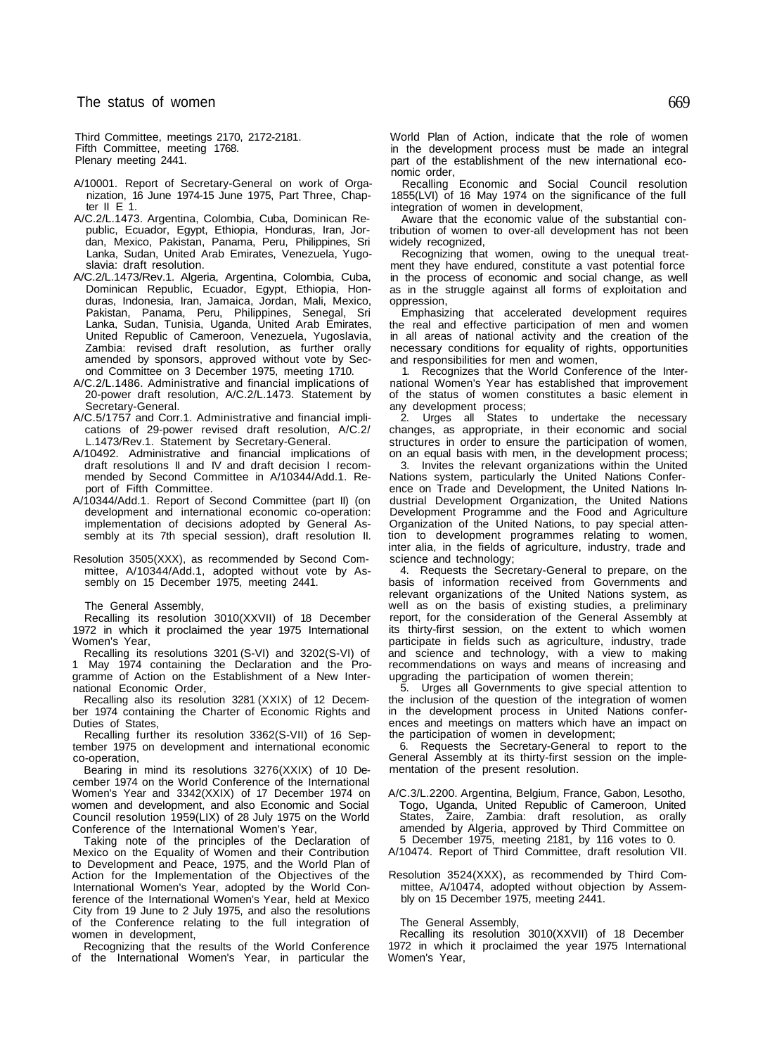Third Committee, meetings 2170, 2172-2181.
Fifth Committee, meeting 1768.
Plenary meeting 2441.

A/10001. Report of Secretary-General on work of Organization, 16 June 1974-15 June 1975, Part Three, Chapter II E 1.

A/C.2/L.1473. Argentina, Colombia, Cuba, Dominican Republic, Ecuador, Egypt, Ethiopia, Honduras, Iran, Jordan, Mexico, Pakistan, Panama, Peru, Philippines, Sri Lanka, Sudan, United Arab Emirates, Venezuela, Yugoslavia: draft resolution.

A/C.2/L.1473/Rev.1. Algeria, Argentina, Colombia, Cuba, Dominican Republic, Ecuador, Egypt, Ethiopia, Honduras, Indonesia, Iran, Jamaica, Jordan, Mali, Mexico, Pakistan, Panama, Peru, Philippines, Senegal, Sri Lanka, Sudan, Tunisia, Uganda, United Arab Emirates, United Republic of Cameroon, Venezuela, Yugoslavia, Zambia: revised draft resolution, as further orally amended by sponsors, approved without vote by Second Committee on 3 December 1975, meeting 1710.

A/C.2/L.1486. Administrative and financial implications of 20-power draft resolution, A/C.2/L.1473. Statement by Secretary-General.

A/C.5/1757 and Corr.1. Administrative and financial implications of 29-power revised draft resolution, A/C.2/L.1473/Rev.1. Statement by Secretary-General.

A/10492. Administrative and financial implications of draft resolutions II and IV and draft decision I recommended by Second Committee in A/10344/Add.1. Report of Fifth Committee.

A/10344/Add.1. Report of Second Committee (part II) (on development and international economic co-operation: implementation of decisions adopted by General Assembly at its 7th special session), draft resolution II.

Resolution 3505(XXX), as recommended by Second Committee, A/10344/Add.1, adopted without vote by Assembly on 15 December 1975, meeting 2441.

The General Assembly,

Recalling its resolution 3010(XXVII) of 18 December 1972 in which it proclaimed the year 1975 International Women's Year,

Recalling its resolutions 3201 (S-VI) and 3202(S-VI) of 1 May 1974 containing the Declaration and the Programme of Action on the Establishment of a New International Economic Order,

Recalling also its resolution 3281 (XXIX) of 12 December 1974 containing the Charter of Economic Rights and Duties of States,

Recalling further its resolution 3362(S-VII) of 16 September 1975 on development and international economic co-operation,

Bearing in mind its resolutions 3276(XXIX) of 10 December 1974 on the World Conference of the International Women's Year and 3342(XXIX) of 17 December 1974 on women and development, and also Economic and Social Council resolution 1959(LIX) of 28 July 1975 on the World Conference of the International Women's Year,

Taking note of the principles of the Declaration of Mexico on the Equality of Women and their Contribution to Development and Peace, 1975, and the World Plan of Action for the Implementation of the Objectives of the International Women's Year, adopted by the World Conference of the International Women's Year, held at Mexico City from 19 June to 2 July 1975, and also the resolutions of the Conference relating to the full integration of women in development,

Recognizing that the results of the World Conference of the International Women's Year, in particular the World Plan of Action, indicate that the role of women in the development process must be made an integral part of the establishment of the new international economic order,

Recalling Economic and Social Council resolution 1855(LVI) of 16 May 1974 on the significance of the full integration of women in development,

Aware that the economic value of the substantial contribution of women to over-all development has not been widely recognized,

Recognizing that women, owing to the unequal treatment they have endured, constitute a vast potential force in the process of economic and social change, as well as in the struggle against all forms of exploitation and oppression,

Emphasizing that accelerated development requires the real and effective participation of men and women in all areas of national activity and the creation of the necessary conditions for equality of rights, opportunities and responsibilities for men and women,

1. Recognizes that the World Conference of the International Women's Year has established that improvement of the status of women constitutes a basic element in any development process;

2. Urges all States to undertake the necessary changes, as appropriate, in their economic and social structures in order to ensure the participation of women, on an equal basis with men, in the development process;

3. Invites the relevant organizations within the United Nations system, particularly the United Nations Conference on Trade and Development, the United Nations Industrial Development Organization, the United Nations Development Programme and the Food and Agriculture Organization of the United Nations, to pay special attention to development programmes relating to women, inter alia, in the fields of agriculture, industry, trade and science and technology;

4. Requests the Secretary-General to prepare, on the basis of information received from Governments and relevant organizations of the United Nations system, as well as on the basis of existing studies, a preliminary report, for the consideration of the General Assembly at its thirty-first session, on the extent to which women participate in fields such as agriculture, industry, trade and science and technology, with a view to making recommendations on ways and means of increasing and upgrading the participation of women therein;

5. Urges all Governments to give special attention to the inclusion of the question of the integration of women in the development process in United Nations conferences and meetings on matters which have an impact on the participation of women in development;

6. Requests the Secretary-General to report to the General Assembly at its thirty-first session on the implementation of the present resolution.

A/C.3/L.2200. Argentina, Belgium, France, Gabon, Lesotho, Togo, Uganda, United Republic of Cameroon, United States, Zaire, Zambia: draft resolution, as orally amended by Algeria, approved by Third Committee on 5 December 1975, meeting 2181, by 116 votes to 0.

A/10474. Report of Third Committee, draft resolution VII.

Resolution 3524(XXX), as recommended by Third Committee, A/10474, adopted without objection by Assembly on 15 December 1975, meeting 2441.

The General Assembly,

Recalling its resolution 3010(XXVII) of 18 December 1972 in which it proclaimed the year 1975 International Women's Year,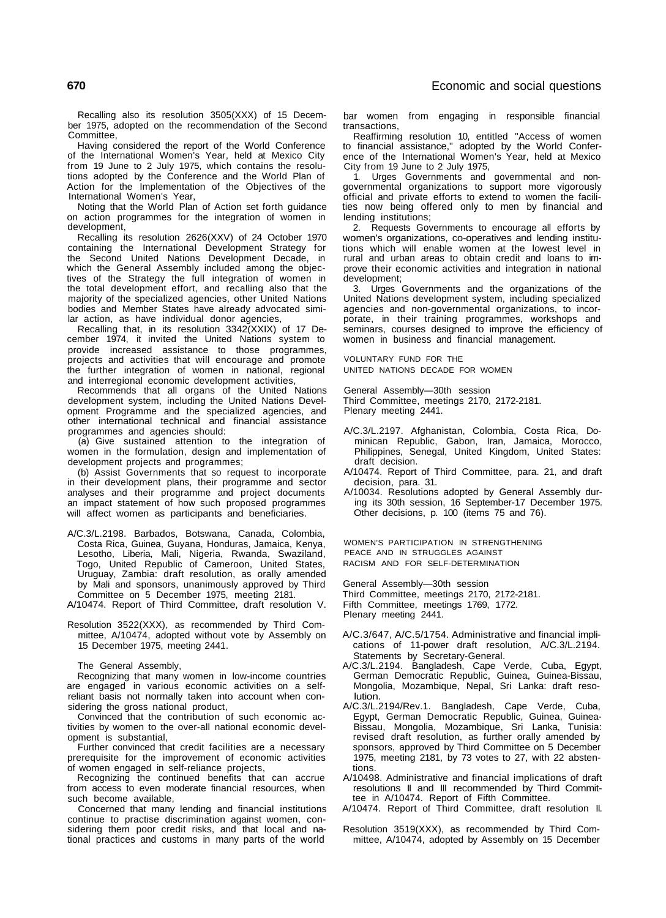Recalling also its resolution 3505(XXX) of 15 December 1975, adopted on the recommendation of the Second Committee,

Having considered the report of the World Conference of the International Women's Year, held at Mexico City from 19 June to 2 July 1975, which contains the resolutions adopted by the Conference and the World Plan of Action for the Implementation of the Objectives of the International Women's Year,

Noting that the World Plan of Action set forth guidance on action programmes for the integration of women in development,

Recalling its resolution 2626(XXV) of 24 October 1970 containing the International Development Strategy for the Second United Nations Development Decade, in which the General Assembly included among the objectives of the Strategy the full integration of women in the total development effort, and recalling also that the majority of the specialized agencies, other United Nations bodies and Member States have already advocated similar action, as have individual donor agencies,

Recalling that, in its resolution 3342(XXIX) of 17 December 1974, it invited the United Nations system to provide increased assistance to those programmes, projects and activities that will encourage and promote the further integration of women in national, regional and interregional economic development activities,

Recommends that all organs of the United Nations development system, including the United Nations Development Programme and the specialized agencies, and other international technical and financial assistance programmes and agencies should:

(a) Give sustained attention to the integration of women in the formulation, design and implementation of development projects and programmes;

(b) Assist Governments that so request to incorporate in their development plans, their programme and sector analyses and their programme and project documents an impact statement of how such proposed programmes will affect women as participants and beneficiaries.

A/C.3/L.2198. Barbados, Botswana, Canada, Colombia, Costa Rica, Guinea, Guyana, Honduras, Jamaica, Kenya, Lesotho, Liberia, Mali, Nigeria, Rwanda, Swaziland, Togo, United Republic of Cameroon, United States, Uruguay, Zambia: draft resolution, as orally amended by Mali and sponsors, unanimously approved by Third Committee on 5 December 1975, meeting 2181.

A/10474. Report of Third Committee, draft resolution V.

Resolution 3522(XXX), as recommended by Third Committee, A/10474, adopted without vote by Assembly on 15 December 1975, meeting 2441.

The General Assembly,

Recognizing that many women in low-income countries are engaged in various economic activities on a self-reliant basis not normally taken into account when considering the gross national product,

Convinced that the contribution of such economic activities by women to the over-all national economic development is substantial,

Further convinced that credit facilities are a necessary prerequisite for the improvement of economic activities of women engaged in self-reliance projects,

Recognizing the continued benefits that can accrue from access to even moderate financial resources, when such become available,

Concerned that many lending and financial institutions continue to practise discrimination against women, considering them poor credit risks, and that local and national practices and customs in many parts of the world bar women from engaging in responsible financial transactions,

Reaffirming resolution 10, entitled "Access of women to financial assistance," adopted by the World Conference of the International Women's Year, held at Mexico City from 19 June to 2 July 1975,

1. Urges Governments and governmental and non-governmental organizations to support more vigorously official and private efforts to extend to women the facilities now being offered only to men by financial and lending institutions;

2. Requests Governments to encourage all efforts by women's organizations, co-operatives and lending institutions which will enable women at the lowest level in rural and urban areas to obtain credit and loans to improve their economic activities and integration in national development;

3. Urges Governments and the organizations of the United Nations development system, including specialized agencies and non-governmental organizations, to incorporate, in their training programmes, workshops and seminars, courses designed to improve the efficiency of women in business and financial management.

### VOLUNTARY FUND FOR THE UNITED NATIONS DECADE FOR WOMEN

General Assembly—30th session
Third Committee, meetings 2170, 2172-2181.
Plenary meeting 2441.

A/C.3/L.2197. Afghanistan, Colombia, Costa Rica, Dominican Republic, Gabon, Iran, Jamaica, Morocco, Philippines, Senegal, United Kingdom, United States: draft decision.

A/10474. Report of Third Committee, para. 21, and draft decision, para. 31.

A/10034. Resolutions adopted by General Assembly during its 30th session, 16 September-17 December 1975. Other decisions, p. 100 (items 75 and 76).

### WOMEN'S PARTICIPATION IN STRENGTHENING PEACE AND IN STRUGGLES AGAINST RACISM AND FOR SELF-DETERMINATION

General Assembly—30th session
Third Committee, meetings 2170, 2172-2181.
Fifth Committee, meetings 1769, 1772.
Plenary meeting 2441.

A/C.3/647, A/C.5/1754. Administrative and financial implications of 11-power draft resolution, A/C.3/L.2194. Statements by Secretary-General.

A/C.3/L.2194. Bangladesh, Cape Verde, Cuba, Egypt, German Democratic Republic, Guinea, Guinea-Bissau, Mongolia, Mozambique, Nepal, Sri Lanka: draft resolution.

A/C.3/L.2194/Rev.1. Bangladesh, Cape Verde, Cuba, Egypt, German Democratic Republic, Guinea, Guinea-Bissau, Mongolia, Mozambique, Sri Lanka, Tunisia: revised draft resolution, as further orally amended by sponsors, approved by Third Committee on 5 December 1975, meeting 2181, by 73 votes to 27, with 22 abstentions.

A/10498. Administrative and financial implications of draft resolutions II and III recommended by Third Committee in A/10474. Report of Fifth Committee.

A/10474. Report of Third Committee, draft resolution II.

Resolution 3519(XXX), as recommended by Third Committee, A/10474, adopted by Assembly on 15 December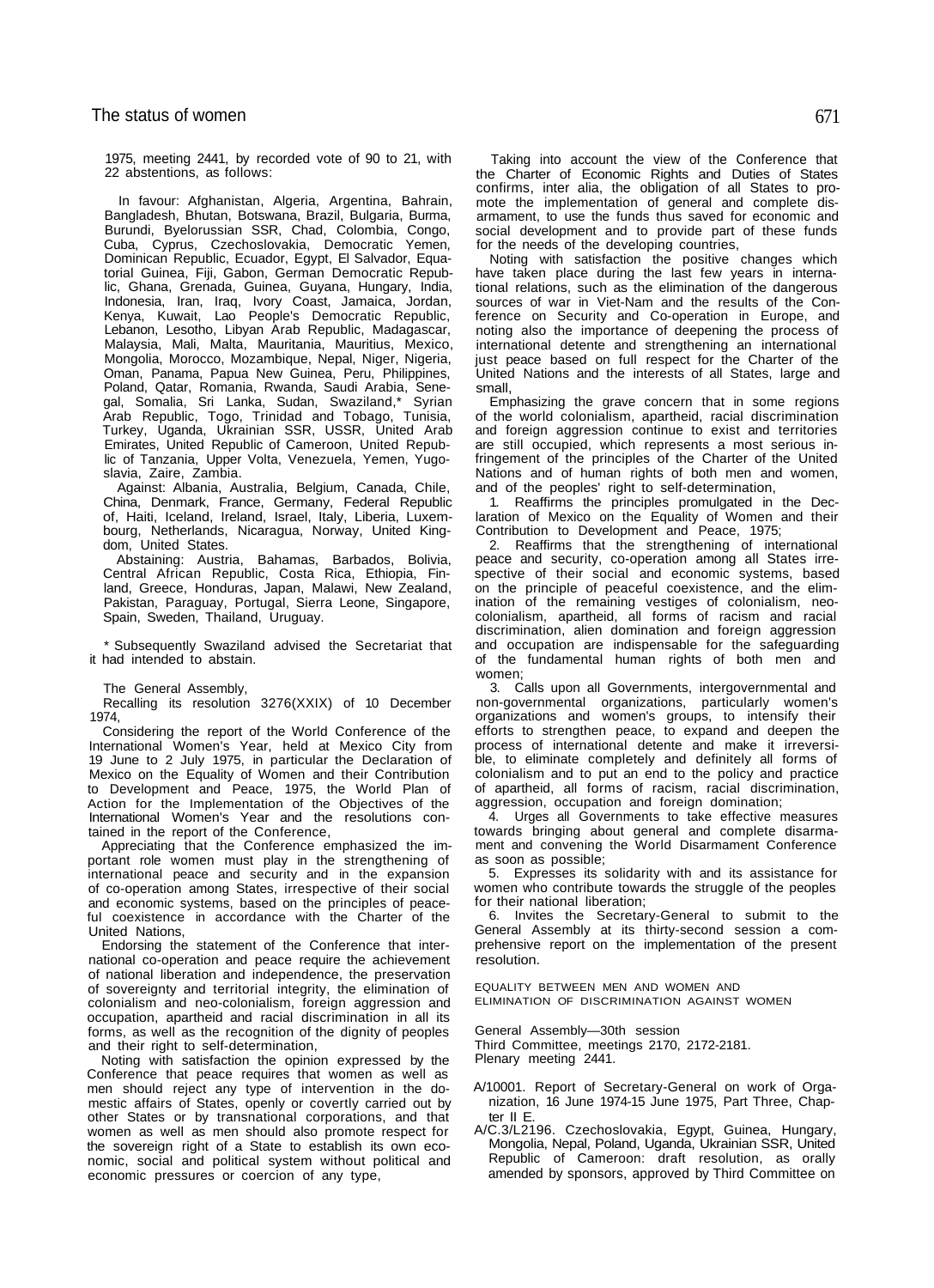1975, meeting 2441, by recorded vote of 90 to 21, with 22 abstentions, as follows:

In favour: Afghanistan, Algeria, Argentina, Bahrain, Bangladesh, Bhutan, Botswana, Brazil, Bulgaria, Burma, Burundi, Byelorussian SSR, Chad, Colombia, Congo, Cuba, Cyprus, Czechoslovakia, Democratic Yemen, Dominican Republic, Ecuador, Egypt, El Salvador, Equatorial Guinea, Fiji, Gabon, German Democratic Republic, Ghana, Grenada, Guinea, Guyana, Hungary, India, Indonesia, Iran, Iraq, Ivory Coast, Jamaica, Jordan, Kenya, Kuwait, Lao People's Democratic Republic, Lebanon, Lesotho, Libyan Arab Republic, Madagascar, Malaysia, Mali, Malta, Mauritania, Mauritius, Mexico, Mongolia, Morocco, Mozambique, Nepal, Niger, Nigeria, Oman, Panama, Papua New Guinea, Peru, Philippines, Poland, Qatar, Romania, Rwanda, Saudi Arabia, Senegal, Somalia, Sri Lanka, Sudan, Swaziland,* Syrian Arab Republic, Togo, Trinidad and Tobago, Tunisia, Turkey, Uganda, Ukrainian SSR, USSR, United Arab Emirates, United Republic of Cameroon, United Republic of Tanzania, Upper Volta, Venezuela, Yemen, Yugoslavia, Zaire, Zambia.

Against: Albania, Australia, Belgium, Canada, Chile, China, Denmark, France, Germany, Federal Republic of, Haiti, Iceland, Ireland, Israel, Italy, Liberia, Luxembourg, Netherlands, Nicaragua, Norway, United Kingdom, United States.

Abstaining: Austria, Bahamas, Barbados, Bolivia, Central African Republic, Costa Rica, Ethiopia, Finland, Greece, Honduras, Japan, Malawi, New Zealand, Pakistan, Paraguay, Portugal, Sierra Leone, Singapore, Spain, Sweden, Thailand, Uruguay.

\* Subsequently Swaziland advised the Secretariat that it had intended to abstain.

The General Assembly,

Recalling its resolution 3276(XXIX) of 10 December 1974,

Considering the report of the World Conference of the International Women's Year, held at Mexico City from 19 June to 2 July 1975, in particular the Declaration of Mexico on the Equality of Women and their Contribution to Development and Peace, 1975, the World Plan of Action for the Implementation of the Objectives of the International Women's Year and the resolutions contained in the report of the Conference,

Appreciating that the Conference emphasized the important role women must play in the strengthening of international peace and security and in the expansion of co-operation among States, irrespective of their social and economic systems, based on the principles of peaceful coexistence in accordance with the Charter of the United Nations,

Endorsing the statement of the Conference that international co-operation and peace require the achievement of national liberation and independence, the preservation of sovereignty and territorial integrity, the elimination of colonialism and neo-colonialism, foreign aggression and occupation, apartheid and racial discrimination in all its forms, as well as the recognition of the dignity of peoples and their right to self-determination,

Noting with satisfaction the opinion expressed by the Conference that peace requires that women as well as men should reject any type of intervention in the domestic affairs of States, openly or covertly carried out by other States or by transnational corporations, and that women as well as men should also promote respect for the sovereign right of a State to establish its own economic, social and political system without political and economic pressures or coercion of any type,

Taking into account the view of the Conference that the Charter of Economic Rights and Duties of States confirms, inter alia, the obligation of all States to promote the implementation of general and complete disarmament, to use the funds thus saved for economic and social development and to provide part of these funds for the needs of the developing countries,

Noting with satisfaction the positive changes which have taken place during the last few years in international relations, such as the elimination of the dangerous sources of war in Viet-Nam and the results of the Conference on Security and Co-operation in Europe, and noting also the importance of deepening the process of international detente and strengthening an international just peace based on full respect for the Charter of the United Nations and the interests of all States, large and small,

Emphasizing the grave concern that in some regions of the world colonialism, apartheid, racial discrimination and foreign aggression continue to exist and territories are still occupied, which represents a most serious infringement of the principles of the Charter of the United Nations and of human rights of both men and women, and of the peoples' right to self-determination,

1. Reaffirms the principles promulgated in the Declaration of Mexico on the Equality of Women and their Contribution to Development and Peace, 1975;

2. Reaffirms that the strengthening of international peace and security, co-operation among all States irrespective of their social and economic systems, based on the principle of peaceful coexistence, and the elimination of the remaining vestiges of colonialism, neocolonialism, apartheid, all forms of racism and racial discrimination, alien domination and foreign aggression and occupation are indispensable for the safeguarding of the fundamental human rights of both men and women;

3. Calls upon all Governments, intergovernmental and non-governmental organizations, particularly women's organizations and women's groups, to intensify their efforts to strengthen peace, to expand and deepen the process of international detente and make it irreversible, to eliminate completely and definitely all forms of colonialism and to put an end to the policy and practice of apartheid, all forms of racism, racial discrimination, aggression, occupation and foreign domination;

4. Urges all Governments to take effective measures towards bringing about general and complete disarmament and convening the World Disarmament Conference as soon as possible;

5. Expresses its solidarity with and its assistance for women who contribute towards the struggle of the peoples for their national liberation;

6. Invites the Secretary-General to submit to the General Assembly at its thirty-second session a comprehensive report on the implementation of the present resolution.

EQUALITY BETWEEN MEN AND WOMEN AND ELIMINATION OF DISCRIMINATION AGAINST WOMEN

General Assembly—30th session
Third Committee, meetings 2170, 2172-2181.
Plenary meeting 2441.

- A/10001. Report of Secretary-General on work of Organization, 16 June 1974-15 June 1975, Part Three, Chapter II E.
- A/C.3/L2196. Czechoslovakia, Egypt, Guinea, Hungary, Mongolia, Nepal, Poland, Uganda, Ukrainian SSR, United Republic of Cameroon: draft resolution, as orally amended by sponsors, approved by Third Committee on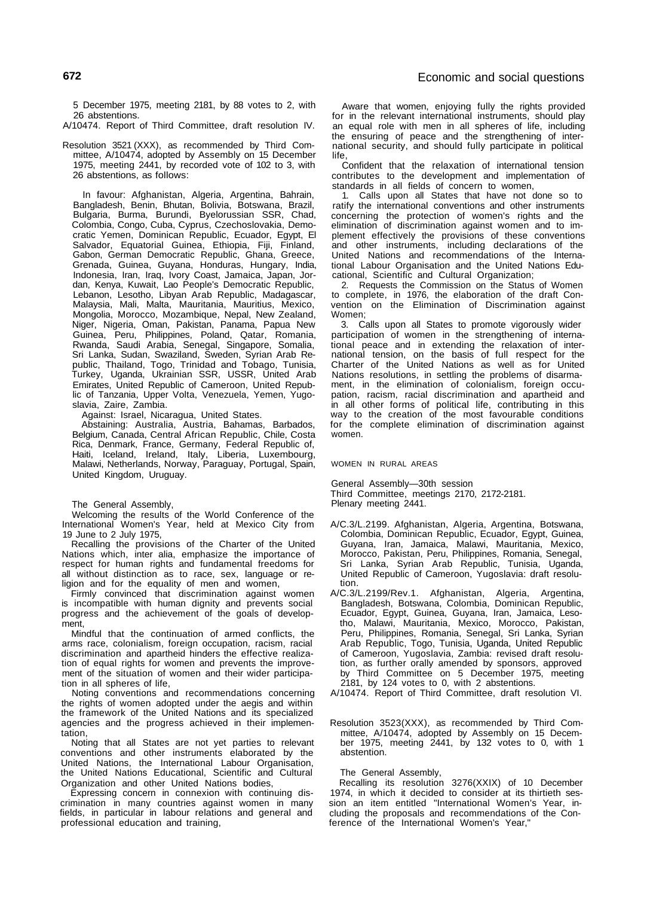5 December 1975, meeting 2181, by 88 votes to 2, with 26 abstentions.

A/10474. Report of Third Committee, draft resolution IV.

Resolution 3521 (XXX), as recommended by Third Committee, A/10474, adopted by Assembly on 15 December 1975, meeting 2441, by recorded vote of 102 to 3, with 26 abstentions, as follows:

In favour: Afghanistan, Algeria, Argentina, Bahrain, Bangladesh, Benin, Bhutan, Bolivia, Botswana, Brazil, Bulgaria, Burma, Burundi, Byelorussian SSR, Chad, Colombia, Congo, Cuba, Cyprus, Czechoslovakia, Democratic Yemen, Dominican Republic, Ecuador, Egypt, El Salvador, Equatorial Guinea, Ethiopia, Fiji, Finland, Gabon, German Democratic Republic, Ghana, Greece, Grenada, Guinea, Guyana, Honduras, Hungary, India, Indonesia, Iran, Iraq, Ivory Coast, Jamaica, Japan, Jordan, Kenya, Kuwait, Lao People's Democratic Republic, Lebanon, Lesotho, Libyan Arab Republic, Madagascar, Malaysia, Mali, Malta, Mauritania, Mauritius, Mexico, Mongolia, Morocco, Mozambique, Nepal, New Zealand, Niger, Nigeria, Oman, Pakistan, Panama, Papua New Guinea, Peru, Philippines, Poland, Qatar, Romania, Rwanda, Saudi Arabia, Senegal, Singapore, Somalia, Sri Lanka, Sudan, Swaziland, Sweden, Syrian Arab Republic, Thailand, Togo, Trinidad and Tobago, Tunisia, Turkey, Uganda, Ukrainian SSR, USSR, United Arab Emirates, United Republic of Cameroon, United Republic of Tanzania, Upper Volta, Venezuela, Yemen, Yugoslavia, Zaire, Zambia.

Against: Israel, Nicaragua, United States.

Abstaining: Australia, Austria, Bahamas, Barbados, Belgium, Canada, Central African Republic, Chile, Costa Rica, Denmark, France, Germany, Federal Republic of, Haiti, Iceland, Ireland, Italy, Liberia, Luxembourg, Malawi, Netherlands, Norway, Paraguay, Portugal, Spain, United Kingdom, Uruguay.

The General Assembly,

Welcoming the results of the World Conference of the International Women's Year, held at Mexico City from 19 June to 2 July 1975,

Recalling the provisions of the Charter of the United Nations which, inter alia, emphasize the importance of respect for human rights and fundamental freedoms for all without distinction as to race, sex, language or religion and for the equality of men and women,

Firmly convinced that discrimination against women is incompatible with human dignity and prevents social progress and the achievement of the goals of development,

Mindful that the continuation of armed conflicts, the arms race, colonialism, foreign occupation, racism, racial discrimination and apartheid hinders the effective realization of equal rights for women and prevents the improvement of the situation of women and their wider participation in all spheres of life,

Noting conventions and recommendations concerning the rights of women adopted under the aegis and within the framework of the United Nations and its specialized agencies and the progress achieved in their implementation,

Noting that all States are not yet parties to relevant conventions and other instruments elaborated by the United Nations, the International Labour Organisation, the United Nations Educational, Scientific and Cultural Organization and other United Nations bodies,

Expressing concern in connexion with continuing discrimination in many countries against women in many fields, in particular in labour relations and general and professional education and training,

Aware that women, enjoying fully the rights provided for in the relevant international instruments, should play an equal role with men in all spheres of life, including the ensuring of peace and the strengthening of international security, and should fully participate in political life,

Confident that the relaxation of international tension contributes to the development and implementation of standards in all fields of concern to women,

1. Calls upon all States that have not done so to ratify the international conventions and other instruments concerning the protection of women's rights and the elimination of discrimination against women and to implement effectively the provisions of these conventions and other instruments, including declarations of the United Nations and recommendations of the International Labour Organisation and the United Nations Educational, Scientific and Cultural Organization;

2. Requests the Commission on the Status of Women to complete, in 1976, the elaboration of the draft Convention on the Elimination of Discrimination against Women;

3. Calls upon all States to promote vigorously wider participation of women in the strengthening of international peace and in extending the relaxation of international tension, on the basis of full respect for the Charter of the United Nations as well as for United Nations resolutions, in settling the problems of disarmament, in the elimination of colonialism, foreign occupation, racism, racial discrimination and apartheid and in all other forms of political life, contributing in this way to the creation of the most favourable conditions for the complete elimination of discrimination against women.

## WOMEN IN RURAL AREAS

General Assembly—30th session
Third Committee, meetings 2170, 2172-2181.
Plenary meeting 2441.

A/C.3/L.2199. Afghanistan, Algeria, Argentina, Botswana, Colombia, Dominican Republic, Ecuador, Egypt, Guinea, Guyana, Iran, Jamaica, Malawi, Mauritania, Mexico, Morocco, Pakistan, Peru, Philippines, Romania, Senegal, Sri Lanka, Syrian Arab Republic, Tunisia, Uganda, United Republic of Cameroon, Yugoslavia: draft resolution.

A/C.3/L.2199/Rev.1. Afghanistan, Algeria, Argentina, Bangladesh, Botswana, Colombia, Dominican Republic, Ecuador, Egypt, Guinea, Guyana, Iran, Jamaica, Lesotho, Malawi, Mauritania, Mexico, Morocco, Pakistan, Peru, Philippines, Romania, Senegal, Sri Lanka, Syrian Arab Republic, Togo, Tunisia, Uganda, United Republic of Cameroon, Yugoslavia, Zambia: revised draft resolution, as further orally amended by sponsors, approved by Third Committee on 5 December 1975, meeting 2181, by 124 votes to 0, with 2 abstentions.

A/10474. Report of Third Committee, draft resolution VI.

Resolution 3523(XXX), as recommended by Third Committee, A/10474, adopted by Assembly on 15 December 1975, meeting 2441, by 132 votes to 0, with 1 abstention.

The General Assembly,

Recalling its resolution 3276(XXIX) of 10 December 1974, in which it decided to consider at its thirtieth session an item entitled "International Women's Year, including the proposals and recommendations of the Conference of the International Women's Year,"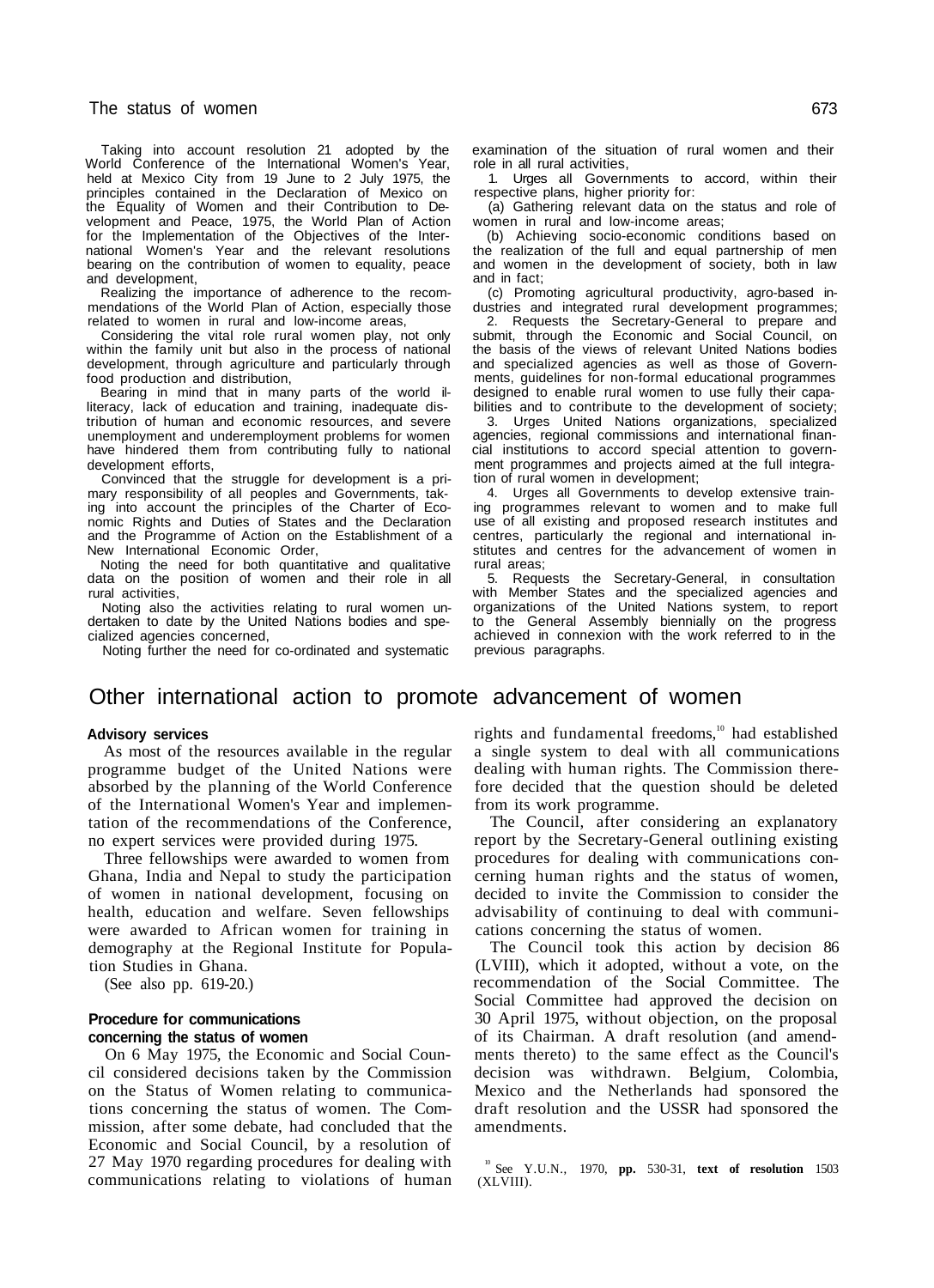Taking into account resolution 21 adopted by the World Conference of the International Women's Year, held at Mexico City from 19 June to 2 July 1975, the principles contained in the Declaration of Mexico on the Equality of Women and their Contribution to Development and Peace, 1975, the World Plan of Action for the Implementation of the Objectives of the International Women's Year and the relevant resolutions bearing on the contribution of women to equality, peace and development,

Realizing the importance of adherence to the recommendations of the World Plan of Action, especially those related to women in rural and low-income areas,

Considering the vital role rural women play, not only within the family unit but also in the process of national development, through agriculture and particularly through food production and distribution,

Bearing in mind that in many parts of the world illiteracy, lack of education and training, inadequate distribution of human and economic resources, and severe unemployment and underemployment problems for women have hindered them from contributing fully to national development efforts,

Convinced that the struggle for development is a primary responsibility of all peoples and Governments, taking into account the principles of the Charter of Economic Rights and Duties of States and the Declaration and the Programme of Action on the Establishment of a New International Economic Order,

Noting the need for both quantitative and qualitative data on the position of women and their role in all rural activities,

Noting also the activities relating to rural women undertaken to date by the United Nations bodies and specialized agencies concerned,

Noting further the need for co-ordinated and systematic examination of the situation of rural women and their role in all rural activities,

1. Urges all Governments to accord, within their respective plans, higher priority for:

(a) Gathering relevant data on the status and role of women in rural and low-income areas;

(b) Achieving socio-economic conditions based on the realization of the full and equal partnership of men and women in the development of society, both in law and in fact;

(c) Promoting agricultural productivity, agro-based industries and integrated rural development programmes;

2. Requests the Secretary-General to prepare and submit, through the Economic and Social Council, on the basis of the views of relevant United Nations bodies and specialized agencies as well as those of Governments, guidelines for non-formal educational programmes designed to enable rural women to use fully their capabilities and to contribute to the development of society;

3. Urges United Nations organizations, specialized agencies, regional commissions and international financial institutions to accord special attention to government programmes and projects aimed at the full integration of rural women in development;

4. Urges all Governments to develop extensive training programmes relevant to women and to make full use of all existing and proposed research institutes and centres, particularly the regional and international institutes and centres for the advancement of women in rural areas;

5. Requests the Secretary-General, in consultation with Member States and the specialized agencies and organizations of the United Nations system, to report to the General Assembly biennially on the progress achieved in connexion with the work referred to in the previous paragraphs.

## Other international action to promote advancement of women

### Advisory services

As most of the resources available in the regular programme budget of the United Nations were absorbed by the planning of the World Conference of the International Women's Year and implementation of the recommendations of the Conference, no expert services were provided during 1975.

Three fellowships were awarded to women from Ghana, India and Nepal to study the participation of women in national development, focusing on health, education and welfare. Seven fellowships were awarded to African women for training in demography at the Regional Institute for Population Studies in Ghana.

(See also pp. 619-20.)

### Procedure for communications concerning the status of women

On 6 May 1975, the Economic and Social Council considered decisions taken by the Commission on the Status of Women relating to communications concerning the status of women. The Commission, after some debate, had concluded that the Economic and Social Council, by a resolution of 27 May 1970 regarding procedures for dealing with communications relating to violations of human rights and fundamental freedoms,[10] had established a single system to deal with all communications dealing with human rights. The Commission therefore decided that the question should be deleted from its work programme.

The Council, after considering an explanatory report by the Secretary-General outlining existing procedures for dealing with communications concerning human rights and the status of women, decided to invite the Commission to consider the advisability of continuing to deal with communications concerning the status of women.

The Council took this action by decision 86 (LVIII), which it adopted, without a vote, on the recommendation of the Social Committee. The Social Committee had approved the decision on 30 April 1975, without objection, on the proposal of its Chairman. A draft resolution (and amendments thereto) to the same effect as the Council's decision was withdrawn. Belgium, Colombia, Mexico and the Netherlands had sponsored the draft resolution and the USSR had sponsored the amendments.

[10] See Y.U.N., 1970, **pp.** 530-31, **text of resolution** 1503 (XLVIII).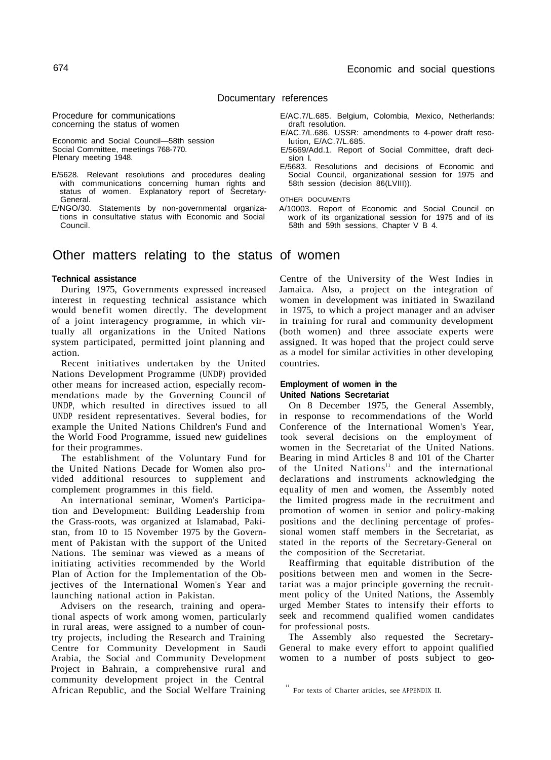## Documentary references

**Procedure for communications concerning the status of women**

Economic and Social Council—58th session
Social Committee, meetings 768-770.
Plenary meeting 1948.

E/5628. Relevant resolutions and procedures dealing with communications concerning human rights and status of women. Explanatory report of Secretary-General.
E/NGO/30. Statements by non-governmental organizations in consultative status with Economic and Social Council.
E/AC.7/L.685. Belgium, Colombia, Mexico, Netherlands: draft resolution.
E/AC.7/L.686. USSR: amendments to 4-power draft resolution, E/AC.7/L.685.
E/5669/Add.1. Report of Social Committee, draft decision I.
E/5683. Resolutions and decisions of Economic and Social Council, organizational session for 1975 and 58th session (decision 86(LVIII)).

OTHER DOCUMENTS

A/10003. Report of Economic and Social Council on work of its organizational session for 1975 and of its 58th and 59th sessions, Chapter V B 4.

# Other matters relating to the status of women

### Technical assistance

During 1975, Governments expressed increased interest in requesting technical assistance which would benefit women directly. The development of a joint interagency programme, in which virtually all organizations in the United Nations system participated, permitted joint planning and action.

Recent initiatives undertaken by the United Nations Development Programme (UNDP) provided other means for increased action, especially recommendations made by the Governing Council of UNDP, which resulted in directives issued to all UNDP resident representatives. Several bodies, for example the United Nations Children's Fund and the World Food Programme, issued new guidelines for their programmes.

The establishment of the Voluntary Fund for the United Nations Decade for Women also provided additional resources to supplement and complement programmes in this field.

An international seminar, Women's Participation and Development: Building Leadership from the Grass-roots, was organized at Islamabad, Pakistan, from 10 to 15 November 1975 by the Government of Pakistan with the support of the United Nations. The seminar was viewed as a means of initiating activities recommended by the World Plan of Action for the Implementation of the Objectives of the International Women's Year and launching national action in Pakistan.

Advisers on the research, training and operational aspects of work among women, particularly in rural areas, were assigned to a number of country projects, including the Research and Training Centre for Community Development in Saudi Arabia, the Social and Community Development Project in Bahrain, a comprehensive rural and community development project in the Central African Republic, and the Social Welfare Training Centre of the University of the West Indies in Jamaica. Also, a project on the integration of women in development was initiated in Swaziland in 1975, to which a project manager and an adviser in training for rural and community development (both women) and three associate experts were assigned. It was hoped that the project could serve as a model for similar activities in other developing countries.

### Employment of women in the United Nations Secretariat

On 8 December 1975, the General Assembly, in response to recommendations of the World Conference of the International Women's Year, took several decisions on the employment of women in the Secretariat of the United Nations. Bearing in mind Articles 8 and 101 of the Charter of the United Nations[11] and the international declarations and instruments acknowledging the equality of men and women, the Assembly noted the limited progress made in the recruitment and promotion of women in senior and policy-making positions and the declining percentage of professional women staff members in the Secretariat, as stated in the reports of the Secretary-General on the composition of the Secretariat.

Reaffirming that equitable distribution of the positions between men and women in the Secretariat was a major principle governing the recruitment policy of the United Nations, the Assembly urged Member States to intensify their efforts to seek and recommend qualified women candidates for professional posts.

The Assembly also requested the Secretary-General to make every effort to appoint qualified women to a number of posts subject to geo-

[11] For texts of Charter articles, see APPENDIX II.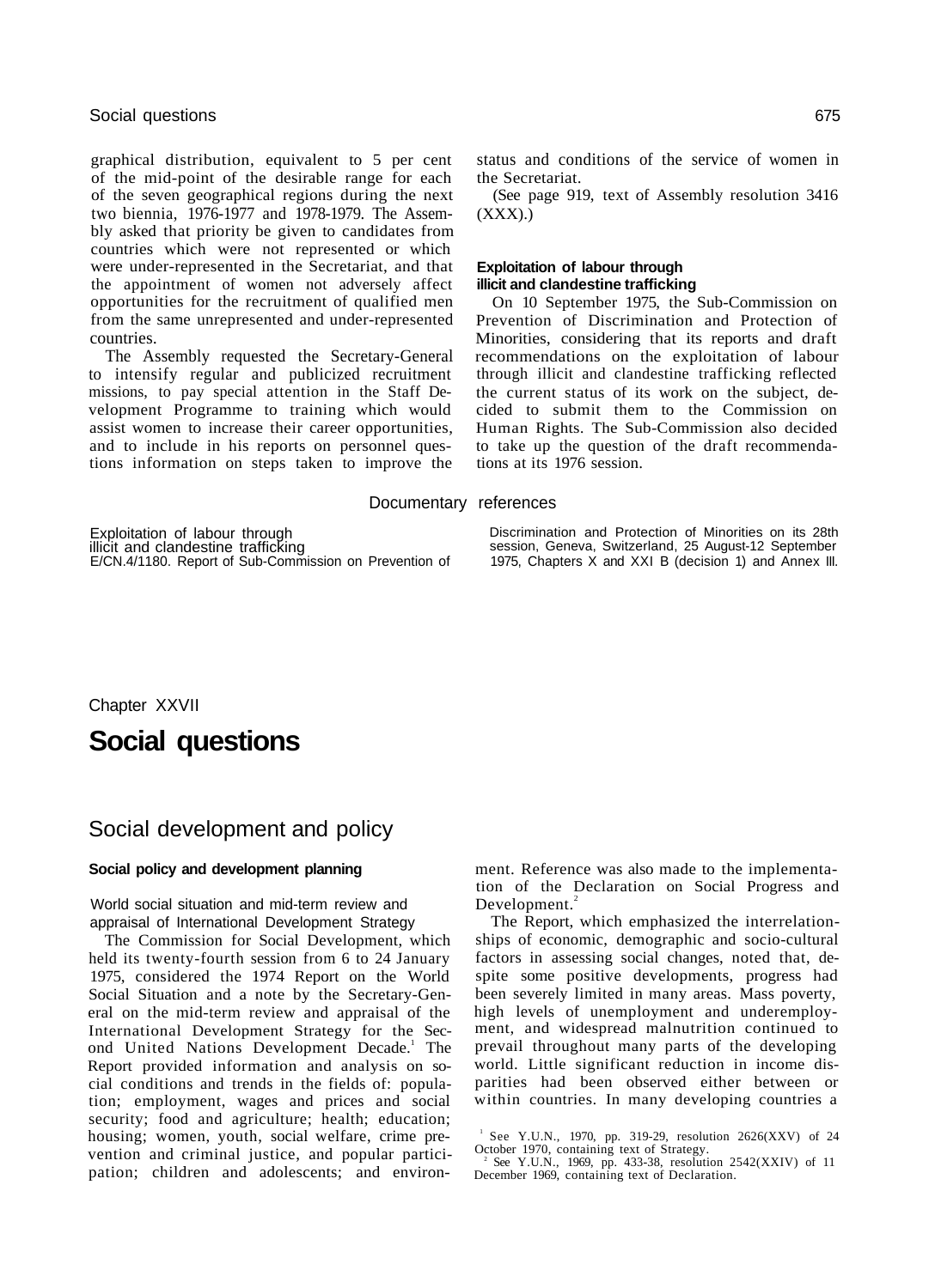graphical distribution, equivalent to 5 per cent of the mid-point of the desirable range for each of the seven geographical regions during the next two biennia, 1976-1977 and 1978-1979. The Assembly asked that priority be given to candidates from countries which were not represented or which were under-represented in the Secretariat, and that the appointment of women not adversely affect opportunities for the recruitment of qualified men from the same unrepresented and under-represented countries.

The Assembly requested the Secretary-General to intensify regular and publicized recruitment missions, to pay special attention in the Staff Development Programme to training which would assist women to increase their career opportunities, and to include in his reports on personnel questions information on steps taken to improve the status and conditions of the service of women in the Secretariat.

(See page 919, text of Assembly resolution 3416 (XXX).)

### Exploitation of labour through illicit and clandestine trafficking

On 10 September 1975, the Sub-Commission on Prevention of Discrimination and Protection of Minorities, considering that its reports and draft recommendations on the exploitation of labour through illicit and clandestine trafficking reflected the current status of its work on the subject, decided to submit them to the Commission on Human Rights. The Sub-Commission also decided to take up the question of the draft recommendations at its 1976 session.

#### Documentary references

Exploitation of labour through illicit and clandestine trafficking

E/CN.4/1180. Report of Sub-Commission on Prevention of Discrimination and Protection of Minorities on its 28th session, Geneva, Switzerland, 25 August-12 September 1975, Chapters X and XXI B (decision 1) and Annex III.

Chapter XXVII

# Social questions

## Social development and policy

### Social policy and development planning

#### World social situation and mid-term review and appraisal of International Development Strategy

The Commission for Social Development, which held its twenty-fourth session from 6 to 24 January 1975, considered the 1974 Report on the World Social Situation and a note by the Secretary-General on the mid-term review and appraisal of the International Development Strategy for the Second United Nations Development Decade.[1] The Report provided information and analysis on social conditions and trends in the fields of: population; employment, wages and prices and social security; food and agriculture; health; education; housing; women, youth, social welfare, crime prevention and criminal justice, and popular participation; children and adolescents; and environment. Reference was also made to the implementation of the Declaration on Social Progress and Development.[2]

The Report, which emphasized the interrelationships of economic, demographic and socio-cultural factors in assessing social changes, noted that, despite some positive developments, progress had been severely limited in many areas. Mass poverty, high levels of unemployment and underemployment, and widespread malnutrition continued to prevail throughout many parts of the developing world. Little significant reduction in income disparities had been observed either between or within countries. In many developing countries a

[1] See Y.U.N., 1970, pp. 319-29, resolution 2626(XXV) of 24 October 1970, containing text of Strategy.

[2] See Y.U.N., 1969, pp. 433-38, resolution 2542(XXIV) of 11 December 1969, containing text of Declaration.